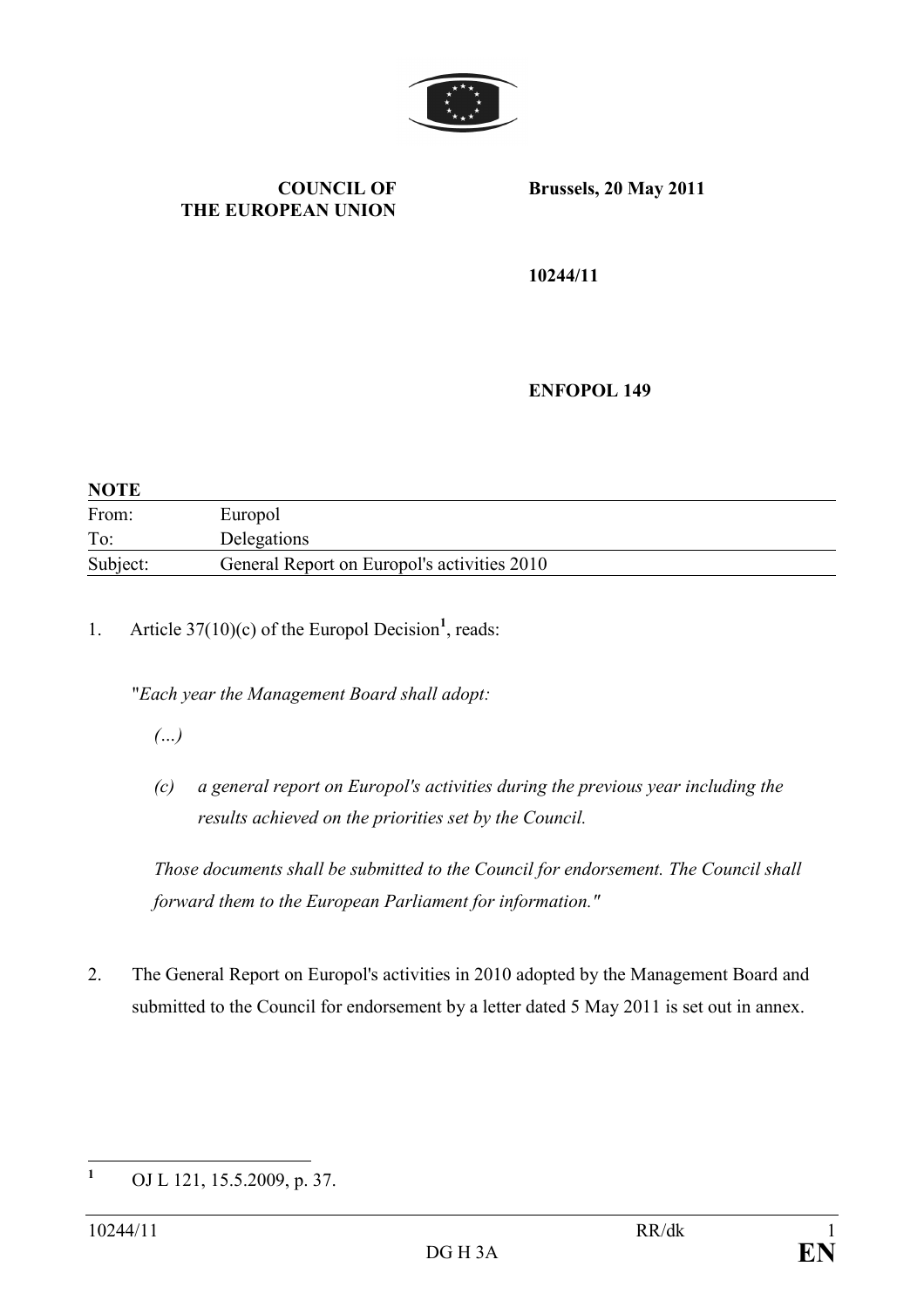**COUNCIL OF THE EUROPEAN UNION**

**Brussels, 20 May 2011**

**10244/11**

**ENFOPOL 149**

**NOTE**

| | |
|---|---|
| From: | Europol |
| To: | Delegations |
| Subject: | General Report on Europol's activities 2010 |

1. Article 37(10)(c) of the Europol Decision[1], reads:

"*Each year the Management Board shall adopt:*

*(…)*

*(c) a general report on Europol's activities during the previous year including the results achieved on the priorities set by the Council.*

*Those documents shall be submitted to the Council for endorsement. The Council shall forward them to the European Parliament for information."*

2. The General Report on Europol's activities in 2010 adopted by the Management Board and submitted to the Council for endorsement by a letter dated 5 May 2011 is set out in annex.

---

[1] OJ L 121, 15.5.2009, p. 37.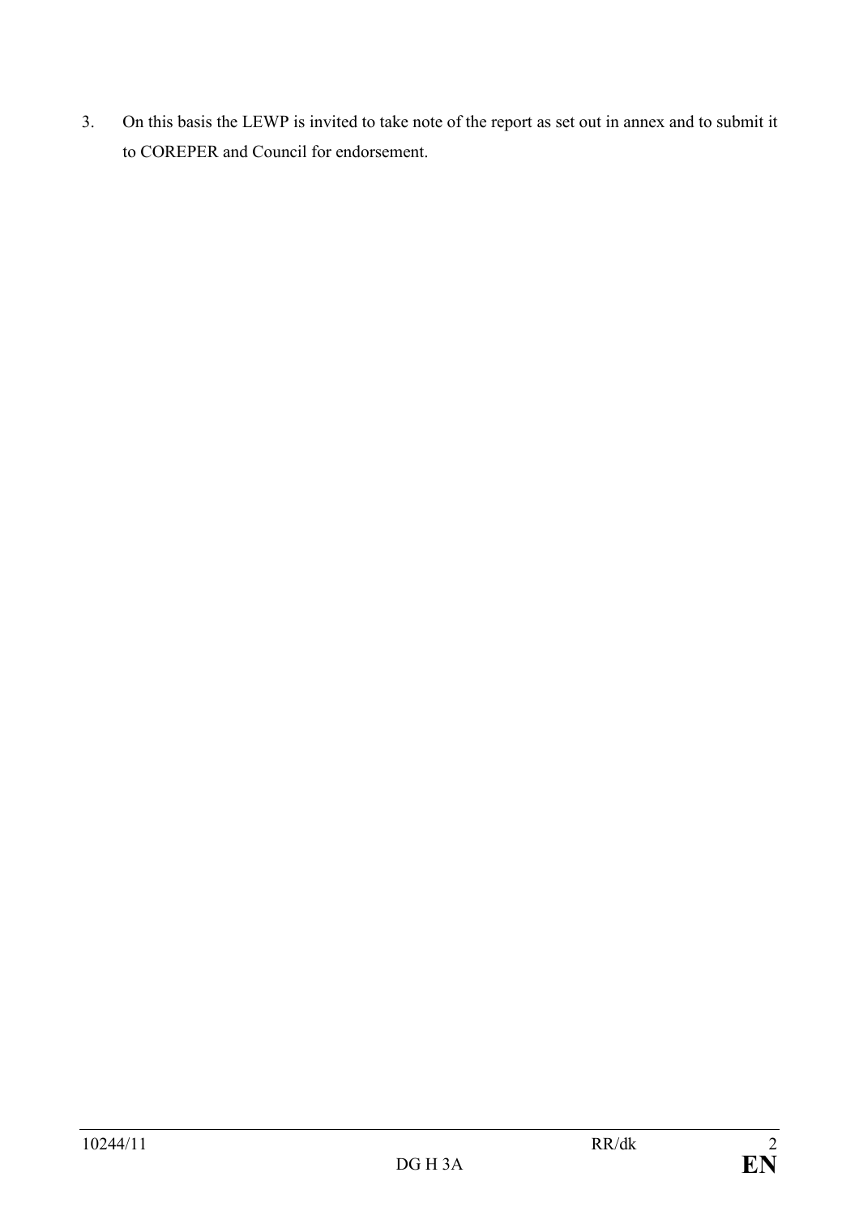3. On this basis the LEWP is invited to take note of the report as set out in annex and to submit it to COREPER and Council for endorsement.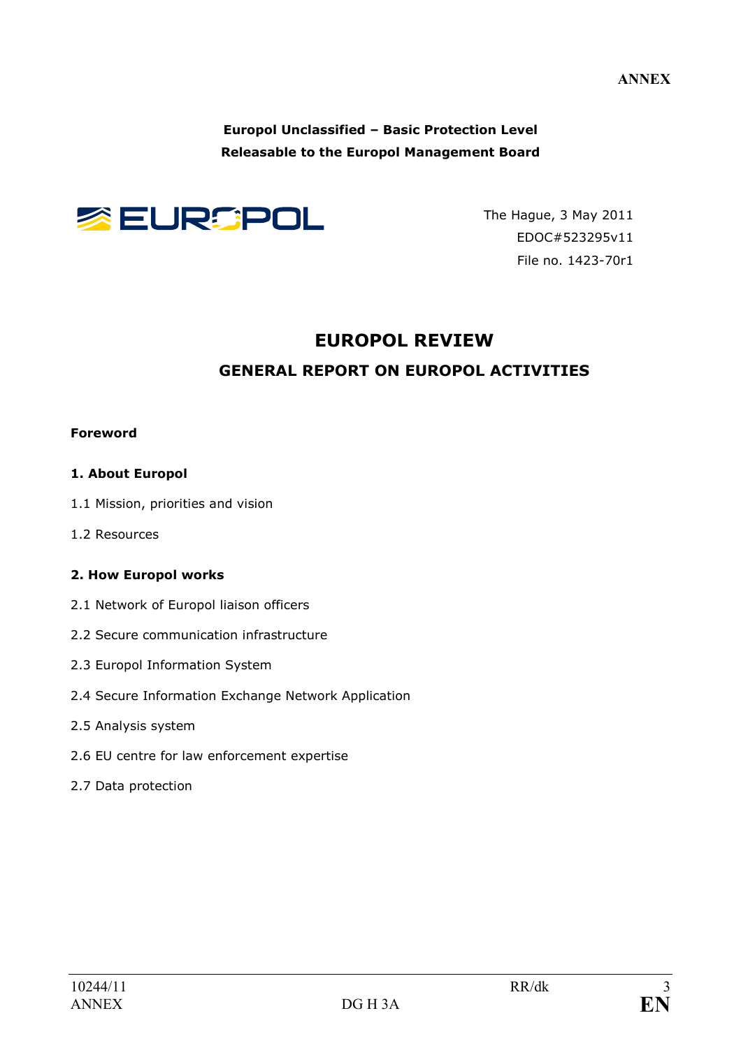**ANNEX**

**Europol Unclassified – Basic Protection Level**
**Releasable to the Europol Management Board**

EUROPOL

The Hague, 3 May 2011
EDOC#523295v11
File no. 1423-70r1

# EUROPOL REVIEW

## GENERAL REPORT ON EUROPOL ACTIVITIES

**Foreword**

**1. About Europol**

1.1 Mission, priorities and vision

1.2 Resources

**2. How Europol works**

2.1 Network of Europol liaison officers

2.2 Secure communication infrastructure

2.3 Europol Information System

2.4 Secure Information Exchange Network Application

2.5 Analysis system

2.6 EU centre for law enforcement expertise

2.7 Data protection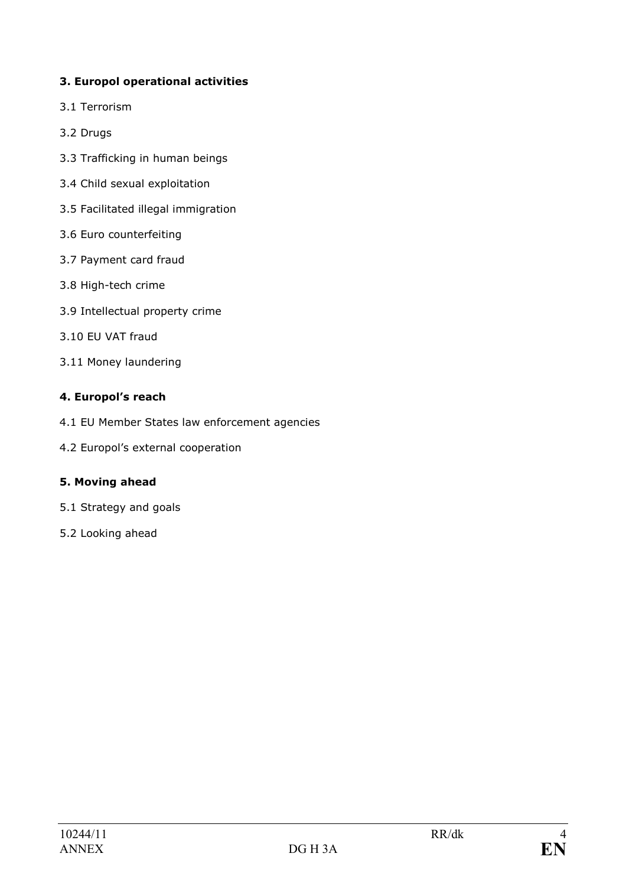**3. Europol operational activities**

3.1 Terrorism

3.2 Drugs

3.3 Trafficking in human beings

3.4 Child sexual exploitation

3.5 Facilitated illegal immigration

3.6 Euro counterfeiting

3.7 Payment card fraud

3.8 High-tech crime

3.9 Intellectual property crime

3.10 EU VAT fraud

3.11 Money laundering

**4. Europol's reach**

4.1 EU Member States law enforcement agencies

4.2 Europol's external cooperation

**5. Moving ahead**

5.1 Strategy and goals

5.2 Looking ahead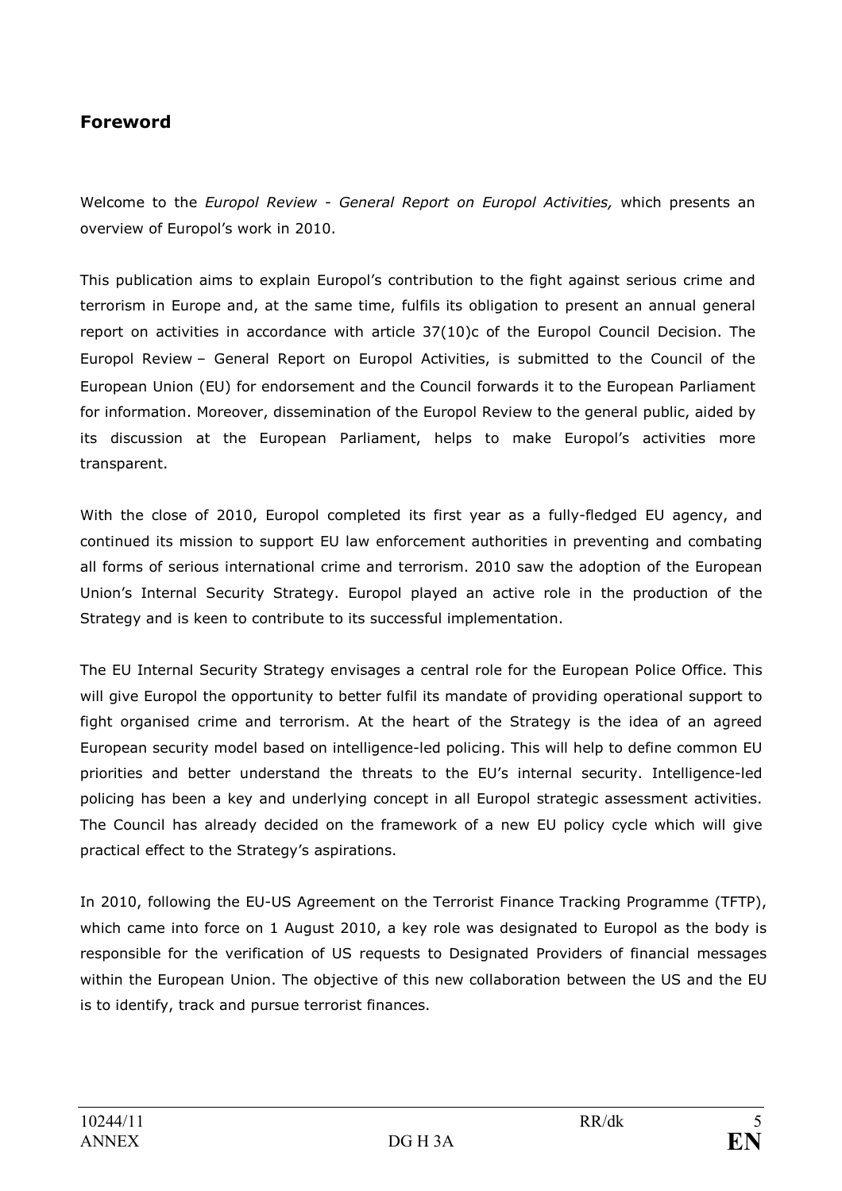## Foreword

Welcome to the *Europol Review - General Report on Europol Activities,* which presents an overview of Europol's work in 2010.

This publication aims to explain Europol's contribution to the fight against serious crime and terrorism in Europe and, at the same time, fulfils its obligation to present an annual general report on activities in accordance with article 37(10)c of the Europol Council Decision. The Europol Review – General Report on Europol Activities, is submitted to the Council of the European Union (EU) for endorsement and the Council forwards it to the European Parliament for information. Moreover, dissemination of the Europol Review to the general public, aided by its discussion at the European Parliament, helps to make Europol's activities more transparent.

With the close of 2010, Europol completed its first year as a fully-fledged EU agency, and continued its mission to support EU law enforcement authorities in preventing and combating all forms of serious international crime and terrorism. 2010 saw the adoption of the European Union's Internal Security Strategy. Europol played an active role in the production of the Strategy and is keen to contribute to its successful implementation.

The EU Internal Security Strategy envisages a central role for the European Police Office. This will give Europol the opportunity to better fulfil its mandate of providing operational support to fight organised crime and terrorism. At the heart of the Strategy is the idea of an agreed European security model based on intelligence-led policing. This will help to define common EU priorities and better understand the threats to the EU's internal security. Intelligence-led policing has been a key and underlying concept in all Europol strategic assessment activities. The Council has already decided on the framework of a new EU policy cycle which will give practical effect to the Strategy's aspirations.

In 2010, following the EU-US Agreement on the Terrorist Finance Tracking Programme (TFTP), which came into force on 1 August 2010, a key role was designated to Europol as the body is responsible for the verification of US requests to Designated Providers of financial messages within the European Union. The objective of this new collaboration between the US and the EU is to identify, track and pursue terrorist finances.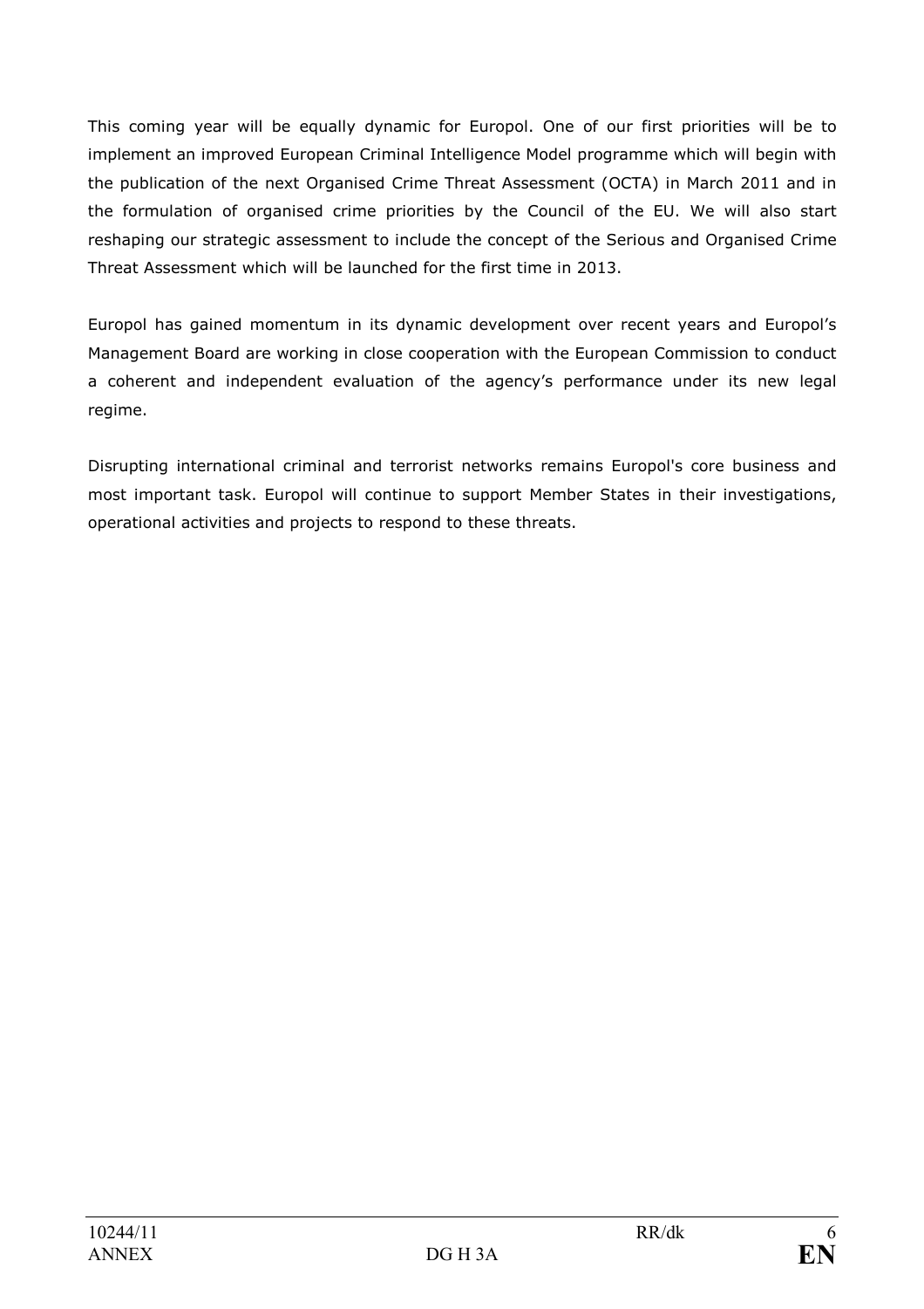This coming year will be equally dynamic for Europol. One of our first priorities will be to implement an improved European Criminal Intelligence Model programme which will begin with the publication of the next Organised Crime Threat Assessment (OCTA) in March 2011 and in the formulation of organised crime priorities by the Council of the EU. We will also start reshaping our strategic assessment to include the concept of the Serious and Organised Crime Threat Assessment which will be launched for the first time in 2013.

Europol has gained momentum in its dynamic development over recent years and Europol's Management Board are working in close cooperation with the European Commission to conduct a coherent and independent evaluation of the agency's performance under its new legal regime.

Disrupting international criminal and terrorist networks remains Europol's core business and most important task. Europol will continue to support Member States in their investigations, operational activities and projects to respond to these threats.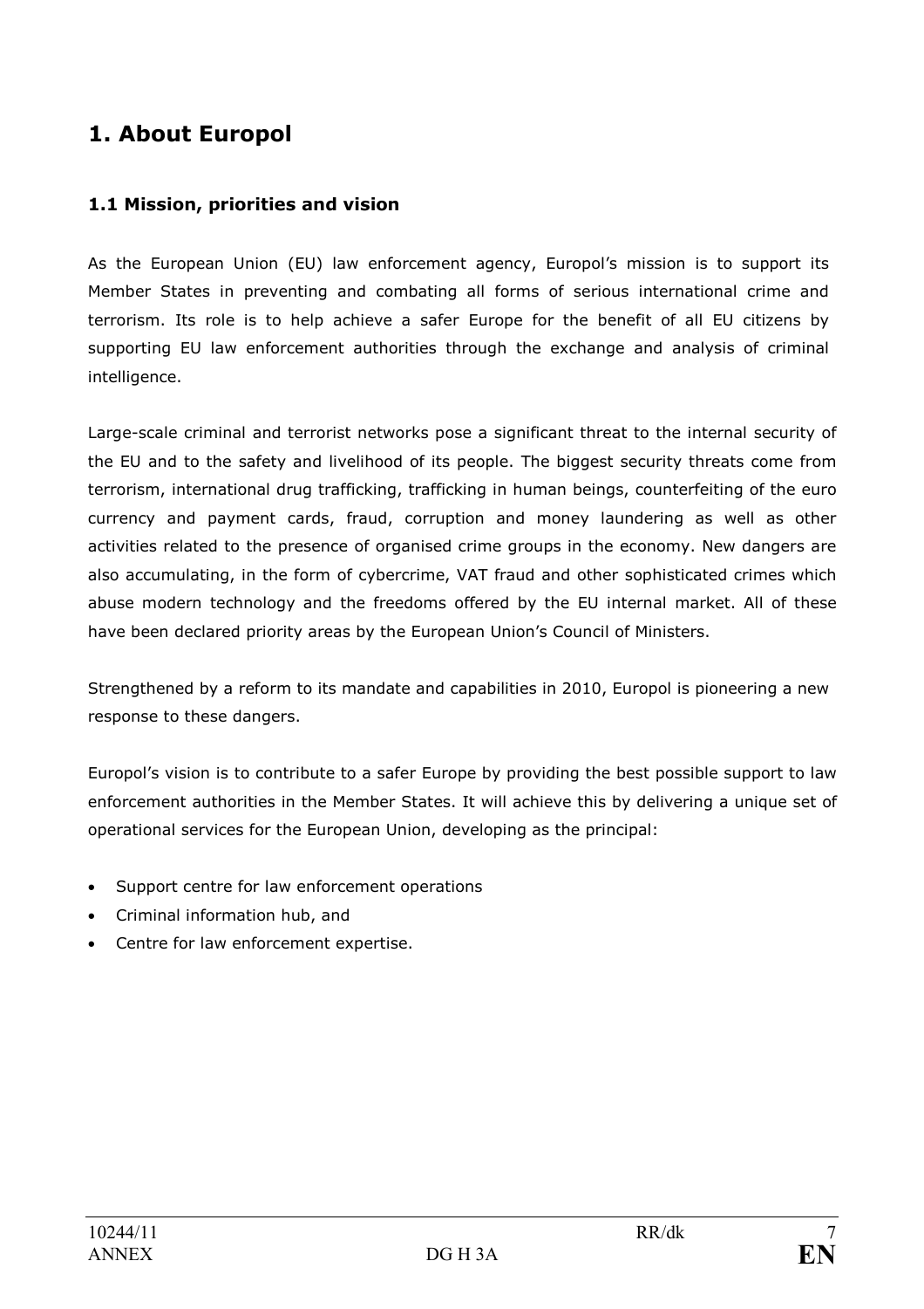# 1. About Europol

## 1.1 Mission, priorities and vision

As the European Union (EU) law enforcement agency, Europol's mission is to support its Member States in preventing and combating all forms of serious international crime and terrorism. Its role is to help achieve a safer Europe for the benefit of all EU citizens by supporting EU law enforcement authorities through the exchange and analysis of criminal intelligence.

Large-scale criminal and terrorist networks pose a significant threat to the internal security of the EU and to the safety and livelihood of its people. The biggest security threats come from terrorism, international drug trafficking, trafficking in human beings, counterfeiting of the euro currency and payment cards, fraud, corruption and money laundering as well as other activities related to the presence of organised crime groups in the economy. New dangers are also accumulating, in the form of cybercrime, VAT fraud and other sophisticated crimes which abuse modern technology and the freedoms offered by the EU internal market. All of these have been declared priority areas by the European Union's Council of Ministers.

Strengthened by a reform to its mandate and capabilities in 2010, Europol is pioneering a new response to these dangers.

Europol's vision is to contribute to a safer Europe by providing the best possible support to law enforcement authorities in the Member States. It will achieve this by delivering a unique set of operational services for the European Union, developing as the principal:

- Support centre for law enforcement operations
- Criminal information hub, and
- Centre for law enforcement expertise.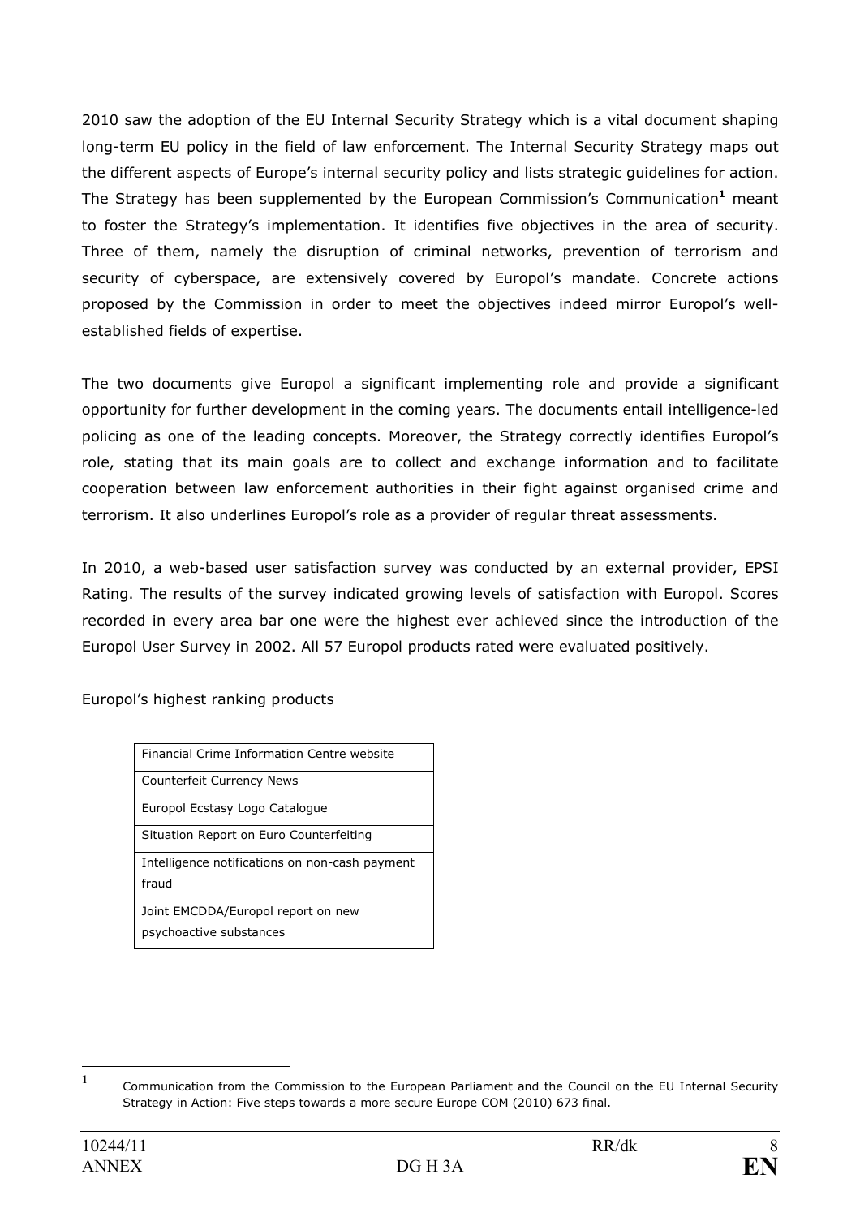2010 saw the adoption of the EU Internal Security Strategy which is a vital document shaping long-term EU policy in the field of law enforcement. The Internal Security Strategy maps out the different aspects of Europe's internal security policy and lists strategic guidelines for action. The Strategy has been supplemented by the European Commission's Communication[1] meant to foster the Strategy's implementation. It identifies five objectives in the area of security. Three of them, namely the disruption of criminal networks, prevention of terrorism and security of cyberspace, are extensively covered by Europol's mandate. Concrete actions proposed by the Commission in order to meet the objectives indeed mirror Europol's well-established fields of expertise.

The two documents give Europol a significant implementing role and provide a significant opportunity for further development in the coming years. The documents entail intelligence-led policing as one of the leading concepts. Moreover, the Strategy correctly identifies Europol's role, stating that its main goals are to collect and exchange information and to facilitate cooperation between law enforcement authorities in their fight against organised crime and terrorism. It also underlines Europol's role as a provider of regular threat assessments.

In 2010, a web-based user satisfaction survey was conducted by an external provider, EPSI Rating. The results of the survey indicated growing levels of satisfaction with Europol. Scores recorded in every area bar one were the highest ever achieved since the introduction of the Europol User Survey in 2002. All 57 Europol products rated were evaluated positively.

Europol's highest ranking products

| Financial Crime Information Centre website |
|---|
| Counterfeit Currency News |
| Europol Ecstasy Logo Catalogue |
| Situation Report on Euro Counterfeiting |
| Intelligence notifications on non-cash payment fraud |
| Joint EMCDDA/Europol report on new psychoactive substances |

[1] Communication from the Commission to the European Parliament and the Council on the EU Internal Security Strategy in Action: Five steps towards a more secure Europe COM (2010) 673 final.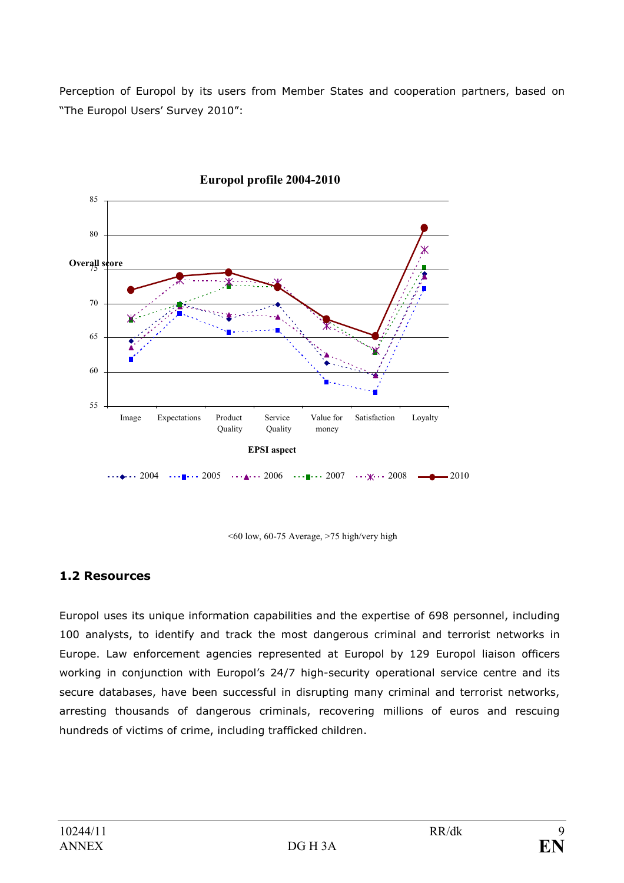Perception of Europol by its users from Member States and cooperation partners, based on "The Europol Users' Survey 2010":

**Europol profile 2004-2010**

<60 low, 60-75 Average, >75 high/very high

## 1.2 Resources

Europol uses its unique information capabilities and the expertise of 698 personnel, including 100 analysts, to identify and track the most dangerous criminal and terrorist networks in Europe. Law enforcement agencies represented at Europol by 129 Europol liaison officers working in conjunction with Europol's 24/7 high-security operational service centre and its secure databases, have been successful in disrupting many criminal and terrorist networks, arresting thousands of dangerous criminals, recovering millions of euros and rescuing hundreds of victims of crime, including trafficked children.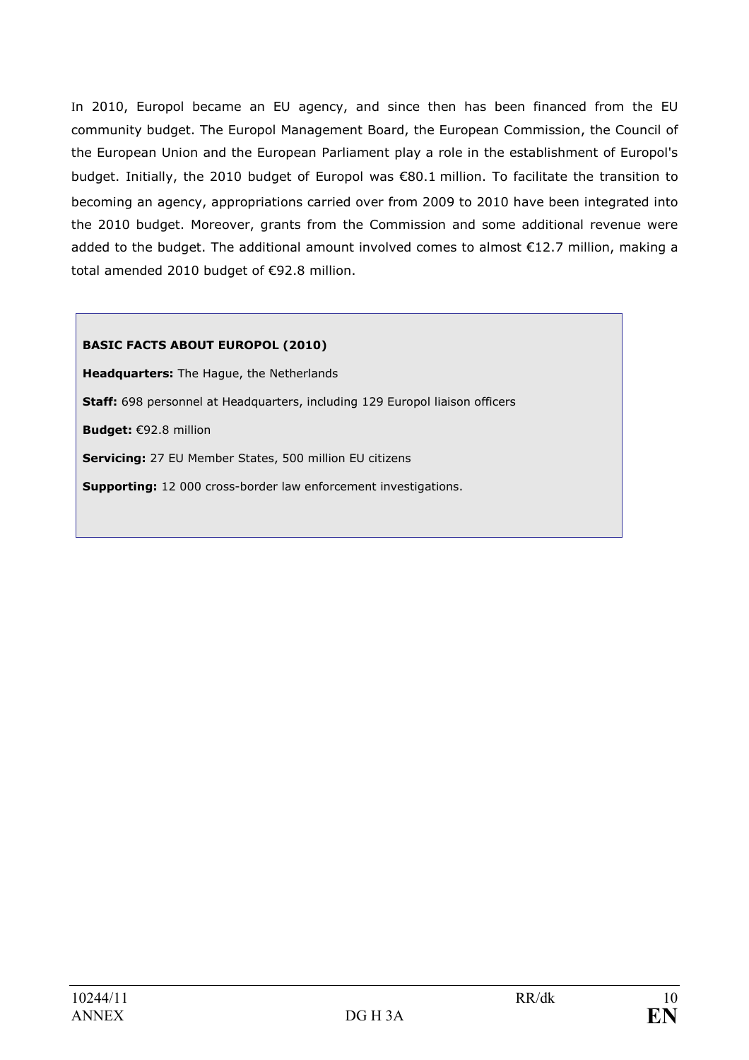In 2010, Europol became an EU agency, and since then has been financed from the EU community budget. The Europol Management Board, the European Commission, the Council of the European Union and the European Parliament play a role in the establishment of Europol's budget. Initially, the 2010 budget of Europol was €80.1 million. To facilitate the transition to becoming an agency, appropriations carried over from 2009 to 2010 have been integrated into the 2010 budget. Moreover, grants from the Commission and some additional revenue were added to the budget. The additional amount involved comes to almost €12.7 million, making a total amended 2010 budget of €92.8 million.

**BASIC FACTS ABOUT EUROPOL (2010)**

**Headquarters:** The Hague, the Netherlands

**Staff:** 698 personnel at Headquarters, including 129 Europol liaison officers

**Budget:** €92.8 million

**Servicing:** 27 EU Member States, 500 million EU citizens

**Supporting:** 12 000 cross-border law enforcement investigations.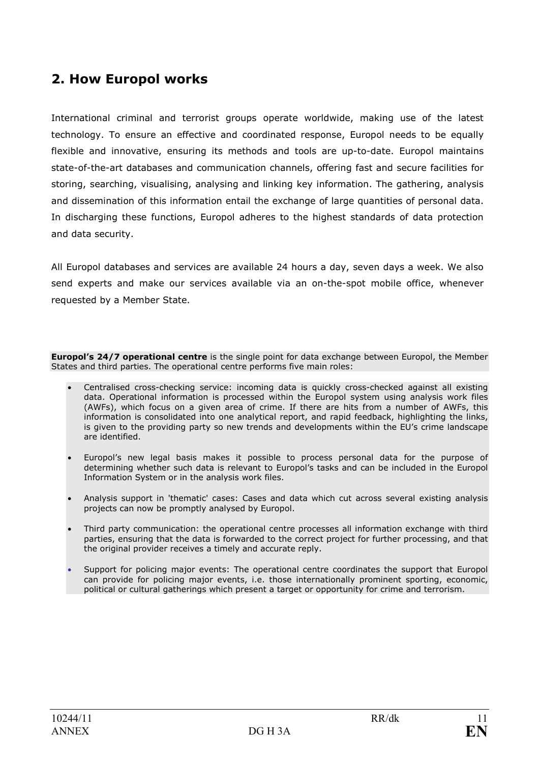## 2. How Europol works

International criminal and terrorist groups operate worldwide, making use of the latest technology. To ensure an effective and coordinated response, Europol needs to be equally flexible and innovative, ensuring its methods and tools are up-to-date. Europol maintains state-of-the-art databases and communication channels, offering fast and secure facilities for storing, searching, visualising, analysing and linking key information. The gathering, analysis and dissemination of this information entail the exchange of large quantities of personal data. In discharging these functions, Europol adheres to the highest standards of data protection and data security.

All Europol databases and services are available 24 hours a day, seven days a week. We also send experts and make our services available via an on-the-spot mobile office, whenever requested by a Member State.

**Europol's 24/7 operational centre** is the single point for data exchange between Europol, the Member States and third parties. The operational centre performs five main roles:

- Centralised cross-checking service: incoming data is quickly cross-checked against all existing data. Operational information is processed within the Europol system using analysis work files (AWFs), which focus on a given area of crime. If there are hits from a number of AWFs, this information is consolidated into one analytical report, and rapid feedback, highlighting the links, is given to the providing party so new trends and developments within the EU's crime landscape are identified.
- Europol's new legal basis makes it possible to process personal data for the purpose of determining whether such data is relevant to Europol's tasks and can be included in the Europol Information System or in the analysis work files.
- Analysis support in 'thematic' cases: Cases and data which cut across several existing analysis projects can now be promptly analysed by Europol.
- Third party communication: the operational centre processes all information exchange with third parties, ensuring that the data is forwarded to the correct project for further processing, and that the original provider receives a timely and accurate reply.
- Support for policing major events: The operational centre coordinates the support that Europol can provide for policing major events, i.e. those internationally prominent sporting, economic, political or cultural gatherings which present a target or opportunity for crime and terrorism.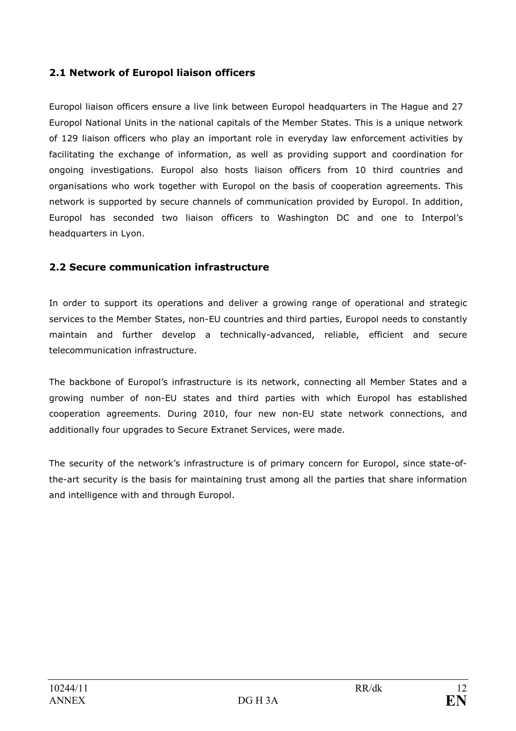## 2.1 Network of Europol liaison officers

Europol liaison officers ensure a live link between Europol headquarters in The Hague and 27 Europol National Units in the national capitals of the Member States. This is a unique network of 129 liaison officers who play an important role in everyday law enforcement activities by facilitating the exchange of information, as well as providing support and coordination for ongoing investigations. Europol also hosts liaison officers from 10 third countries and organisations who work together with Europol on the basis of cooperation agreements. This network is supported by secure channels of communication provided by Europol. In addition, Europol has seconded two liaison officers to Washington DC and one to Interpol's headquarters in Lyon.

## 2.2 Secure communication infrastructure

In order to support its operations and deliver a growing range of operational and strategic services to the Member States, non-EU countries and third parties, Europol needs to constantly maintain and further develop a technically-advanced, reliable, efficient and secure telecommunication infrastructure.

The backbone of Europol's infrastructure is its network, connecting all Member States and a growing number of non-EU states and third parties with which Europol has established cooperation agreements. During 2010, four new non-EU state network connections, and additionally four upgrades to Secure Extranet Services, were made.

The security of the network's infrastructure is of primary concern for Europol, since state-of-the-art security is the basis for maintaining trust among all the parties that share information and intelligence with and through Europol.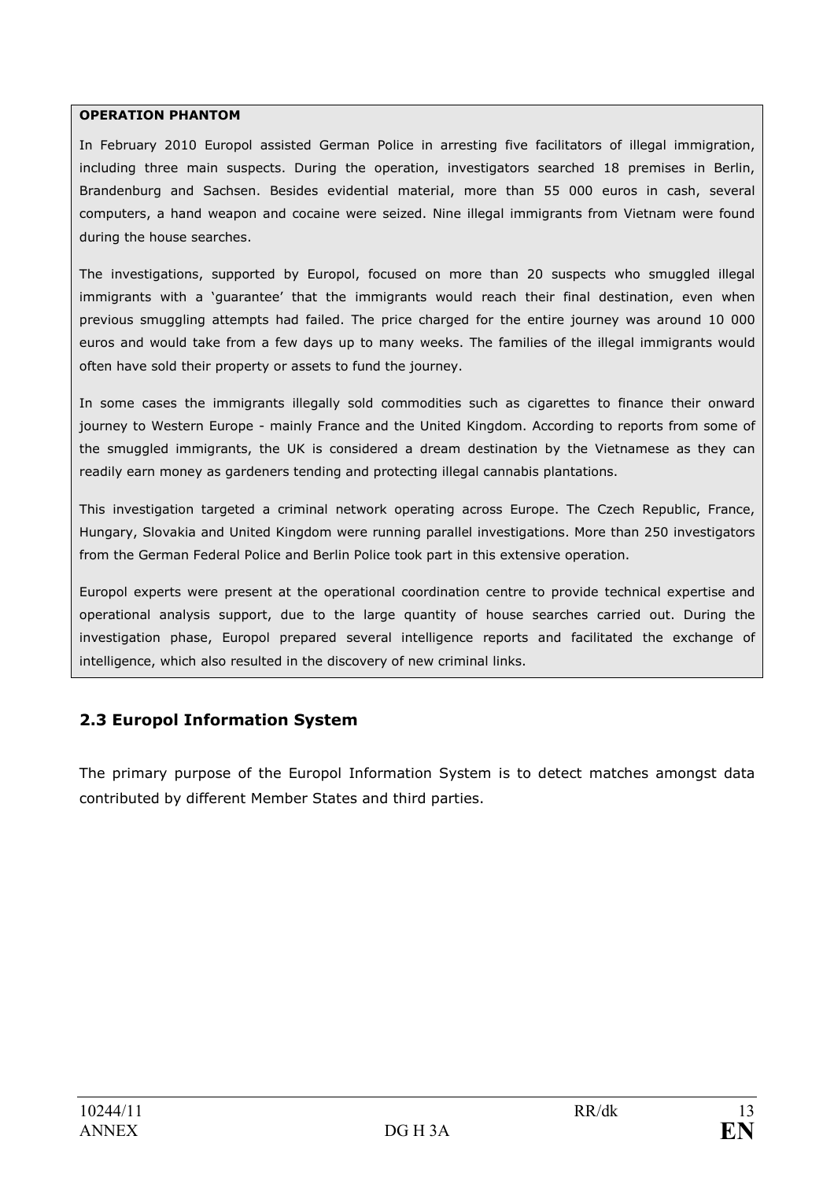**OPERATION PHANTOM**

In February 2010 Europol assisted German Police in arresting five facilitators of illegal immigration, including three main suspects. During the operation, investigators searched 18 premises in Berlin, Brandenburg and Sachsen. Besides evidential material, more than 55 000 euros in cash, several computers, a hand weapon and cocaine were seized. Nine illegal immigrants from Vietnam were found during the house searches.

The investigations, supported by Europol, focused on more than 20 suspects who smuggled illegal immigrants with a 'guarantee' that the immigrants would reach their final destination, even when previous smuggling attempts had failed. The price charged for the entire journey was around 10 000 euros and would take from a few days up to many weeks. The families of the illegal immigrants would often have sold their property or assets to fund the journey.

In some cases the immigrants illegally sold commodities such as cigarettes to finance their onward journey to Western Europe - mainly France and the United Kingdom. According to reports from some of the smuggled immigrants, the UK is considered a dream destination by the Vietnamese as they can readily earn money as gardeners tending and protecting illegal cannabis plantations.

This investigation targeted a criminal network operating across Europe. The Czech Republic, France, Hungary, Slovakia and United Kingdom were running parallel investigations. More than 250 investigators from the German Federal Police and Berlin Police took part in this extensive operation.

Europol experts were present at the operational coordination centre to provide technical expertise and operational analysis support, due to the large quantity of house searches carried out. During the investigation phase, Europol prepared several intelligence reports and facilitated the exchange of intelligence, which also resulted in the discovery of new criminal links.

## 2.3 Europol Information System

The primary purpose of the Europol Information System is to detect matches amongst data contributed by different Member States and third parties.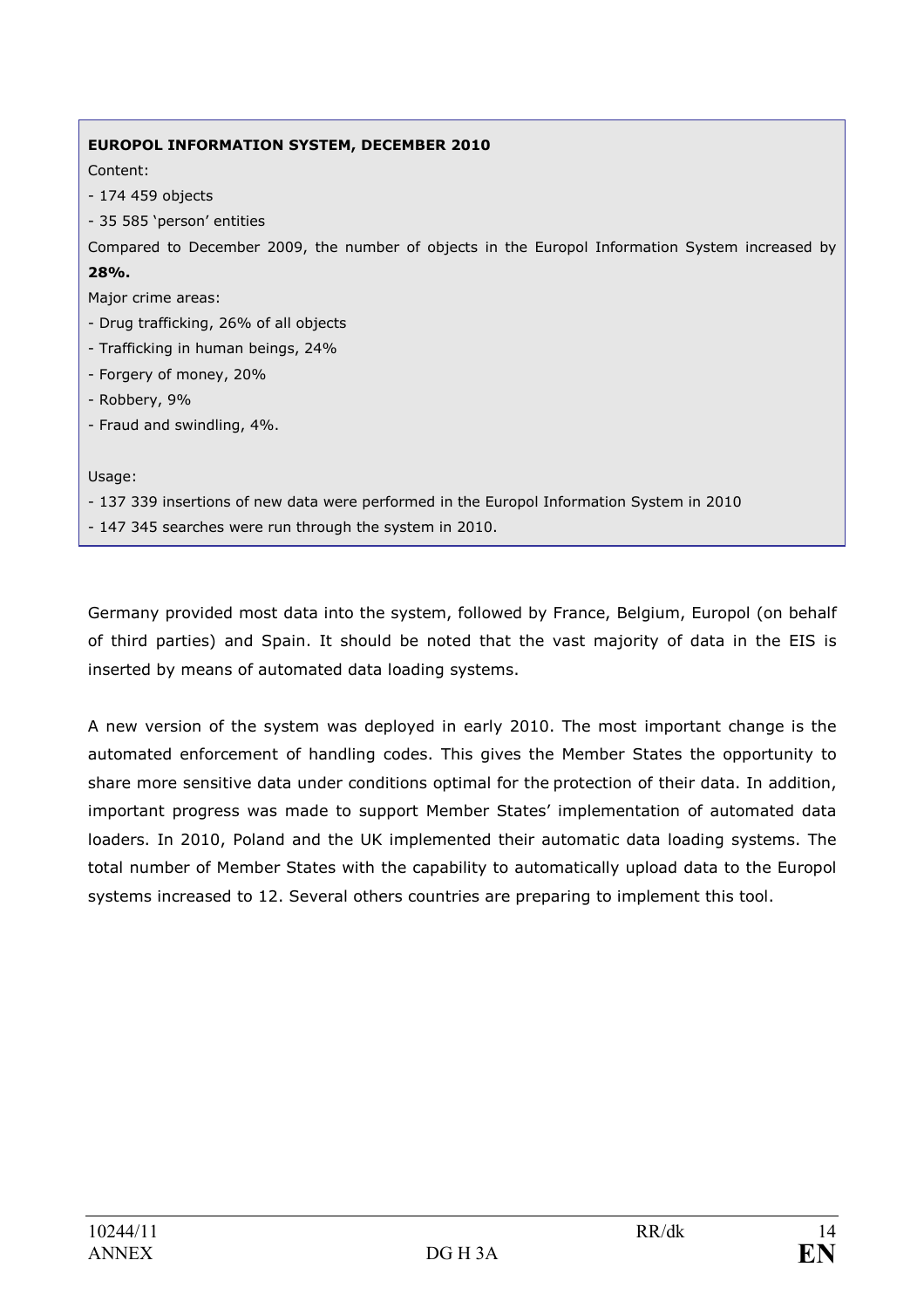**EUROPOL INFORMATION SYSTEM, DECEMBER 2010**

Content:

- 174 459 objects
- 35 585 'person' entities

Compared to December 2009, the number of objects in the Europol Information System increased by **28%.**

Major crime areas:

- Drug trafficking, 26% of all objects
- Trafficking in human beings, 24%
- Forgery of money, 20%
- Robbery, 9%
- Fraud and swindling, 4%.

Usage:

- 137 339 insertions of new data were performed in the Europol Information System in 2010
- 147 345 searches were run through the system in 2010.

Germany provided most data into the system, followed by France, Belgium, Europol (on behalf of third parties) and Spain. It should be noted that the vast majority of data in the EIS is inserted by means of automated data loading systems.

A new version of the system was deployed in early 2010. The most important change is the automated enforcement of handling codes. This gives the Member States the opportunity to share more sensitive data under conditions optimal for the protection of their data. In addition, important progress was made to support Member States' implementation of automated data loaders. In 2010, Poland and the UK implemented their automatic data loading systems. The total number of Member States with the capability to automatically upload data to the Europol systems increased to 12. Several others countries are preparing to implement this tool.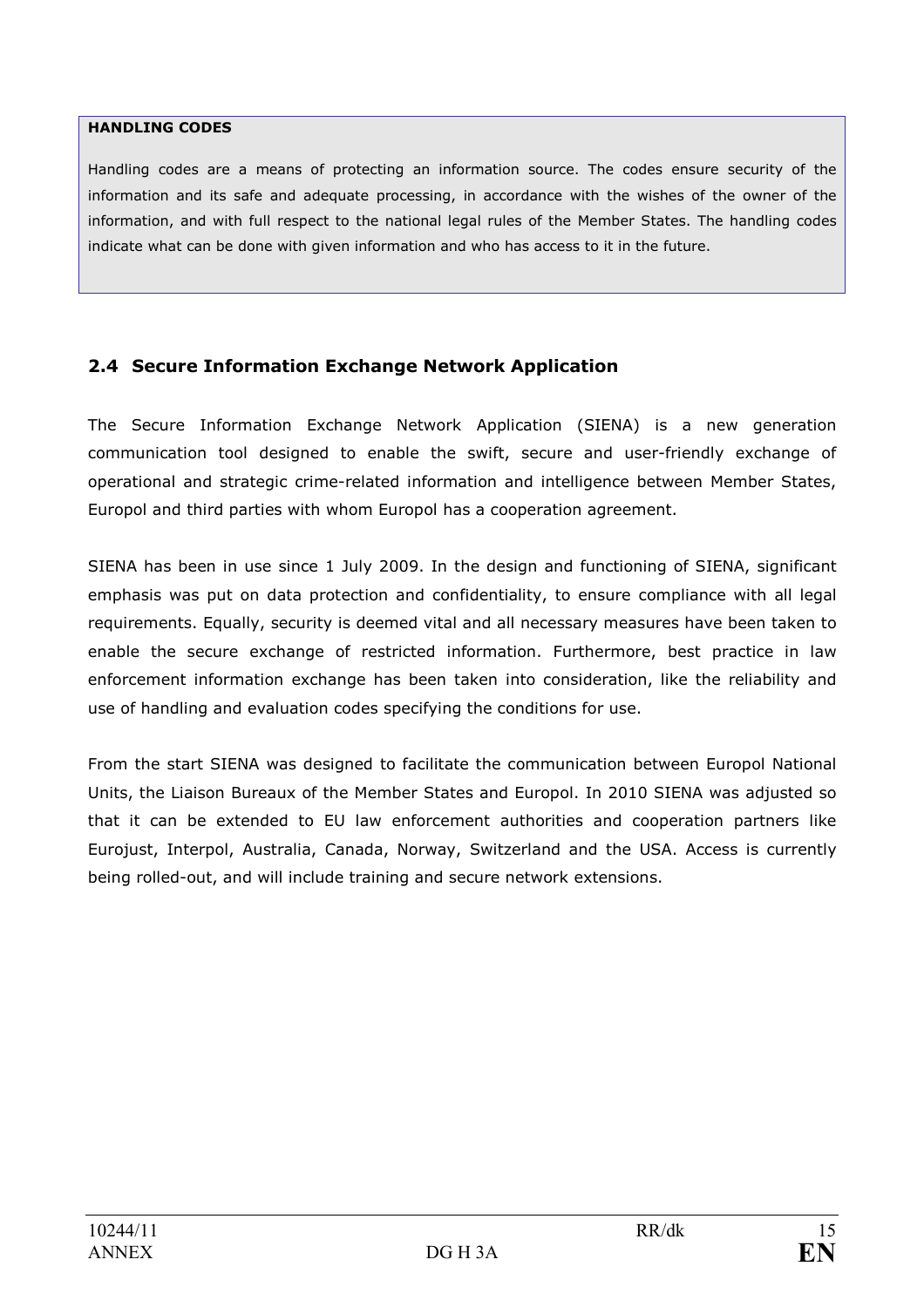**HANDLING CODES**

Handling codes are a means of protecting an information source. The codes ensure security of the information and its safe and adequate processing, in accordance with the wishes of the owner of the information, and with full respect to the national legal rules of the Member States. The handling codes indicate what can be done with given information and who has access to it in the future.

## 2.4 Secure Information Exchange Network Application

The Secure Information Exchange Network Application (SIENA) is a new generation communication tool designed to enable the swift, secure and user-friendly exchange of operational and strategic crime-related information and intelligence between Member States, Europol and third parties with whom Europol has a cooperation agreement.

SIENA has been in use since 1 July 2009. In the design and functioning of SIENA, significant emphasis was put on data protection and confidentiality, to ensure compliance with all legal requirements. Equally, security is deemed vital and all necessary measures have been taken to enable the secure exchange of restricted information. Furthermore, best practice in law enforcement information exchange has been taken into consideration, like the reliability and use of handling and evaluation codes specifying the conditions for use.

From the start SIENA was designed to facilitate the communication between Europol National Units, the Liaison Bureaux of the Member States and Europol. In 2010 SIENA was adjusted so that it can be extended to EU law enforcement authorities and cooperation partners like Eurojust, Interpol, Australia, Canada, Norway, Switzerland and the USA. Access is currently being rolled-out, and will include training and secure network extensions.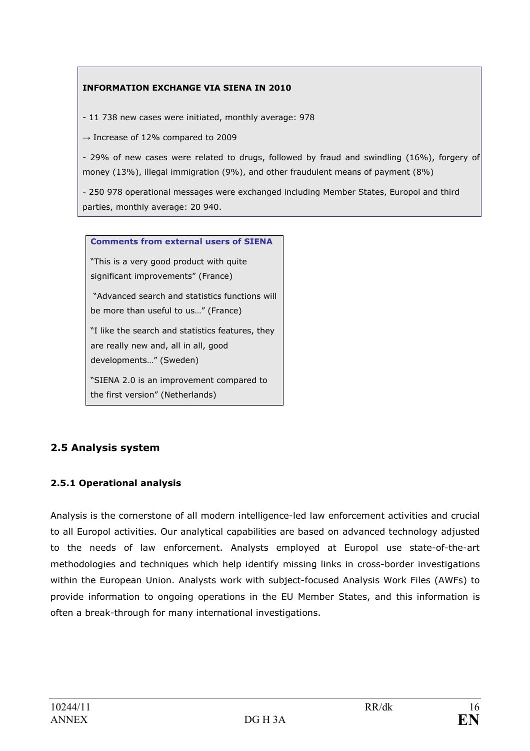**INFORMATION EXCHANGE VIA SIENA IN 2010**

- 11 738 new cases were initiated, monthly average: 978

→ Increase of 12% compared to 2009

- 29% of new cases were related to drugs, followed by fraud and swindling (16%), forgery of money (13%), illegal immigration (9%), and other fraudulent means of payment (8%)

- 250 978 operational messages were exchanged including Member States, Europol and third parties, monthly average: 20 940.

**Comments from external users of SIENA**

"This is a very good product with quite significant improvements" (France)

"Advanced search and statistics functions will be more than useful to us…" (France)

"I like the search and statistics features, they are really new and, all in all, good developments…" (Sweden)

"SIENA 2.0 is an improvement compared to the first version" (Netherlands)

## 2.5 Analysis system

### 2.5.1 Operational analysis

Analysis is the cornerstone of all modern intelligence-led law enforcement activities and crucial to all Europol activities. Our analytical capabilities are based on advanced technology adjusted to the needs of law enforcement. Analysts employed at Europol use state-of-the-art methodologies and techniques which help identify missing links in cross-border investigations within the European Union. Analysts work with subject-focused Analysis Work Files (AWFs) to provide information to ongoing operations in the EU Member States, and this information is often a break-through for many international investigations.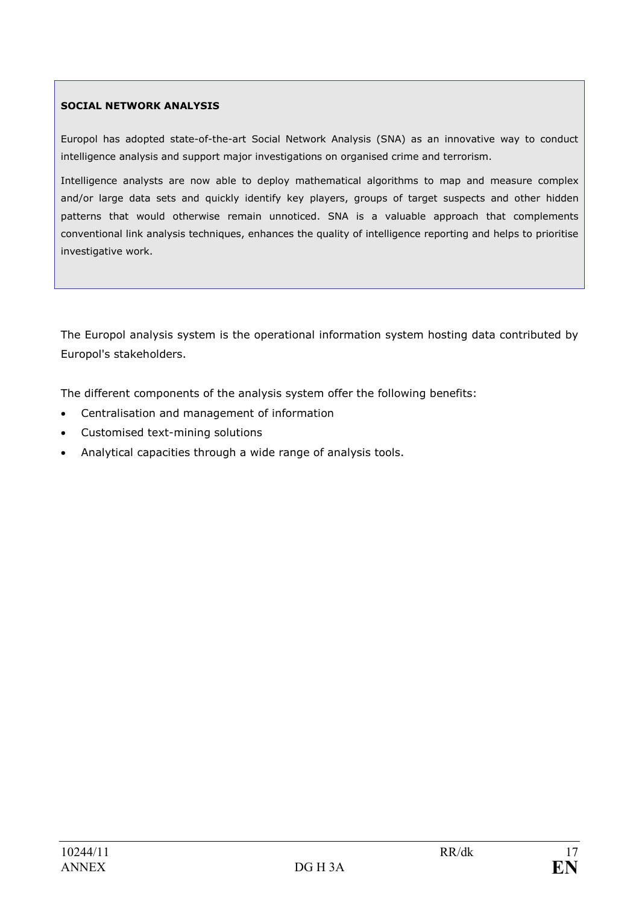**SOCIAL NETWORK ANALYSIS**

Europol has adopted state-of-the-art Social Network Analysis (SNA) as an innovative way to conduct intelligence analysis and support major investigations on organised crime and terrorism.

Intelligence analysts are now able to deploy mathematical algorithms to map and measure complex and/or large data sets and quickly identify key players, groups of target suspects and other hidden patterns that would otherwise remain unnoticed. SNA is a valuable approach that complements conventional link analysis techniques, enhances the quality of intelligence reporting and helps to prioritise investigative work.

The Europol analysis system is the operational information system hosting data contributed by Europol's stakeholders.

The different components of the analysis system offer the following benefits:

- Centralisation and management of information
- Customised text-mining solutions
- Analytical capacities through a wide range of analysis tools.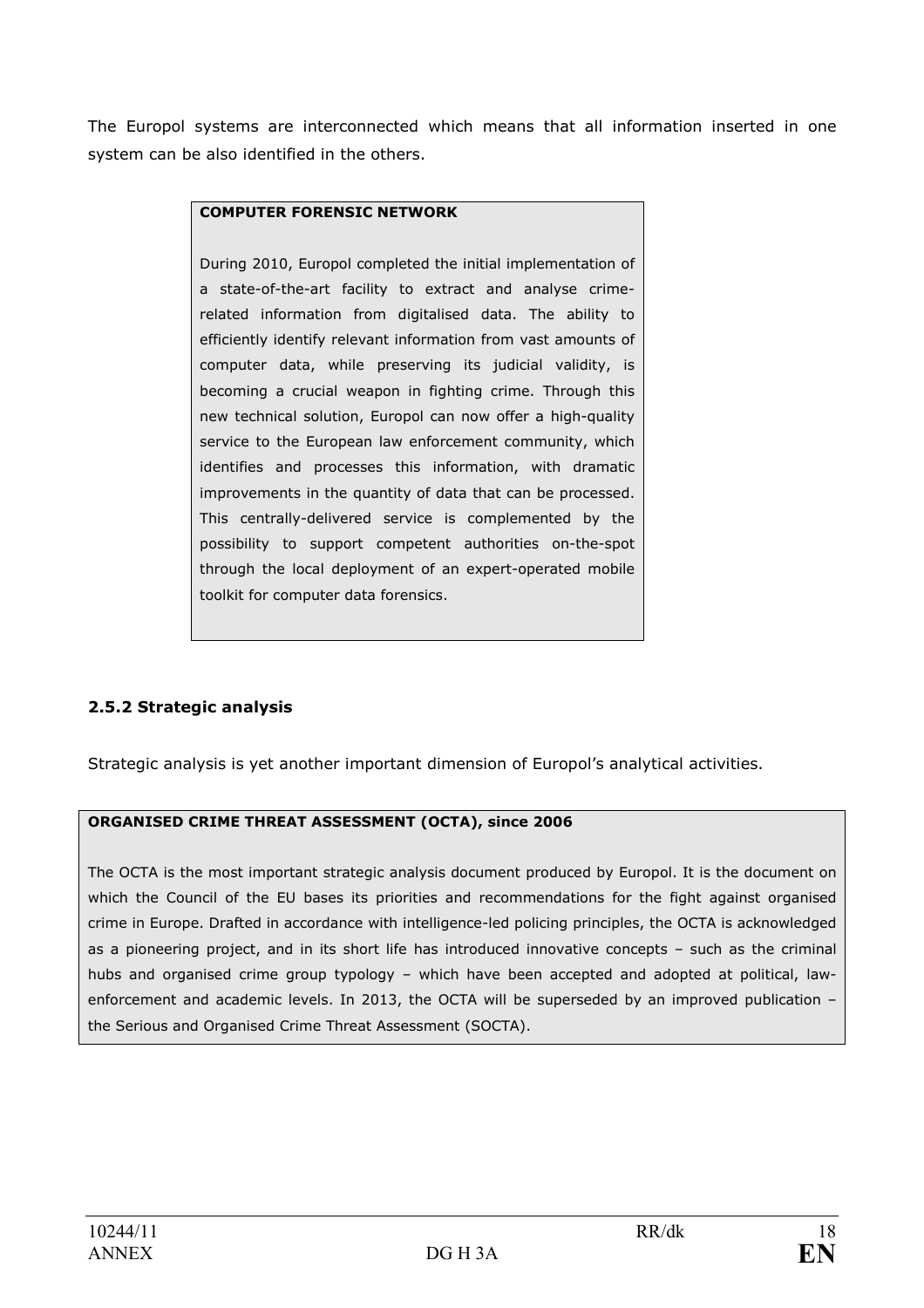The Europol systems are interconnected which means that all information inserted in one system can be also identified in the others.

**COMPUTER FORENSIC NETWORK**

During 2010, Europol completed the initial implementation of a state-of-the-art facility to extract and analyse crime-related information from digitalised data. The ability to efficiently identify relevant information from vast amounts of computer data, while preserving its judicial validity, is becoming a crucial weapon in fighting crime. Through this new technical solution, Europol can now offer a high-quality service to the European law enforcement community, which identifies and processes this information, with dramatic improvements in the quantity of data that can be processed. This centrally-delivered service is complemented by the possibility to support competent authorities on-the-spot through the local deployment of an expert-operated mobile toolkit for computer data forensics.

### 2.5.2 Strategic analysis

Strategic analysis is yet another important dimension of Europol's analytical activities.

**ORGANISED CRIME THREAT ASSESSMENT (OCTA), since 2006**

The OCTA is the most important strategic analysis document produced by Europol. It is the document on which the Council of the EU bases its priorities and recommendations for the fight against organised crime in Europe. Drafted in accordance with intelligence-led policing principles, the OCTA is acknowledged as a pioneering project, and in its short life has introduced innovative concepts – such as the criminal hubs and organised crime group typology – which have been accepted and adopted at political, law-enforcement and academic levels. In 2013, the OCTA will be superseded by an improved publication – the Serious and Organised Crime Threat Assessment (SOCTA).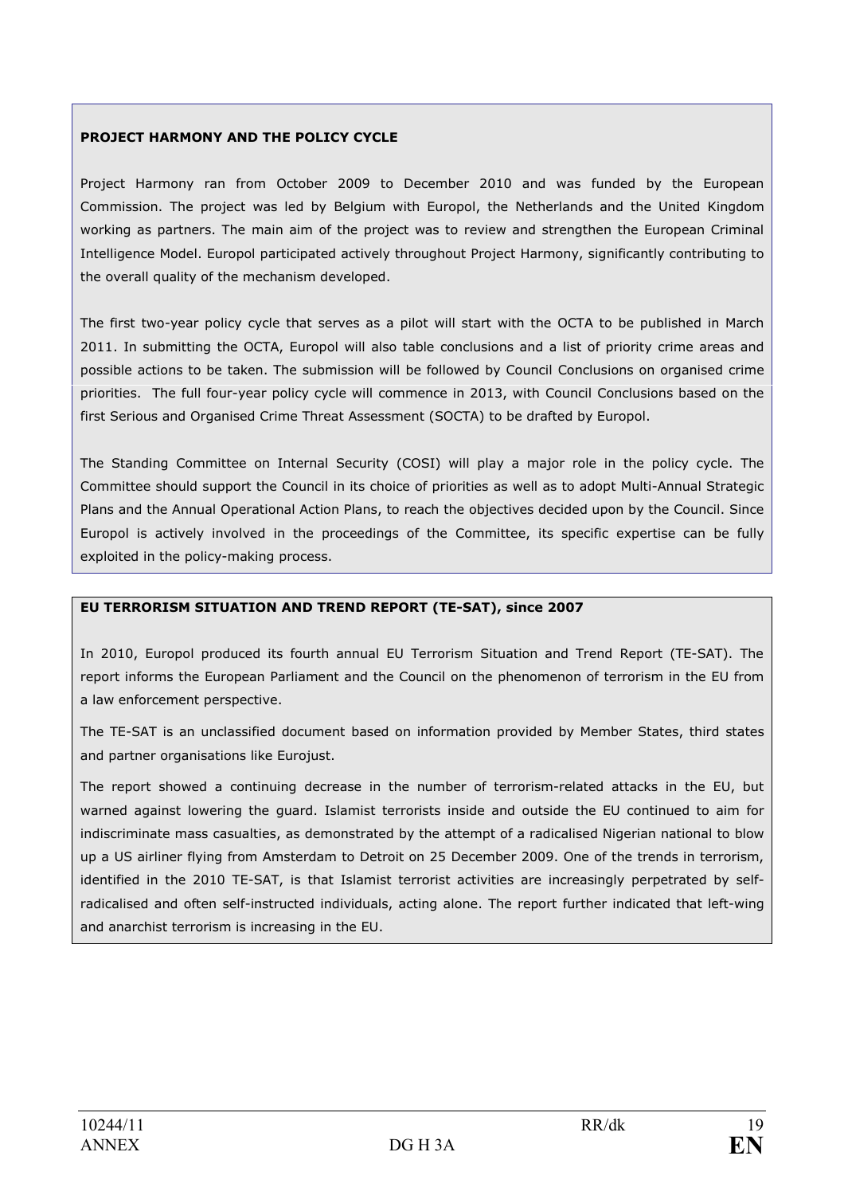**PROJECT HARMONY AND THE POLICY CYCLE**

Project Harmony ran from October 2009 to December 2010 and was funded by the European Commission. The project was led by Belgium with Europol, the Netherlands and the United Kingdom working as partners. The main aim of the project was to review and strengthen the European Criminal Intelligence Model. Europol participated actively throughout Project Harmony, significantly contributing to the overall quality of the mechanism developed.

The first two-year policy cycle that serves as a pilot will start with the OCTA to be published in March 2011. In submitting the OCTA, Europol will also table conclusions and a list of priority crime areas and possible actions to be taken. The submission will be followed by Council Conclusions on organised crime priorities. The full four-year policy cycle will commence in 2013, with Council Conclusions based on the first Serious and Organised Crime Threat Assessment (SOCTA) to be drafted by Europol.

The Standing Committee on Internal Security (COSI) will play a major role in the policy cycle. The Committee should support the Council in its choice of priorities as well as to adopt Multi-Annual Strategic Plans and the Annual Operational Action Plans, to reach the objectives decided upon by the Council. Since Europol is actively involved in the proceedings of the Committee, its specific expertise can be fully exploited in the policy-making process.

**EU TERRORISM SITUATION AND TREND REPORT (TE-SAT), since 2007**

In 2010, Europol produced its fourth annual EU Terrorism Situation and Trend Report (TE-SAT). The report informs the European Parliament and the Council on the phenomenon of terrorism in the EU from a law enforcement perspective.

The TE-SAT is an unclassified document based on information provided by Member States, third states and partner organisations like Eurojust.

The report showed a continuing decrease in the number of terrorism-related attacks in the EU, but warned against lowering the guard. Islamist terrorists inside and outside the EU continued to aim for indiscriminate mass casualties, as demonstrated by the attempt of a radicalised Nigerian national to blow up a US airliner flying from Amsterdam to Detroit on 25 December 2009. One of the trends in terrorism, identified in the 2010 TE-SAT, is that Islamist terrorist activities are increasingly perpetrated by self-radicalised and often self-instructed individuals, acting alone. The report further indicated that left-wing and anarchist terrorism is increasing in the EU.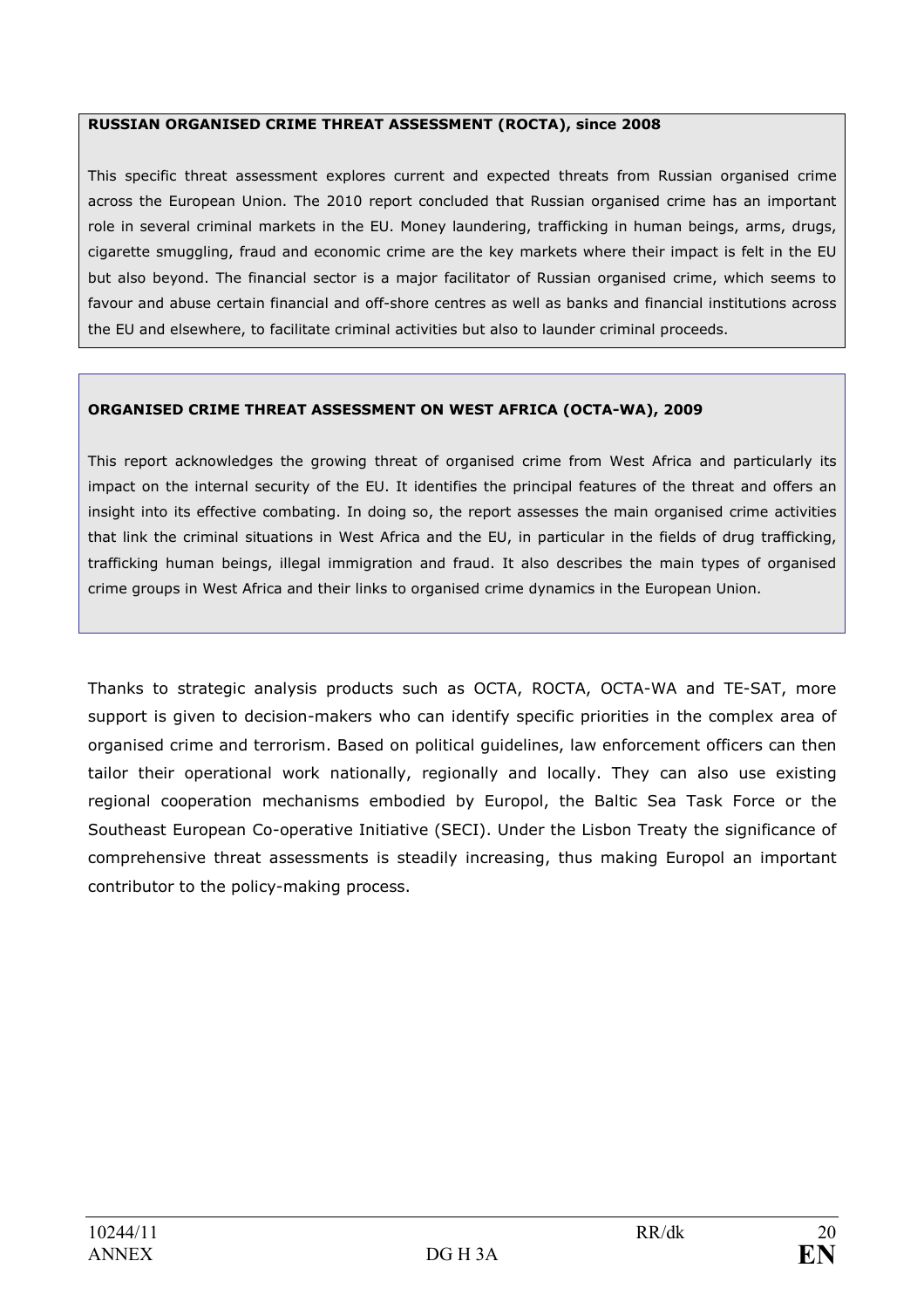**RUSSIAN ORGANISED CRIME THREAT ASSESSMENT (ROCTA), since 2008**

This specific threat assessment explores current and expected threats from Russian organised crime across the European Union. The 2010 report concluded that Russian organised crime has an important role in several criminal markets in the EU. Money laundering, trafficking in human beings, arms, drugs, cigarette smuggling, fraud and economic crime are the key markets where their impact is felt in the EU but also beyond. The financial sector is a major facilitator of Russian organised crime, which seems to favour and abuse certain financial and off-shore centres as well as banks and financial institutions across the EU and elsewhere, to facilitate criminal activities but also to launder criminal proceeds.

**ORGANISED CRIME THREAT ASSESSMENT ON WEST AFRICA (OCTA-WA), 2009**

This report acknowledges the growing threat of organised crime from West Africa and particularly its impact on the internal security of the EU. It identifies the principal features of the threat and offers an insight into its effective combating. In doing so, the report assesses the main organised crime activities that link the criminal situations in West Africa and the EU, in particular in the fields of drug trafficking, trafficking human beings, illegal immigration and fraud. It also describes the main types of organised crime groups in West Africa and their links to organised crime dynamics in the European Union.

Thanks to strategic analysis products such as OCTA, ROCTA, OCTA-WA and TE-SAT, more support is given to decision-makers who can identify specific priorities in the complex area of organised crime and terrorism. Based on political guidelines, law enforcement officers can then tailor their operational work nationally, regionally and locally. They can also use existing regional cooperation mechanisms embodied by Europol, the Baltic Sea Task Force or the Southeast European Co-operative Initiative (SECI). Under the Lisbon Treaty the significance of comprehensive threat assessments is steadily increasing, thus making Europol an important contributor to the policy-making process.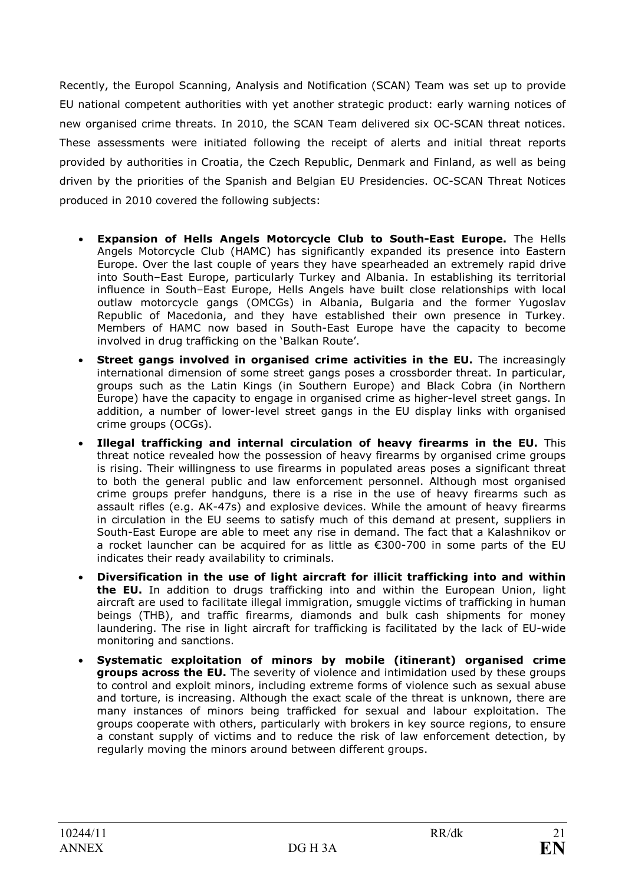Recently, the Europol Scanning, Analysis and Notification (SCAN) Team was set up to provide EU national competent authorities with yet another strategic product: early warning notices of new organised crime threats. In 2010, the SCAN Team delivered six OC-SCAN threat notices. These assessments were initiated following the receipt of alerts and initial threat reports provided by authorities in Croatia, the Czech Republic, Denmark and Finland, as well as being driven by the priorities of the Spanish and Belgian EU Presidencies. OC-SCAN Threat Notices produced in 2010 covered the following subjects:

- **Expansion of Hells Angels Motorcycle Club to South-East Europe.** The Hells Angels Motorcycle Club (HAMC) has significantly expanded its presence into Eastern Europe. Over the last couple of years they have spearheaded an extremely rapid drive into South–East Europe, particularly Turkey and Albania. In establishing its territorial influence in South–East Europe, Hells Angels have built close relationships with local outlaw motorcycle gangs (OMCGs) in Albania, Bulgaria and the former Yugoslav Republic of Macedonia, and they have established their own presence in Turkey. Members of HAMC now based in South-East Europe have the capacity to become involved in drug trafficking on the 'Balkan Route'.
- **Street gangs involved in organised crime activities in the EU.** The increasingly international dimension of some street gangs poses a crossborder threat. In particular, groups such as the Latin Kings (in Southern Europe) and Black Cobra (in Northern Europe) have the capacity to engage in organised crime as higher-level street gangs. In addition, a number of lower-level street gangs in the EU display links with organised crime groups (OCGs).
- **Illegal trafficking and internal circulation of heavy firearms in the EU.** This threat notice revealed how the possession of heavy firearms by organised crime groups is rising. Their willingness to use firearms in populated areas poses a significant threat to both the general public and law enforcement personnel. Although most organised crime groups prefer handguns, there is a rise in the use of heavy firearms such as assault rifles (e.g. AK-47s) and explosive devices. While the amount of heavy firearms in circulation in the EU seems to satisfy much of this demand at present, suppliers in South-East Europe are able to meet any rise in demand. The fact that a Kalashnikov or a rocket launcher can be acquired for as little as €300-700 in some parts of the EU indicates their ready availability to criminals.
- **Diversification in the use of light aircraft for illicit trafficking into and within the EU.** In addition to drugs trafficking into and within the European Union, light aircraft are used to facilitate illegal immigration, smuggle victims of trafficking in human beings (THB), and traffic firearms, diamonds and bulk cash shipments for money laundering. The rise in light aircraft for trafficking is facilitated by the lack of EU-wide monitoring and sanctions.
- **Systematic exploitation of minors by mobile (itinerant) organised crime groups across the EU.** The severity of violence and intimidation used by these groups to control and exploit minors, including extreme forms of violence such as sexual abuse and torture, is increasing. Although the exact scale of the threat is unknown, there are many instances of minors being trafficked for sexual and labour exploitation. The groups cooperate with others, particularly with brokers in key source regions, to ensure a constant supply of victims and to reduce the risk of law enforcement detection, by regularly moving the minors around between different groups.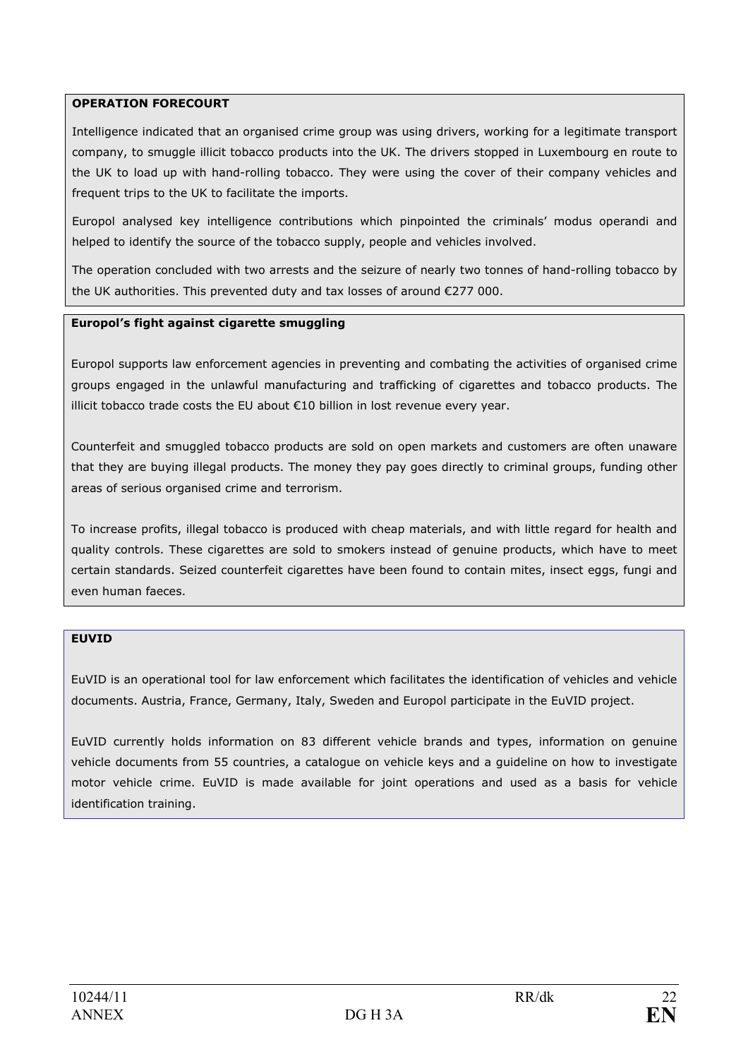**OPERATION FORECOURT**

Intelligence indicated that an organised crime group was using drivers, working for a legitimate transport company, to smuggle illicit tobacco products into the UK. The drivers stopped in Luxembourg en route to the UK to load up with hand-rolling tobacco. They were using the cover of their company vehicles and frequent trips to the UK to facilitate the imports.

Europol analysed key intelligence contributions which pinpointed the criminals' modus operandi and helped to identify the source of the tobacco supply, people and vehicles involved.

The operation concluded with two arrests and the seizure of nearly two tonnes of hand-rolling tobacco by the UK authorities. This prevented duty and tax losses of around €277 000.

**Europol's fight against cigarette smuggling**

Europol supports law enforcement agencies in preventing and combating the activities of organised crime groups engaged in the unlawful manufacturing and trafficking of cigarettes and tobacco products. The illicit tobacco trade costs the EU about €10 billion in lost revenue every year.

Counterfeit and smuggled tobacco products are sold on open markets and customers are often unaware that they are buying illegal products. The money they pay goes directly to criminal groups, funding other areas of serious organised crime and terrorism.

To increase profits, illegal tobacco is produced with cheap materials, and with little regard for health and quality controls. These cigarettes are sold to smokers instead of genuine products, which have to meet certain standards. Seized counterfeit cigarettes have been found to contain mites, insect eggs, fungi and even human faeces.

**EUVID**

EuVID is an operational tool for law enforcement which facilitates the identification of vehicles and vehicle documents. Austria, France, Germany, Italy, Sweden and Europol participate in the EuVID project.

EuVID currently holds information on 83 different vehicle brands and types, information on genuine vehicle documents from 55 countries, a catalogue on vehicle keys and a guideline on how to investigate motor vehicle crime. EuVID is made available for joint operations and used as a basis for vehicle identification training.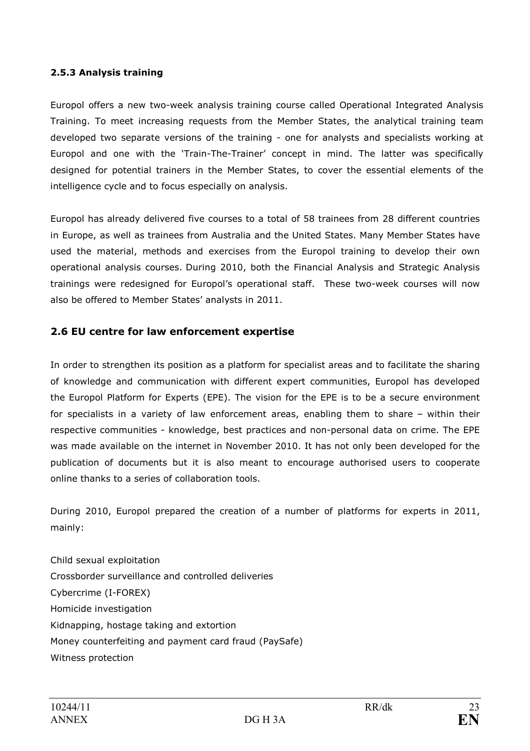#### 2.5.3 Analysis training

Europol offers a new two-week analysis training course called Operational Integrated Analysis Training. To meet increasing requests from the Member States, the analytical training team developed two separate versions of the training - one for analysts and specialists working at Europol and one with the 'Train-The-Trainer' concept in mind. The latter was specifically designed for potential trainers in the Member States, to cover the essential elements of the intelligence cycle and to focus especially on analysis.

Europol has already delivered five courses to a total of 58 trainees from 28 different countries in Europe, as well as trainees from Australia and the United States. Many Member States have used the material, methods and exercises from the Europol training to develop their own operational analysis courses. During 2010, both the Financial Analysis and Strategic Analysis trainings were redesigned for Europol's operational staff. These two-week courses will now also be offered to Member States' analysts in 2011.

### 2.6 EU centre for law enforcement expertise

In order to strengthen its position as a platform for specialist areas and to facilitate the sharing of knowledge and communication with different expert communities, Europol has developed the Europol Platform for Experts (EPE). The vision for the EPE is to be a secure environment for specialists in a variety of law enforcement areas, enabling them to share – within their respective communities - knowledge, best practices and non-personal data on crime. The EPE was made available on the internet in November 2010. It has not only been developed for the publication of documents but it is also meant to encourage authorised users to cooperate online thanks to a series of collaboration tools.

During 2010, Europol prepared the creation of a number of platforms for experts in 2011, mainly:

Child sexual exploitation
Crossborder surveillance and controlled deliveries
Cybercrime (I-FOREX)
Homicide investigation
Kidnapping, hostage taking and extortion
Money counterfeiting and payment card fraud (PaySafe)
Witness protection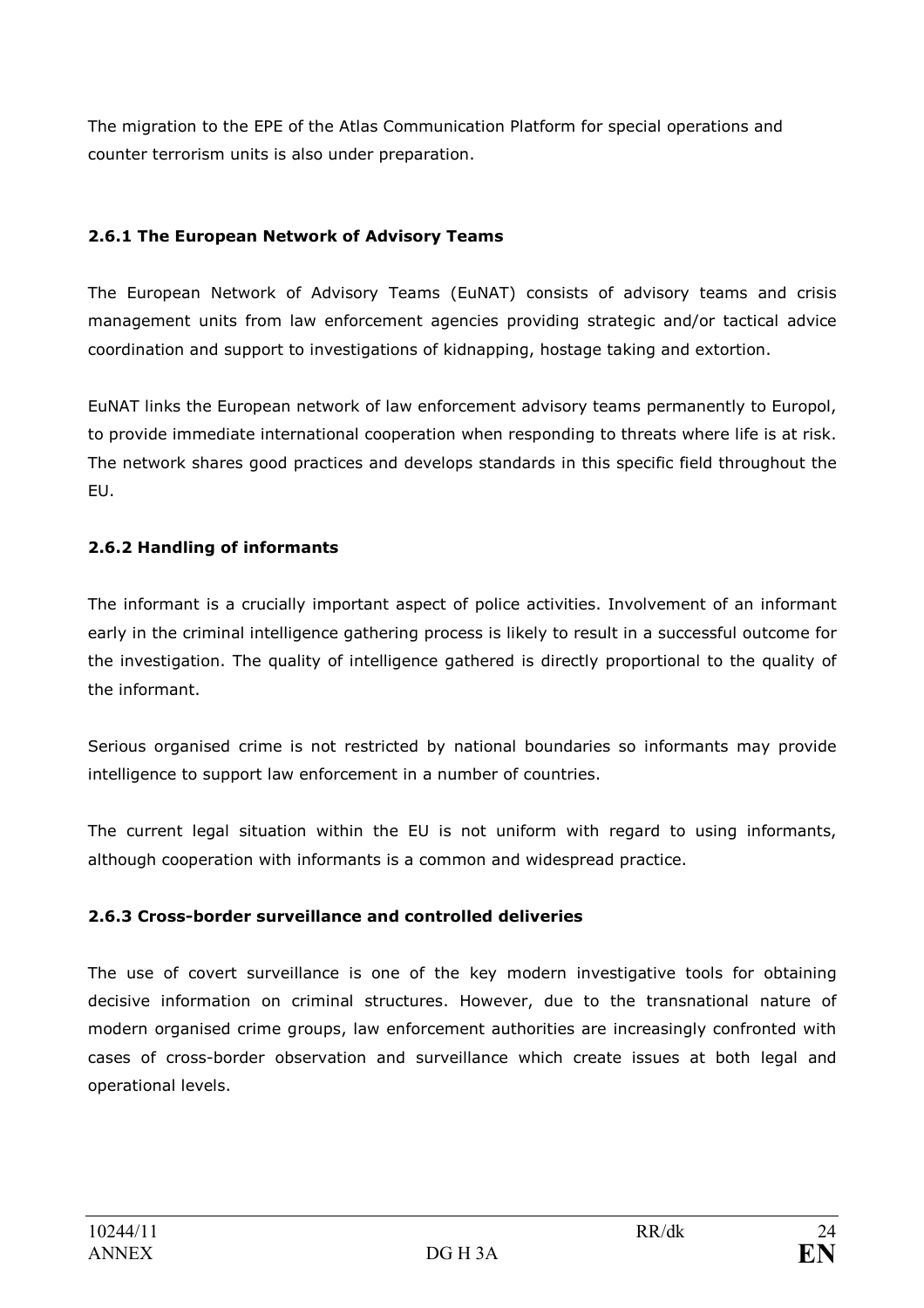The migration to the EPE of the Atlas Communication Platform for special operations and counter terrorism units is also under preparation.

### 2.6.1 The European Network of Advisory Teams

The European Network of Advisory Teams (EuNAT) consists of advisory teams and crisis management units from law enforcement agencies providing strategic and/or tactical advice coordination and support to investigations of kidnapping, hostage taking and extortion.

EuNAT links the European network of law enforcement advisory teams permanently to Europol, to provide immediate international cooperation when responding to threats where life is at risk. The network shares good practices and develops standards in this specific field throughout the EU.

### 2.6.2 Handling of informants

The informant is a crucially important aspect of police activities. Involvement of an informant early in the criminal intelligence gathering process is likely to result in a successful outcome for the investigation. The quality of intelligence gathered is directly proportional to the quality of the informant.

Serious organised crime is not restricted by national boundaries so informants may provide intelligence to support law enforcement in a number of countries.

The current legal situation within the EU is not uniform with regard to using informants, although cooperation with informants is a common and widespread practice.

### 2.6.3 Cross-border surveillance and controlled deliveries

The use of covert surveillance is one of the key modern investigative tools for obtaining decisive information on criminal structures. However, due to the transnational nature of modern organised crime groups, law enforcement authorities are increasingly confronted with cases of cross-border observation and surveillance which create issues at both legal and operational levels.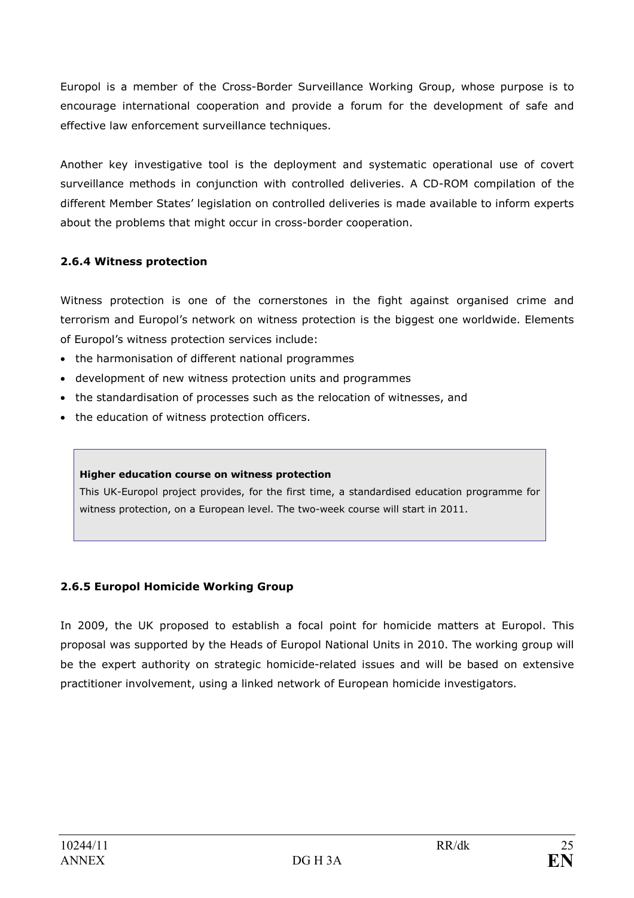Europol is a member of the Cross-Border Surveillance Working Group, whose purpose is to encourage international cooperation and provide a forum for the development of safe and effective law enforcement surveillance techniques.

Another key investigative tool is the deployment and systematic operational use of covert surveillance methods in conjunction with controlled deliveries. A CD-ROM compilation of the different Member States' legislation on controlled deliveries is made available to inform experts about the problems that might occur in cross-border cooperation.

### 2.6.4 Witness protection

Witness protection is one of the cornerstones in the fight against organised crime and terrorism and Europol's network on witness protection is the biggest one worldwide. Elements of Europol's witness protection services include:

- the harmonisation of different national programmes
- development of new witness protection units and programmes
- the standardisation of processes such as the relocation of witnesses, and
- the education of witness protection officers.

**Higher education course on witness protection**

This UK-Europol project provides, for the first time, a standardised education programme for witness protection, on a European level. The two-week course will start in 2011.

### 2.6.5 Europol Homicide Working Group

In 2009, the UK proposed to establish a focal point for homicide matters at Europol. This proposal was supported by the Heads of Europol National Units in 2010. The working group will be the expert authority on strategic homicide-related issues and will be based on extensive practitioner involvement, using a linked network of European homicide investigators.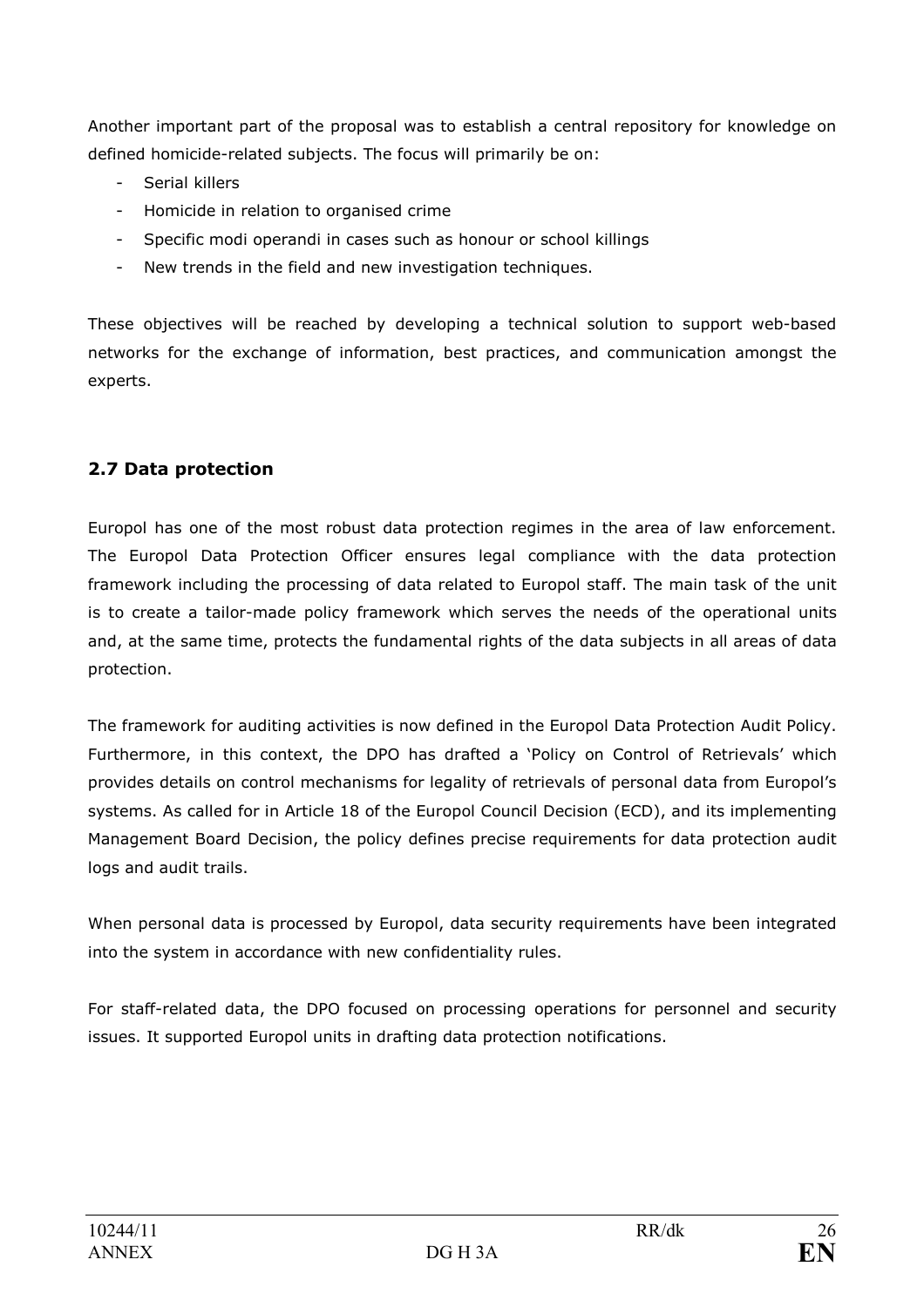Another important part of the proposal was to establish a central repository for knowledge on defined homicide-related subjects. The focus will primarily be on:

- Serial killers
- Homicide in relation to organised crime
- Specific modi operandi in cases such as honour or school killings
- New trends in the field and new investigation techniques.

These objectives will be reached by developing a technical solution to support web-based networks for the exchange of information, best practices, and communication amongst the experts.

## 2.7 Data protection

Europol has one of the most robust data protection regimes in the area of law enforcement. The Europol Data Protection Officer ensures legal compliance with the data protection framework including the processing of data related to Europol staff. The main task of the unit is to create a tailor-made policy framework which serves the needs of the operational units and, at the same time, protects the fundamental rights of the data subjects in all areas of data protection.

The framework for auditing activities is now defined in the Europol Data Protection Audit Policy. Furthermore, in this context, the DPO has drafted a 'Policy on Control of Retrievals' which provides details on control mechanisms for legality of retrievals of personal data from Europol's systems. As called for in Article 18 of the Europol Council Decision (ECD), and its implementing Management Board Decision, the policy defines precise requirements for data protection audit logs and audit trails.

When personal data is processed by Europol, data security requirements have been integrated into the system in accordance with new confidentiality rules.

For staff-related data, the DPO focused on processing operations for personnel and security issues. It supported Europol units in drafting data protection notifications.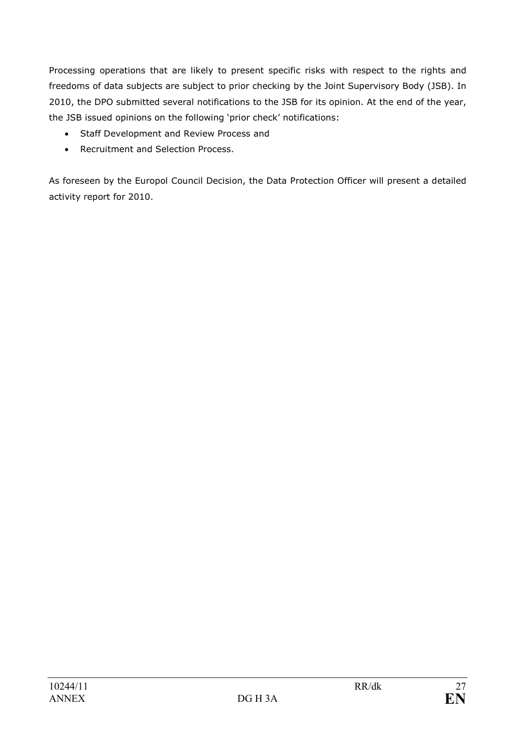Processing operations that are likely to present specific risks with respect to the rights and freedoms of data subjects are subject to prior checking by the Joint Supervisory Body (JSB). In 2010, the DPO submitted several notifications to the JSB for its opinion. At the end of the year, the JSB issued opinions on the following 'prior check' notifications:

- Staff Development and Review Process and
- Recruitment and Selection Process.

As foreseen by the Europol Council Decision, the Data Protection Officer will present a detailed activity report for 2010.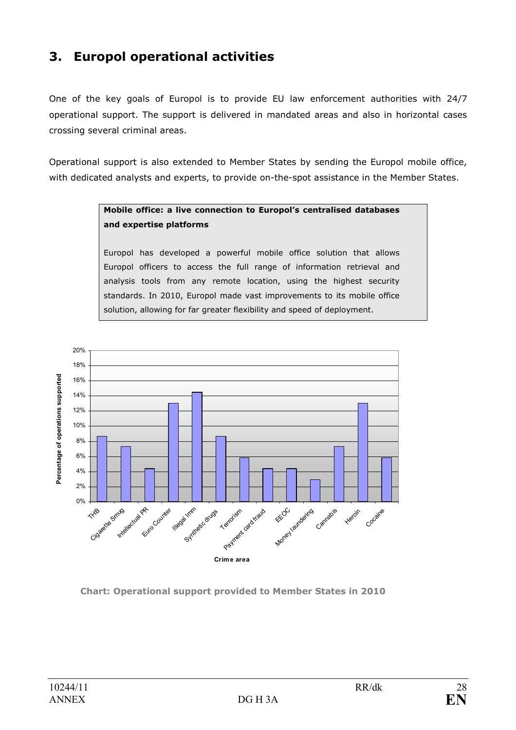## 3. Europol operational activities

One of the key goals of Europol is to provide EU law enforcement authorities with 24/7 operational support. The support is delivered in mandated areas and also in horizontal cases crossing several criminal areas.

Operational support is also extended to Member States by sending the Europol mobile office, with dedicated analysts and experts, to provide on-the-spot assistance in the Member States.

> **Mobile office: a live connection to Europol's centralised databases and expertise platforms**
>
> Europol has developed a powerful mobile office solution that allows Europol officers to access the full range of information retrieval and analysis tools from any remote location, using the highest security standards. In 2010, Europol made vast improvements to its mobile office solution, allowing for far greater flexibility and speed of deployment.

**Chart: Operational support provided to Member States in 2010**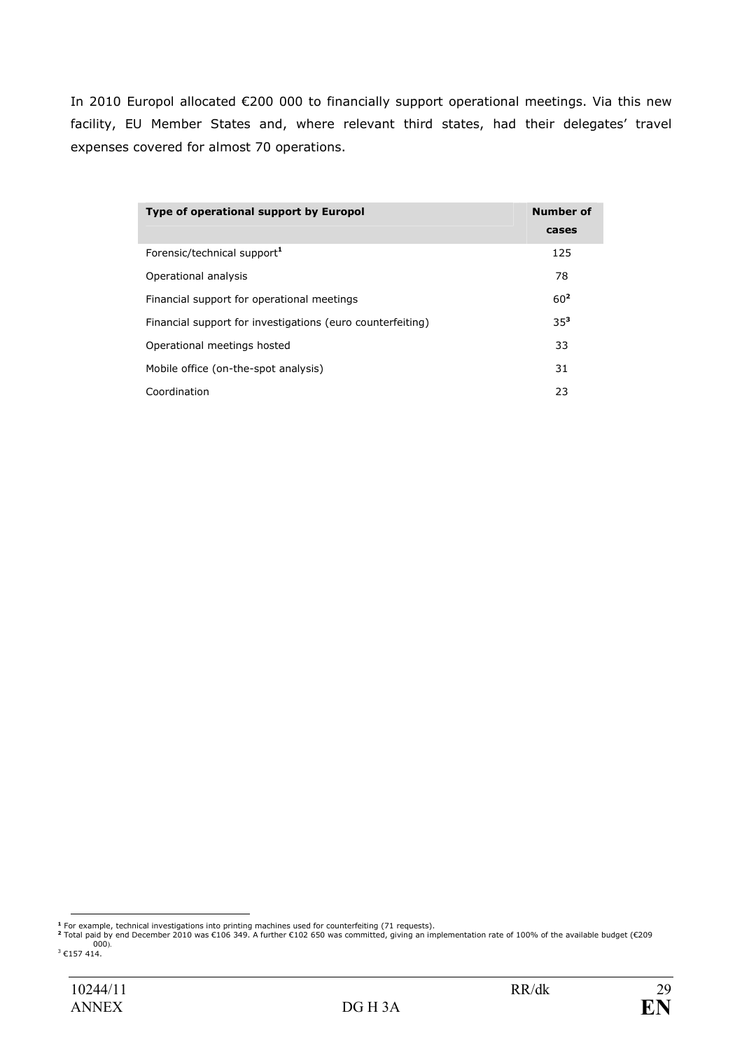In 2010 Europol allocated €200 000 to financially support operational meetings. Via this new facility, EU Member States and, where relevant third states, had their delegates' travel expenses covered for almost 70 operations.

| Type of operational support by Europol | Number of cases |
| --- | --- |
| Forensic/technical support[1] | 125 |
| Operational analysis | 78 |
| Financial support for operational meetings | 60[2] |
| Financial support for investigations (euro counterfeiting) | 35[3] |
| Operational meetings hosted | 33 |
| Mobile office (on-the-spot analysis) | 31 |
| Coordination | 23 |

[1] For example, technical investigations into printing machines used for counterfeiting (71 requests).
[2] Total paid by end December 2010 was €106 349. A further €102 650 was committed, giving an implementation rate of 100% of the available budget (€209 000).
[3] €157 414.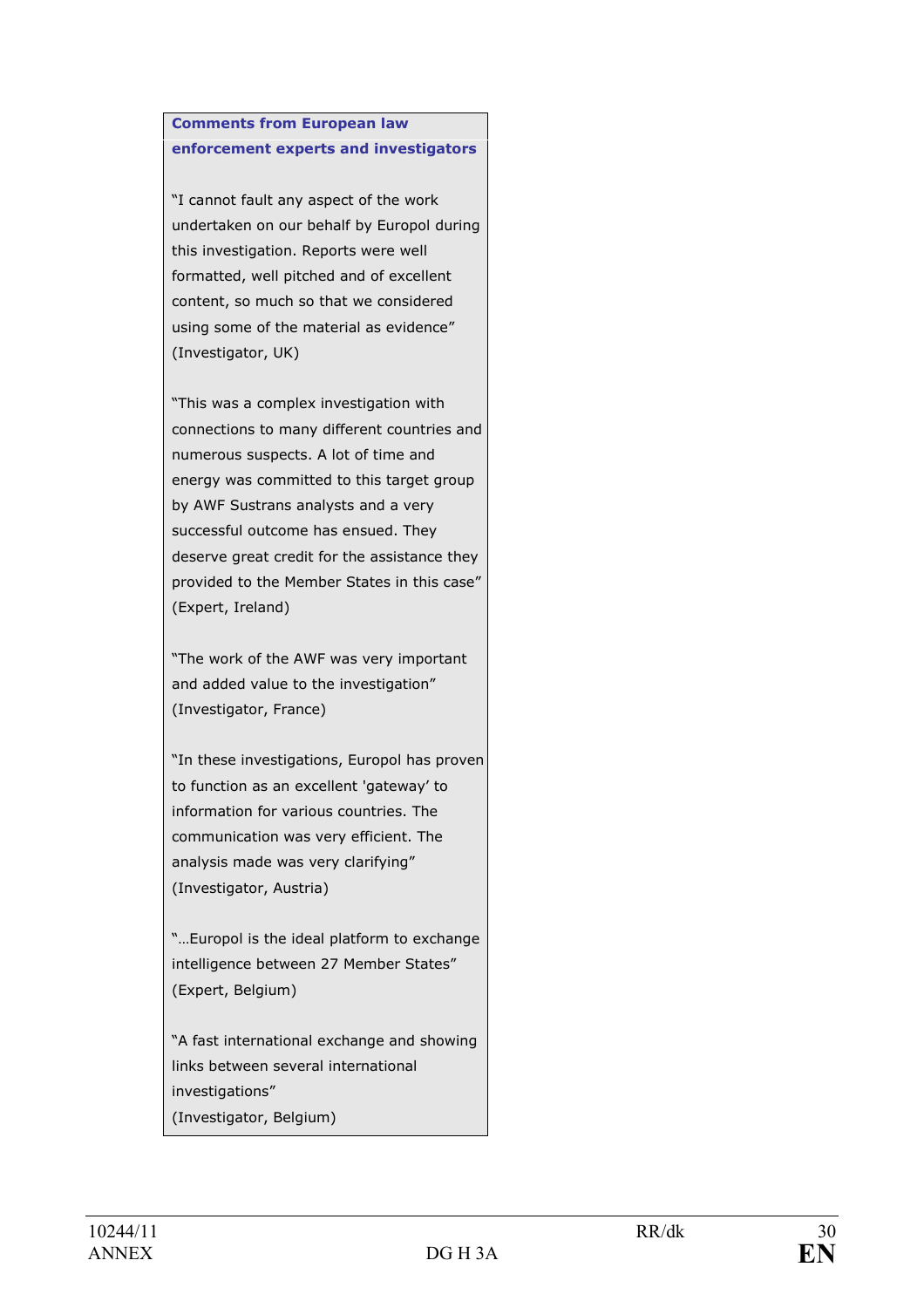**Comments from European law enforcement experts and investigators**

"I cannot fault any aspect of the work undertaken on our behalf by Europol during this investigation. Reports were well formatted, well pitched and of excellent content, so much so that we considered using some of the material as evidence" (Investigator, UK)

"This was a complex investigation with connections to many different countries and numerous suspects. A lot of time and energy was committed to this target group by AWF Sustrans analysts and a very successful outcome has ensued. They deserve great credit for the assistance they provided to the Member States in this case" (Expert, Ireland)

"The work of the AWF was very important and added value to the investigation" (Investigator, France)

"In these investigations, Europol has proven to function as an excellent 'gateway' to information for various countries. The communication was very efficient. The analysis made was very clarifying" (Investigator, Austria)

"…Europol is the ideal platform to exchange intelligence between 27 Member States" (Expert, Belgium)

"A fast international exchange and showing links between several international investigations"
(Investigator, Belgium)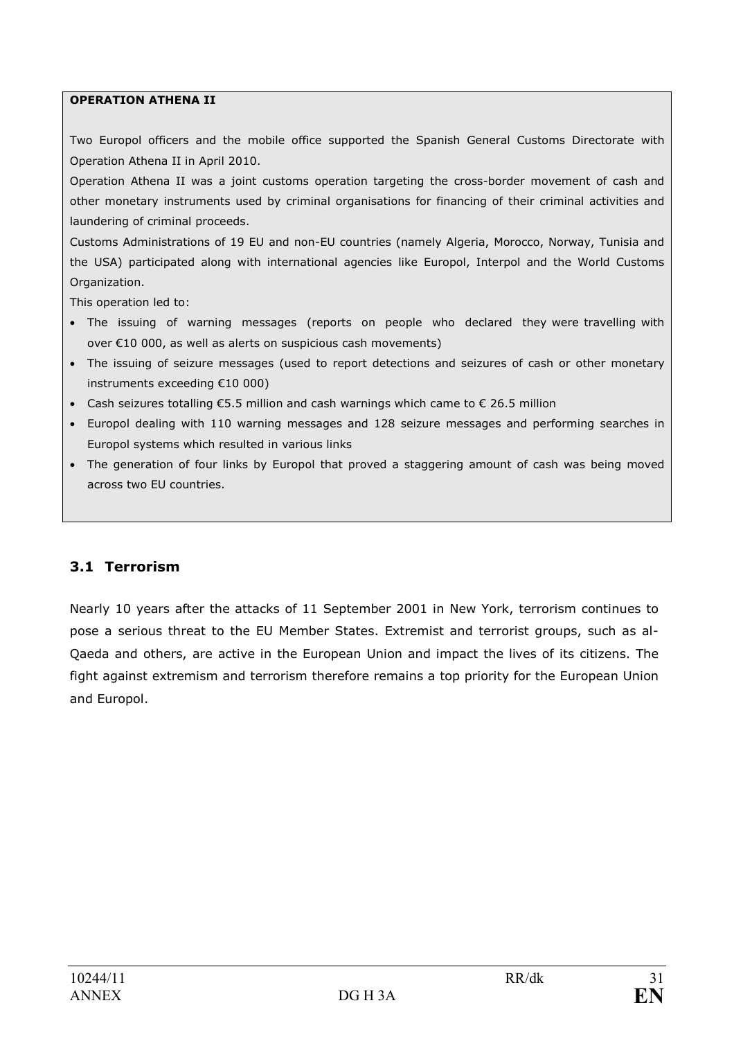**OPERATION ATHENA II**

Two Europol officers and the mobile office supported the Spanish General Customs Directorate with Operation Athena II in April 2010.

Operation Athena II was a joint customs operation targeting the cross-border movement of cash and other monetary instruments used by criminal organisations for financing of their criminal activities and laundering of criminal proceeds.

Customs Administrations of 19 EU and non-EU countries (namely Algeria, Morocco, Norway, Tunisia and the USA) participated along with international agencies like Europol, Interpol and the World Customs Organization.

This operation led to:

- The issuing of warning messages (reports on people who declared they were travelling with over €10 000, as well as alerts on suspicious cash movements)
- The issuing of seizure messages (used to report detections and seizures of cash or other monetary instruments exceeding €10 000)
- Cash seizures totalling €5.5 million and cash warnings which came to € 26.5 million
- Europol dealing with 110 warning messages and 128 seizure messages and performing searches in Europol systems which resulted in various links
- The generation of four links by Europol that proved a staggering amount of cash was being moved across two EU countries.

### 3.1 Terrorism

Nearly 10 years after the attacks of 11 September 2001 in New York, terrorism continues to pose a serious threat to the EU Member States. Extremist and terrorist groups, such as al-Qaeda and others, are active in the European Union and impact the lives of its citizens. The fight against extremism and terrorism therefore remains a top priority for the European Union and Europol.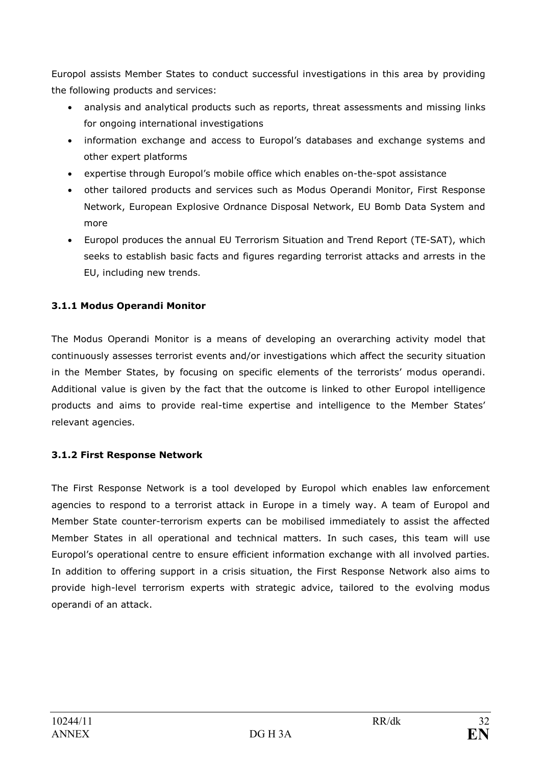Europol assists Member States to conduct successful investigations in this area by providing the following products and services:

- analysis and analytical products such as reports, threat assessments and missing links for ongoing international investigations
- information exchange and access to Europol's databases and exchange systems and other expert platforms
- expertise through Europol's mobile office which enables on-the-spot assistance
- other tailored products and services such as Modus Operandi Monitor, First Response Network, European Explosive Ordnance Disposal Network, EU Bomb Data System and more
- Europol produces the annual EU Terrorism Situation and Trend Report (TE-SAT), which seeks to establish basic facts and figures regarding terrorist attacks and arrests in the EU, including new trends.

### 3.1.1 Modus Operandi Monitor

The Modus Operandi Monitor is a means of developing an overarching activity model that continuously assesses terrorist events and/or investigations which affect the security situation in the Member States, by focusing on specific elements of the terrorists' modus operandi. Additional value is given by the fact that the outcome is linked to other Europol intelligence products and aims to provide real-time expertise and intelligence to the Member States' relevant agencies.

### 3.1.2 First Response Network

The First Response Network is a tool developed by Europol which enables law enforcement agencies to respond to a terrorist attack in Europe in a timely way. A team of Europol and Member State counter-terrorism experts can be mobilised immediately to assist the affected Member States in all operational and technical matters. In such cases, this team will use Europol's operational centre to ensure efficient information exchange with all involved parties. In addition to offering support in a crisis situation, the First Response Network also aims to provide high-level terrorism experts with strategic advice, tailored to the evolving modus operandi of an attack.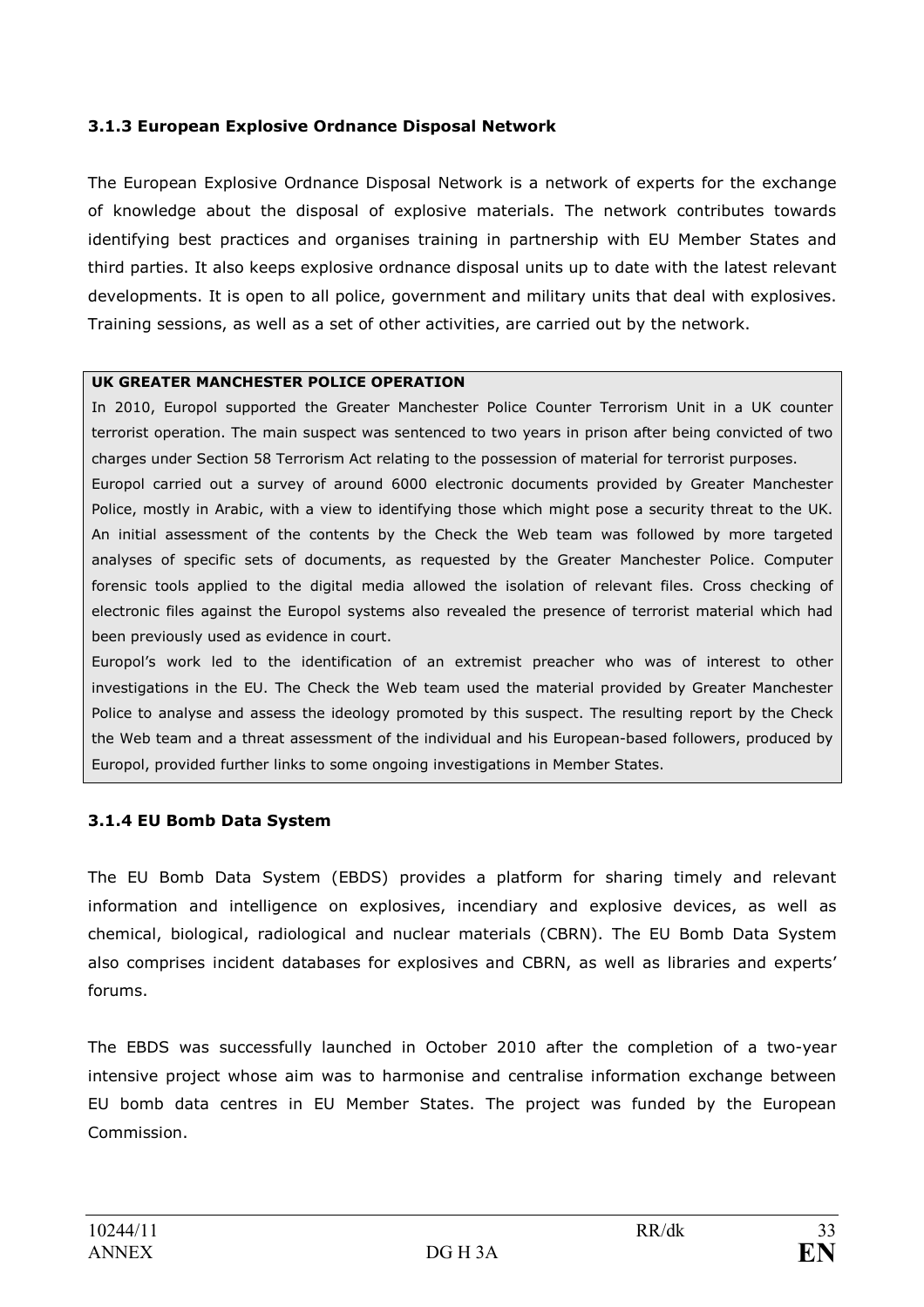### 3.1.3 European Explosive Ordnance Disposal Network

The European Explosive Ordnance Disposal Network is a network of experts for the exchange of knowledge about the disposal of explosive materials. The network contributes towards identifying best practices and organises training in partnership with EU Member States and third parties. It also keeps explosive ordnance disposal units up to date with the latest relevant developments. It is open to all police, government and military units that deal with explosives. Training sessions, as well as a set of other activities, are carried out by the network.

**UK GREATER MANCHESTER POLICE OPERATION**

In 2010, Europol supported the Greater Manchester Police Counter Terrorism Unit in a UK counter terrorist operation. The main suspect was sentenced to two years in prison after being convicted of two charges under Section 58 Terrorism Act relating to the possession of material for terrorist purposes.

Europol carried out a survey of around 6000 electronic documents provided by Greater Manchester Police, mostly in Arabic, with a view to identifying those which might pose a security threat to the UK. An initial assessment of the contents by the Check the Web team was followed by more targeted analyses of specific sets of documents, as requested by the Greater Manchester Police. Computer forensic tools applied to the digital media allowed the isolation of relevant files. Cross checking of electronic files against the Europol systems also revealed the presence of terrorist material which had been previously used as evidence in court.

Europol's work led to the identification of an extremist preacher who was of interest to other investigations in the EU. The Check the Web team used the material provided by Greater Manchester Police to analyse and assess the ideology promoted by this suspect. The resulting report by the Check the Web team and a threat assessment of the individual and his European-based followers, produced by Europol, provided further links to some ongoing investigations in Member States.

### 3.1.4 EU Bomb Data System

The EU Bomb Data System (EBDS) provides a platform for sharing timely and relevant information and intelligence on explosives, incendiary and explosive devices, as well as chemical, biological, radiological and nuclear materials (CBRN). The EU Bomb Data System also comprises incident databases for explosives and CBRN, as well as libraries and experts' forums.

The EBDS was successfully launched in October 2010 after the completion of a two-year intensive project whose aim was to harmonise and centralise information exchange between EU bomb data centres in EU Member States. The project was funded by the European Commission.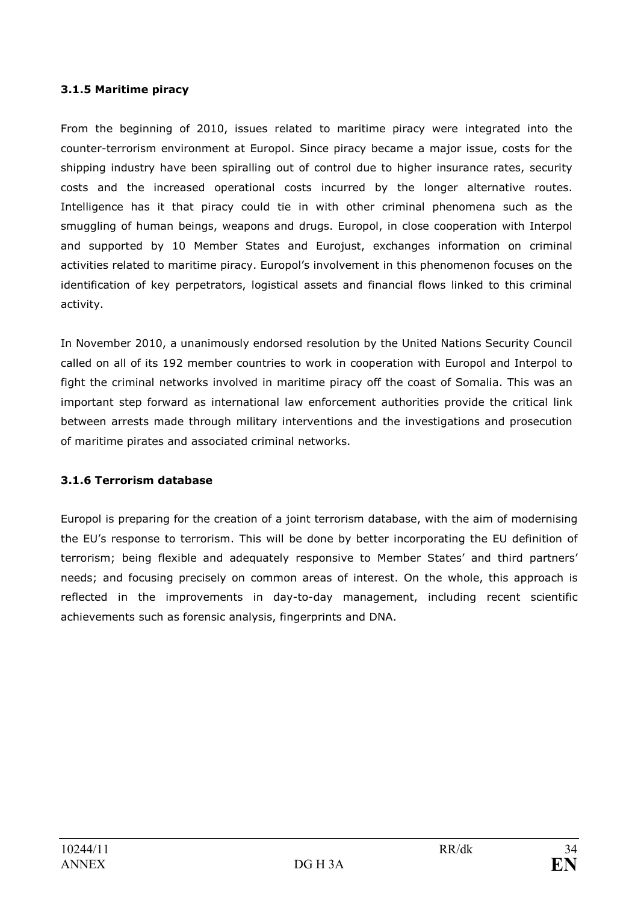### 3.1.5 Maritime piracy

From the beginning of 2010, issues related to maritime piracy were integrated into the counter-terrorism environment at Europol. Since piracy became a major issue, costs for the shipping industry have been spiralling out of control due to higher insurance rates, security costs and the increased operational costs incurred by the longer alternative routes. Intelligence has it that piracy could tie in with other criminal phenomena such as the smuggling of human beings, weapons and drugs. Europol, in close cooperation with Interpol and supported by 10 Member States and Eurojust, exchanges information on criminal activities related to maritime piracy. Europol's involvement in this phenomenon focuses on the identification of key perpetrators, logistical assets and financial flows linked to this criminal activity.

In November 2010, a unanimously endorsed resolution by the United Nations Security Council called on all of its 192 member countries to work in cooperation with Europol and Interpol to fight the criminal networks involved in maritime piracy off the coast of Somalia. This was an important step forward as international law enforcement authorities provide the critical link between arrests made through military interventions and the investigations and prosecution of maritime pirates and associated criminal networks.

### 3.1.6 Terrorism database

Europol is preparing for the creation of a joint terrorism database, with the aim of modernising the EU's response to terrorism. This will be done by better incorporating the EU definition of terrorism; being flexible and adequately responsive to Member States' and third partners' needs; and focusing precisely on common areas of interest. On the whole, this approach is reflected in the improvements in day-to-day management, including recent scientific achievements such as forensic analysis, fingerprints and DNA.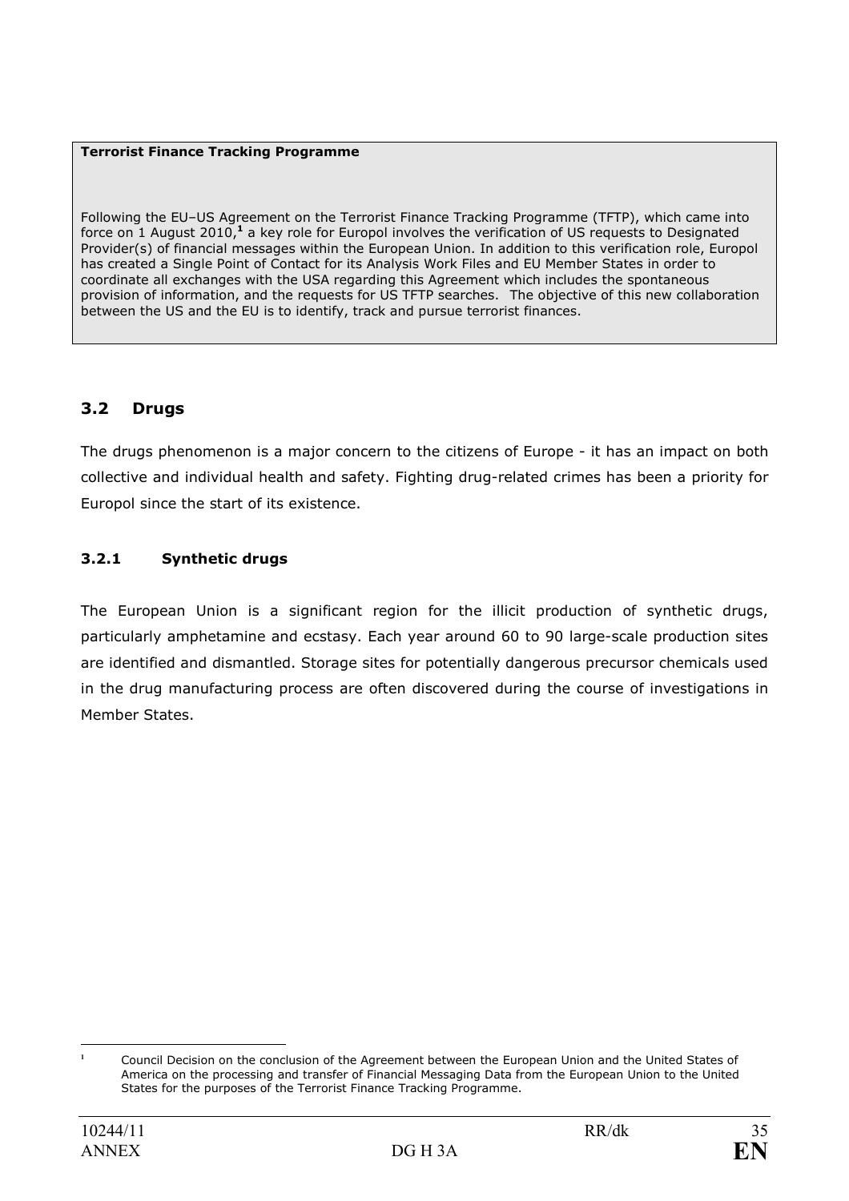**Terrorist Finance Tracking Programme**

Following the EU–US Agreement on the Terrorist Finance Tracking Programme (TFTP), which came into force on 1 August 2010,[1] a key role for Europol involves the verification of US requests to Designated Provider(s) of financial messages within the European Union. In addition to this verification role, Europol has created a Single Point of Contact for its Analysis Work Files and EU Member States in order to coordinate all exchanges with the USA regarding this Agreement which includes the spontaneous provision of information, and the requests for US TFTP searches. The objective of this new collaboration between the US and the EU is to identify, track and pursue terrorist finances.

## 3.2 Drugs

The drugs phenomenon is a major concern to the citizens of Europe - it has an impact on both collective and individual health and safety. Fighting drug-related crimes has been a priority for Europol since the start of its existence.

### 3.2.1 Synthetic drugs

The European Union is a significant region for the illicit production of synthetic drugs, particularly amphetamine and ecstasy. Each year around 60 to 90 large-scale production sites are identified and dismantled. Storage sites for potentially dangerous precursor chemicals used in the drug manufacturing process are often discovered during the course of investigations in Member States.

[1] Council Decision on the conclusion of the Agreement between the European Union and the United States of America on the processing and transfer of Financial Messaging Data from the European Union to the United States for the purposes of the Terrorist Finance Tracking Programme.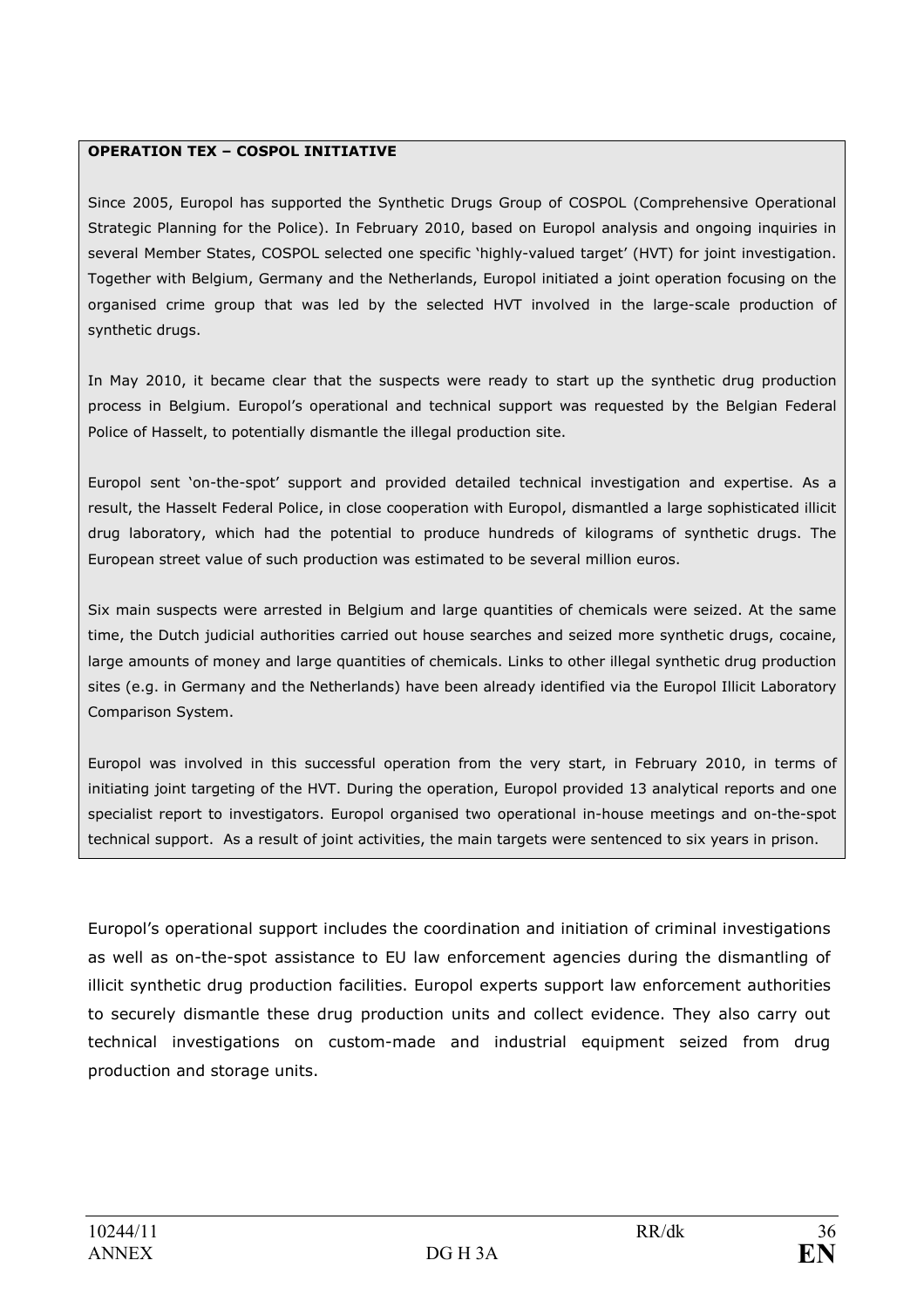**OPERATION TEX – COSPOL INITIATIVE**

Since 2005, Europol has supported the Synthetic Drugs Group of COSPOL (Comprehensive Operational Strategic Planning for the Police). In February 2010, based on Europol analysis and ongoing inquiries in several Member States, COSPOL selected one specific 'highly-valued target' (HVT) for joint investigation. Together with Belgium, Germany and the Netherlands, Europol initiated a joint operation focusing on the organised crime group that was led by the selected HVT involved in the large-scale production of synthetic drugs.

In May 2010, it became clear that the suspects were ready to start up the synthetic drug production process in Belgium. Europol's operational and technical support was requested by the Belgian Federal Police of Hasselt, to potentially dismantle the illegal production site.

Europol sent 'on-the-spot' support and provided detailed technical investigation and expertise. As a result, the Hasselt Federal Police, in close cooperation with Europol, dismantled a large sophisticated illicit drug laboratory, which had the potential to produce hundreds of kilograms of synthetic drugs. The European street value of such production was estimated to be several million euros.

Six main suspects were arrested in Belgium and large quantities of chemicals were seized. At the same time, the Dutch judicial authorities carried out house searches and seized more synthetic drugs, cocaine, large amounts of money and large quantities of chemicals. Links to other illegal synthetic drug production sites (e.g. in Germany and the Netherlands) have been already identified via the Europol Illicit Laboratory Comparison System.

Europol was involved in this successful operation from the very start, in February 2010, in terms of initiating joint targeting of the HVT. During the operation, Europol provided 13 analytical reports and one specialist report to investigators. Europol organised two operational in-house meetings and on-the-spot technical support. As a result of joint activities, the main targets were sentenced to six years in prison.

Europol's operational support includes the coordination and initiation of criminal investigations as well as on-the-spot assistance to EU law enforcement agencies during the dismantling of illicit synthetic drug production facilities. Europol experts support law enforcement authorities to securely dismantle these drug production units and collect evidence. They also carry out technical investigations on custom-made and industrial equipment seized from drug production and storage units.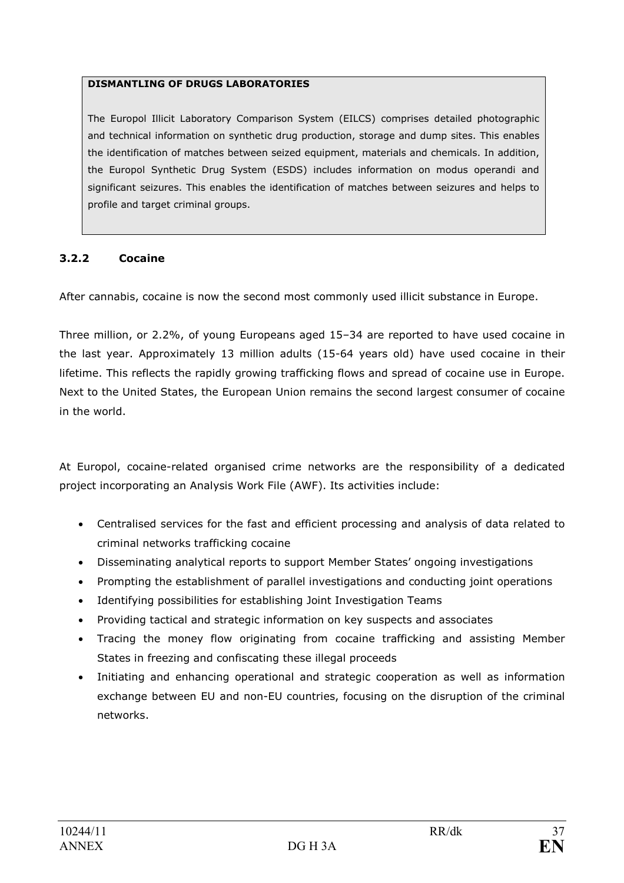**DISMANTLING OF DRUGS LABORATORIES**

The Europol Illicit Laboratory Comparison System (EILCS) comprises detailed photographic and technical information on synthetic drug production, storage and dump sites. This enables the identification of matches between seized equipment, materials and chemicals. In addition, the Europol Synthetic Drug System (ESDS) includes information on modus operandi and significant seizures. This enables the identification of matches between seizures and helps to profile and target criminal groups.

### 3.2.2 Cocaine

After cannabis, cocaine is now the second most commonly used illicit substance in Europe.

Three million, or 2.2%, of young Europeans aged 15–34 are reported to have used cocaine in the last year. Approximately 13 million adults (15-64 years old) have used cocaine in their lifetime. This reflects the rapidly growing trafficking flows and spread of cocaine use in Europe. Next to the United States, the European Union remains the second largest consumer of cocaine in the world.

At Europol, cocaine-related organised crime networks are the responsibility of a dedicated project incorporating an Analysis Work File (AWF). Its activities include:

- Centralised services for the fast and efficient processing and analysis of data related to criminal networks trafficking cocaine
- Disseminating analytical reports to support Member States' ongoing investigations
- Prompting the establishment of parallel investigations and conducting joint operations
- Identifying possibilities for establishing Joint Investigation Teams
- Providing tactical and strategic information on key suspects and associates
- Tracing the money flow originating from cocaine trafficking and assisting Member States in freezing and confiscating these illegal proceeds
- Initiating and enhancing operational and strategic cooperation as well as information exchange between EU and non-EU countries, focusing on the disruption of the criminal networks.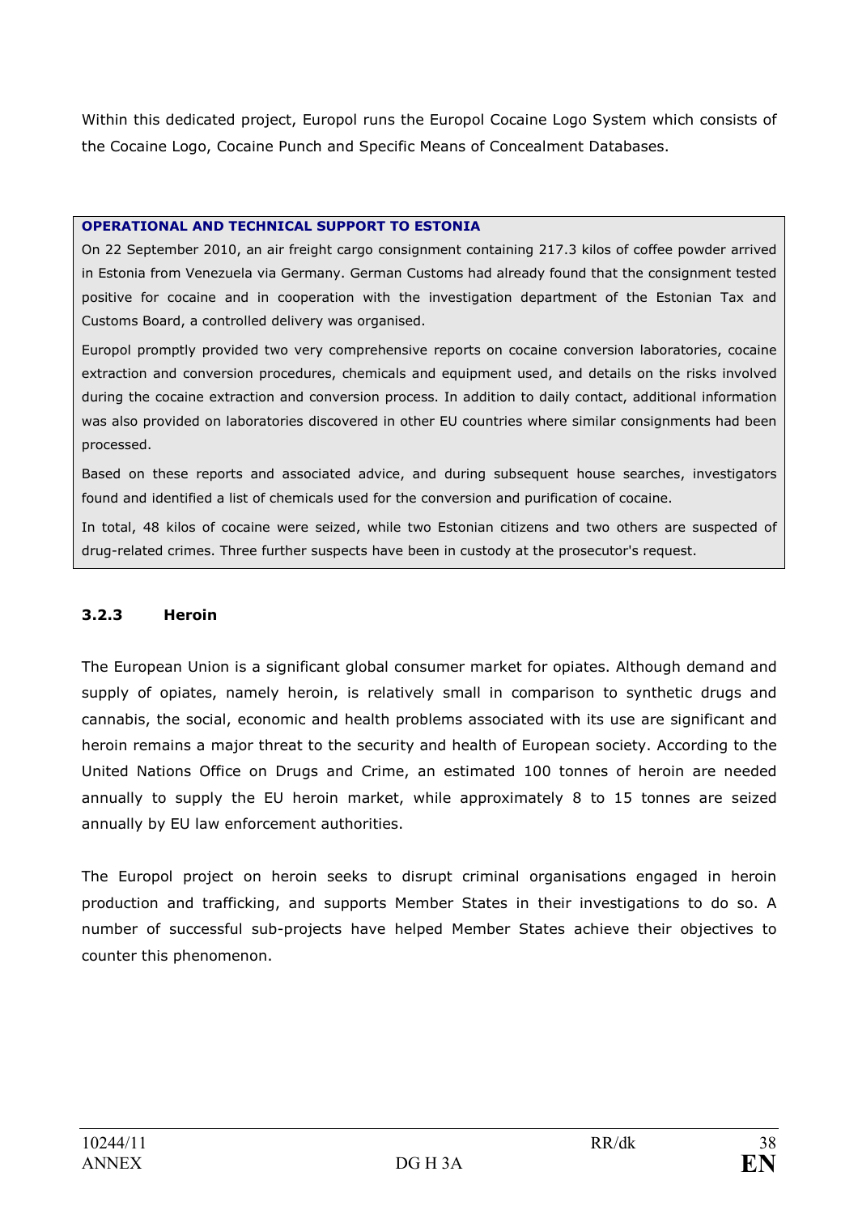Within this dedicated project, Europol runs the Europol Cocaine Logo System which consists of the Cocaine Logo, Cocaine Punch and Specific Means of Concealment Databases.

**OPERATIONAL AND TECHNICAL SUPPORT TO ESTONIA**

On 22 September 2010, an air freight cargo consignment containing 217.3 kilos of coffee powder arrived in Estonia from Venezuela via Germany. German Customs had already found that the consignment tested positive for cocaine and in cooperation with the investigation department of the Estonian Tax and Customs Board, a controlled delivery was organised.

Europol promptly provided two very comprehensive reports on cocaine conversion laboratories, cocaine extraction and conversion procedures, chemicals and equipment used, and details on the risks involved during the cocaine extraction and conversion process. In addition to daily contact, additional information was also provided on laboratories discovered in other EU countries where similar consignments had been processed.

Based on these reports and associated advice, and during subsequent house searches, investigators found and identified a list of chemicals used for the conversion and purification of cocaine.

In total, 48 kilos of cocaine were seized, while two Estonian citizens and two others are suspected of drug-related crimes. Three further suspects have been in custody at the prosecutor's request.

### 3.2.3 Heroin

The European Union is a significant global consumer market for opiates. Although demand and supply of opiates, namely heroin, is relatively small in comparison to synthetic drugs and cannabis, the social, economic and health problems associated with its use are significant and heroin remains a major threat to the security and health of European society. According to the United Nations Office on Drugs and Crime, an estimated 100 tonnes of heroin are needed annually to supply the EU heroin market, while approximately 8 to 15 tonnes are seized annually by EU law enforcement authorities.

The Europol project on heroin seeks to disrupt criminal organisations engaged in heroin production and trafficking, and supports Member States in their investigations to do so. A number of successful sub-projects have helped Member States achieve their objectives to counter this phenomenon.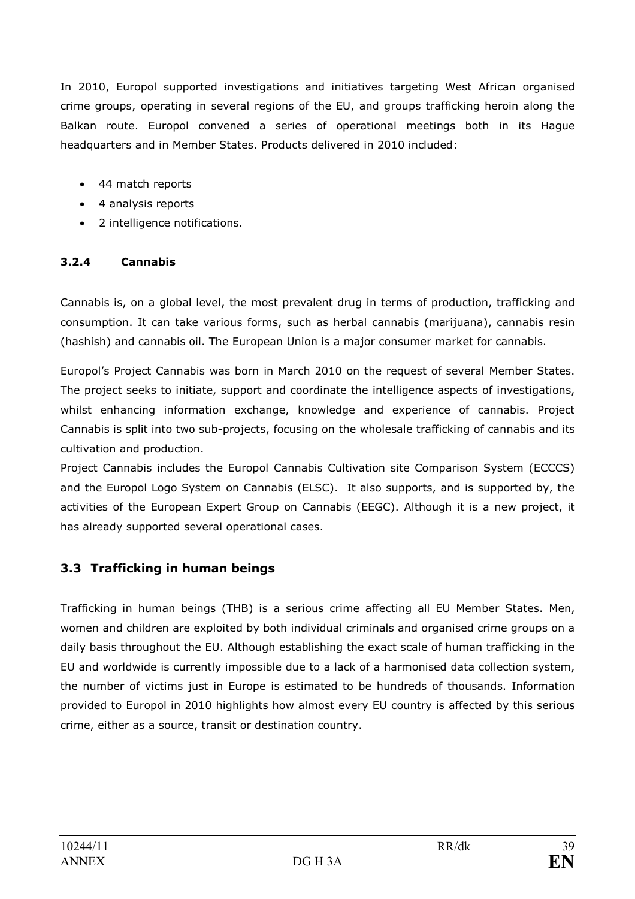In 2010, Europol supported investigations and initiatives targeting West African organised crime groups, operating in several regions of the EU, and groups trafficking heroin along the Balkan route. Europol convened a series of operational meetings both in its Hague headquarters and in Member States. Products delivered in 2010 included:

- 44 match reports
- 4 analysis reports
- 2 intelligence notifications.

### 3.2.4 Cannabis

Cannabis is, on a global level, the most prevalent drug in terms of production, trafficking and consumption. It can take various forms, such as herbal cannabis (marijuana), cannabis resin (hashish) and cannabis oil. The European Union is a major consumer market for cannabis.

Europol's Project Cannabis was born in March 2010 on the request of several Member States. The project seeks to initiate, support and coordinate the intelligence aspects of investigations, whilst enhancing information exchange, knowledge and experience of cannabis. Project Cannabis is split into two sub-projects, focusing on the wholesale trafficking of cannabis and its cultivation and production.

Project Cannabis includes the Europol Cannabis Cultivation site Comparison System (ECCCS) and the Europol Logo System on Cannabis (ELSC). It also supports, and is supported by, the activities of the European Expert Group on Cannabis (EEGC). Although it is a new project, it has already supported several operational cases.

## 3.3 Trafficking in human beings

Trafficking in human beings (THB) is a serious crime affecting all EU Member States. Men, women and children are exploited by both individual criminals and organised crime groups on a daily basis throughout the EU. Although establishing the exact scale of human trafficking in the EU and worldwide is currently impossible due to a lack of a harmonised data collection system, the number of victims just in Europe is estimated to be hundreds of thousands. Information provided to Europol in 2010 highlights how almost every EU country is affected by this serious crime, either as a source, transit or destination country.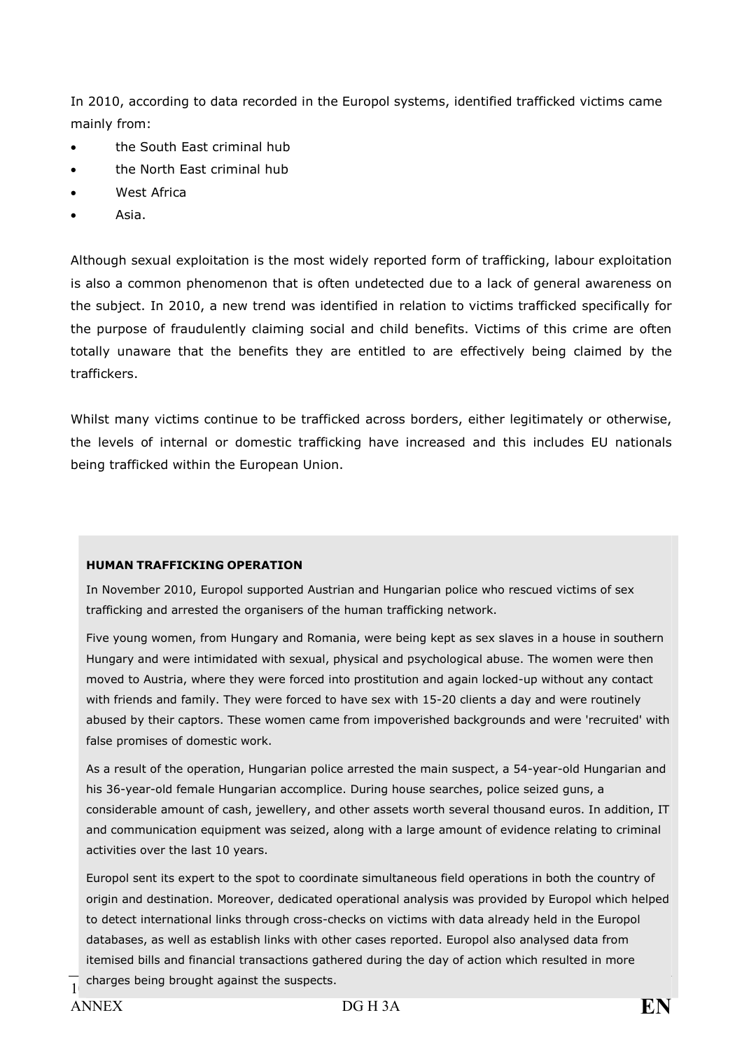In 2010, according to data recorded in the Europol systems, identified trafficked victims came mainly from:

- the South East criminal hub
- the North East criminal hub
- West Africa
- Asia.

Although sexual exploitation is the most widely reported form of trafficking, labour exploitation is also a common phenomenon that is often undetected due to a lack of general awareness on the subject. In 2010, a new trend was identified in relation to victims trafficked specifically for the purpose of fraudulently claiming social and child benefits. Victims of this crime are often totally unaware that the benefits they are entitled to are effectively being claimed by the traffickers.

Whilst many victims continue to be trafficked across borders, either legitimately or otherwise, the levels of internal or domestic trafficking have increased and this includes EU nationals being trafficked within the European Union.

**HUMAN TRAFFICKING OPERATION**

In November 2010, Europol supported Austrian and Hungarian police who rescued victims of sex trafficking and arrested the organisers of the human trafficking network.

Five young women, from Hungary and Romania, were being kept as sex slaves in a house in southern Hungary and were intimidated with sexual, physical and psychological abuse. The women were then moved to Austria, where they were forced into prostitution and again locked-up without any contact with friends and family. They were forced to have sex with 15-20 clients a day and were routinely abused by their captors. These women came from impoverished backgrounds and were 'recruited' with false promises of domestic work.

As a result of the operation, Hungarian police arrested the main suspect, a 54-year-old Hungarian and his 36-year-old female Hungarian accomplice. During house searches, police seized guns, a considerable amount of cash, jewellery, and other assets worth several thousand euros. In addition, IT and communication equipment was seized, along with a large amount of evidence relating to criminal activities over the last 10 years.

Europol sent its expert to the spot to coordinate simultaneous field operations in both the country of origin and destination. Moreover, dedicated operational analysis was provided by Europol which helped to detect international links through cross-checks on victims with data already held in the Europol databases, as well as establish links with other cases reported. Europol also analysed data from itemised bills and financial transactions gathered during the day of action which resulted in more charges being brought against the suspects.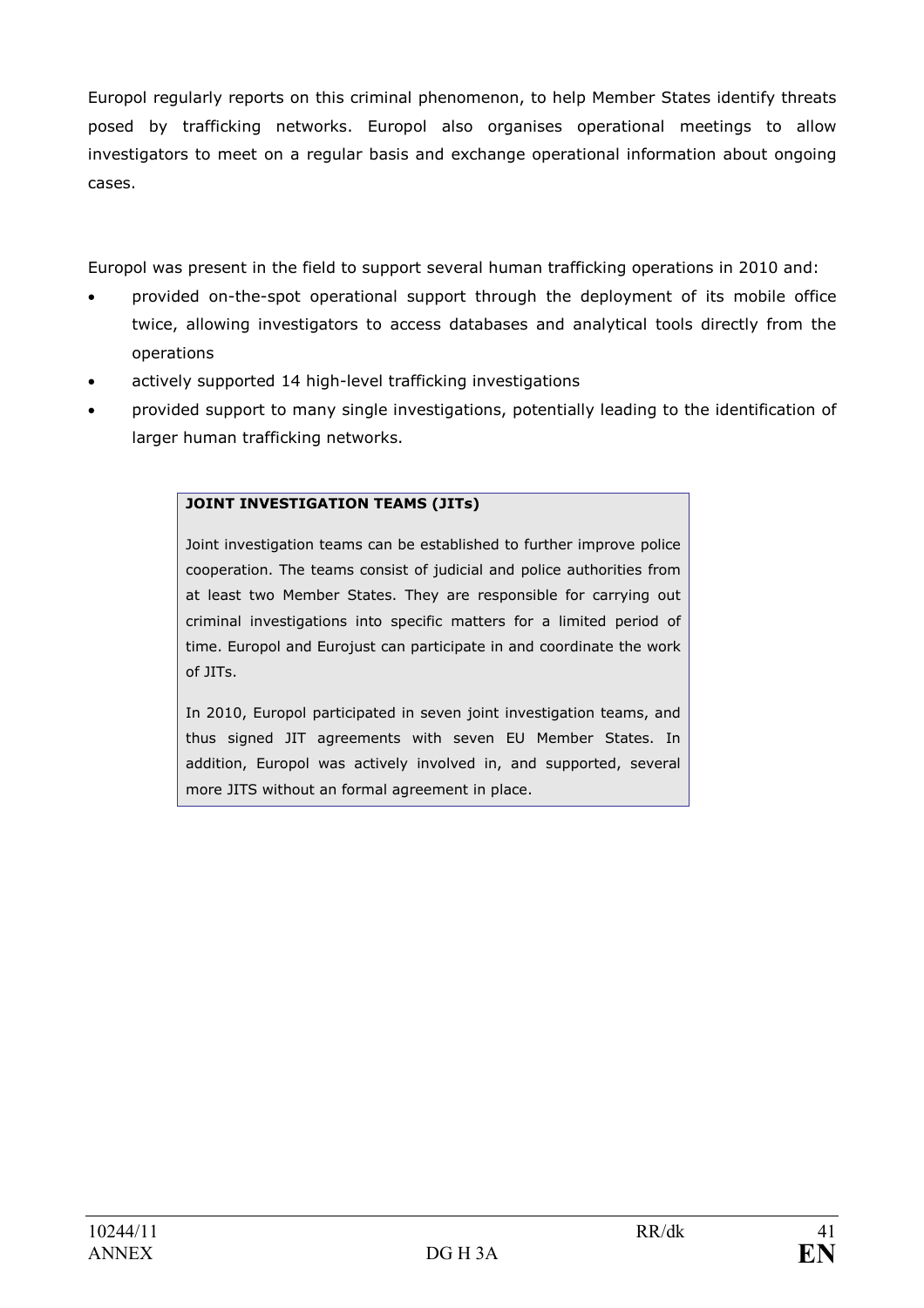Europol regularly reports on this criminal phenomenon, to help Member States identify threats posed by trafficking networks. Europol also organises operational meetings to allow investigators to meet on a regular basis and exchange operational information about ongoing cases.

Europol was present in the field to support several human trafficking operations in 2010 and:

- provided on-the-spot operational support through the deployment of its mobile office twice, allowing investigators to access databases and analytical tools directly from the operations
- actively supported 14 high-level trafficking investigations
- provided support to many single investigations, potentially leading to the identification of larger human trafficking networks.

**JOINT INVESTIGATION TEAMS (JITs)**

Joint investigation teams can be established to further improve police cooperation. The teams consist of judicial and police authorities from at least two Member States. They are responsible for carrying out criminal investigations into specific matters for a limited period of time. Europol and Eurojust can participate in and coordinate the work of JITs.

In 2010, Europol participated in seven joint investigation teams, and thus signed JIT agreements with seven EU Member States. In addition, Europol was actively involved in, and supported, several more JITS without an formal agreement in place.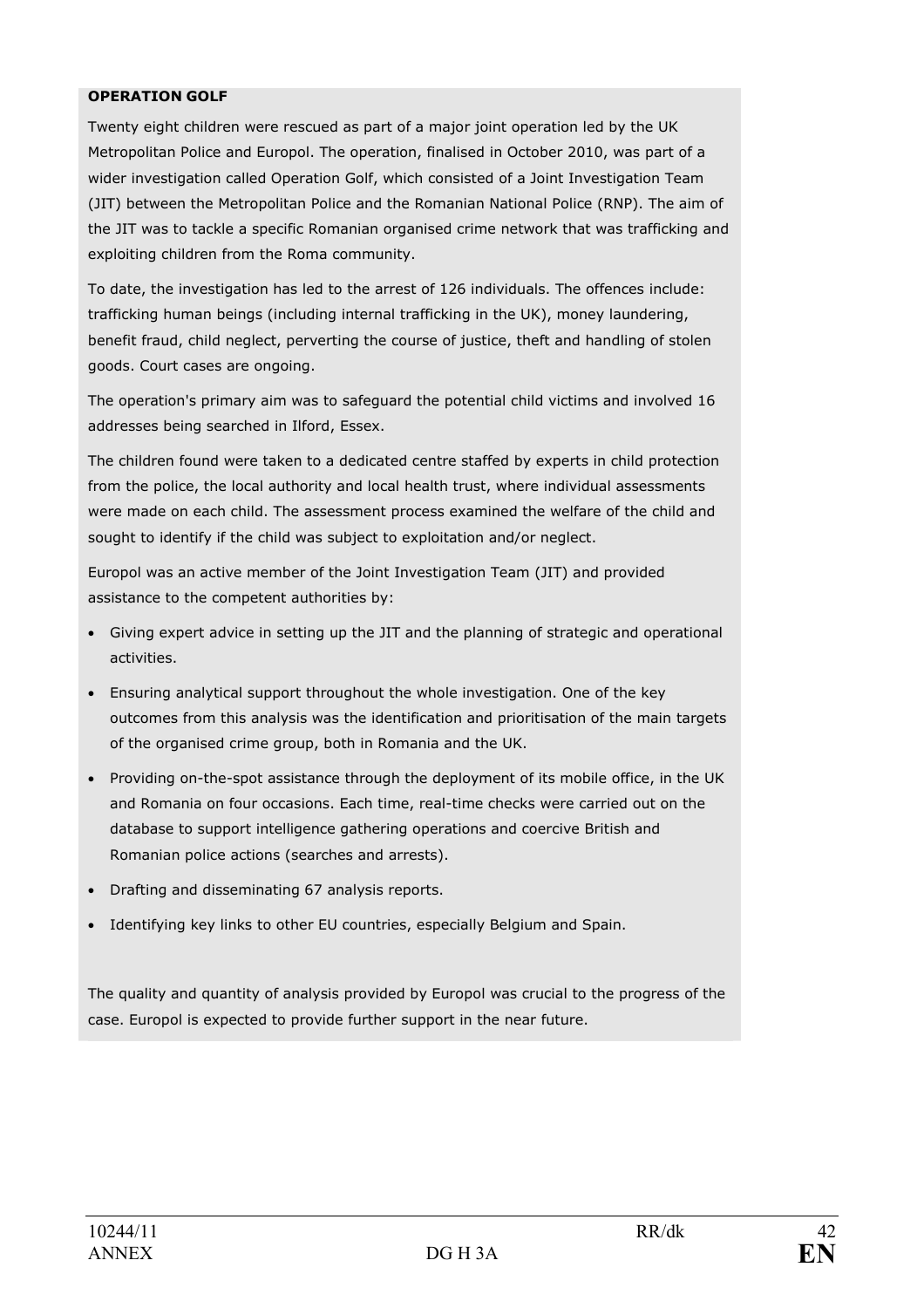**OPERATION GOLF**

Twenty eight children were rescued as part of a major joint operation led by the UK Metropolitan Police and Europol. The operation, finalised in October 2010, was part of a wider investigation called Operation Golf, which consisted of a Joint Investigation Team (JIT) between the Metropolitan Police and the Romanian National Police (RNP). The aim of the JIT was to tackle a specific Romanian organised crime network that was trafficking and exploiting children from the Roma community.

To date, the investigation has led to the arrest of 126 individuals. The offences include: trafficking human beings (including internal trafficking in the UK), money laundering, benefit fraud, child neglect, perverting the course of justice, theft and handling of stolen goods. Court cases are ongoing.

The operation's primary aim was to safeguard the potential child victims and involved 16 addresses being searched in Ilford, Essex.

The children found were taken to a dedicated centre staffed by experts in child protection from the police, the local authority and local health trust, where individual assessments were made on each child. The assessment process examined the welfare of the child and sought to identify if the child was subject to exploitation and/or neglect.

Europol was an active member of the Joint Investigation Team (JIT) and provided assistance to the competent authorities by:

- Giving expert advice in setting up the JIT and the planning of strategic and operational activities.
- Ensuring analytical support throughout the whole investigation. One of the key outcomes from this analysis was the identification and prioritisation of the main targets of the organised crime group, both in Romania and the UK.
- Providing on-the-spot assistance through the deployment of its mobile office, in the UK and Romania on four occasions. Each time, real-time checks were carried out on the database to support intelligence gathering operations and coercive British and Romanian police actions (searches and arrests).
- Drafting and disseminating 67 analysis reports.
- Identifying key links to other EU countries, especially Belgium and Spain.

The quality and quantity of analysis provided by Europol was crucial to the progress of the case. Europol is expected to provide further support in the near future.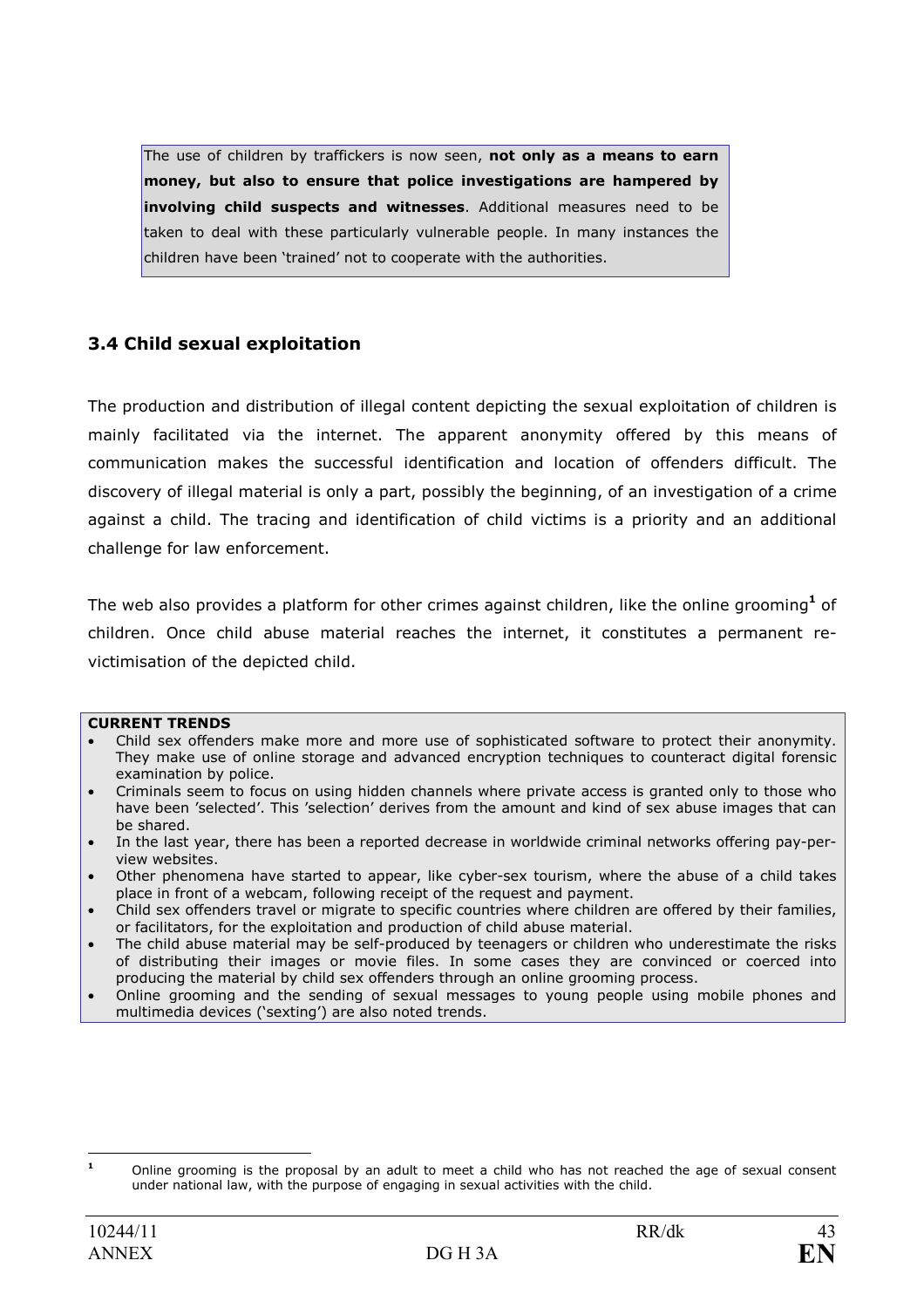The use of children by traffickers is now seen, **not only as a means to earn money, but also to ensure that police investigations are hampered by involving child suspects and witnesses**. Additional measures need to be taken to deal with these particularly vulnerable people. In many instances the children have been 'trained' not to cooperate with the authorities.

### 3.4 Child sexual exploitation

The production and distribution of illegal content depicting the sexual exploitation of children is mainly facilitated via the internet. The apparent anonymity offered by this means of communication makes the successful identification and location of offenders difficult. The discovery of illegal material is only a part, possibly the beginning, of an investigation of a crime against a child. The tracing and identification of child victims is a priority and an additional challenge for law enforcement.

The web also provides a platform for other crimes against children, like the online grooming[1] of children. Once child abuse material reaches the internet, it constitutes a permanent re-victimisation of the depicted child.

**CURRENT TRENDS**

- Child sex offenders make more and more use of sophisticated software to protect their anonymity. They make use of online storage and advanced encryption techniques to counteract digital forensic examination by police.
- Criminals seem to focus on using hidden channels where private access is granted only to those who have been 'selected'. This 'selection' derives from the amount and kind of sex abuse images that can be shared.
- In the last year, there has been a reported decrease in worldwide criminal networks offering pay-per-view websites.
- Other phenomena have started to appear, like cyber-sex tourism, where the abuse of a child takes place in front of a webcam, following receipt of the request and payment.
- Child sex offenders travel or migrate to specific countries where children are offered by their families, or facilitators, for the exploitation and production of child abuse material.
- The child abuse material may be self-produced by teenagers or children who underestimate the risks of distributing their images or movie files. In some cases they are convinced or coerced into producing the material by child sex offenders through an online grooming process.
- Online grooming and the sending of sexual messages to young people using mobile phones and multimedia devices ('sexting') are also noted trends.

[1] Online grooming is the proposal by an adult to meet a child who has not reached the age of sexual consent under national law, with the purpose of engaging in sexual activities with the child.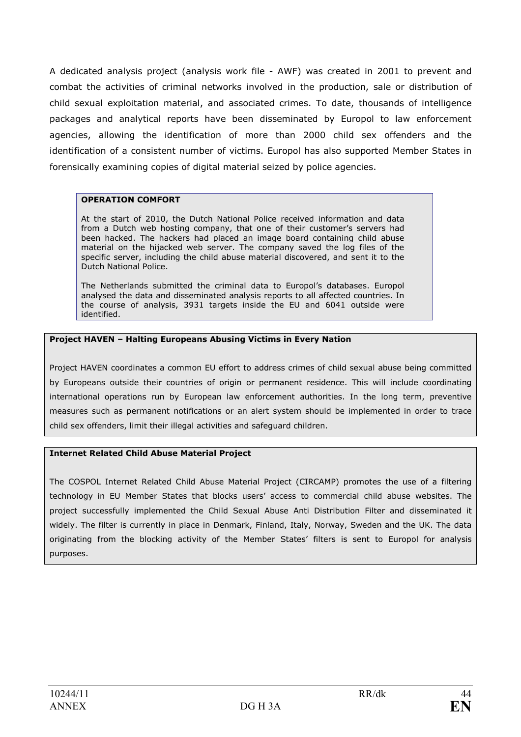A dedicated analysis project (analysis work file - AWF) was created in 2001 to prevent and combat the activities of criminal networks involved in the production, sale or distribution of child sexual exploitation material, and associated crimes. To date, thousands of intelligence packages and analytical reports have been disseminated by Europol to law enforcement agencies, allowing the identification of more than 2000 child sex offenders and the identification of a consistent number of victims. Europol has also supported Member States in forensically examining copies of digital material seized by police agencies.

**OPERATION COMFORT**

At the start of 2010, the Dutch National Police received information and data from a Dutch web hosting company, that one of their customer's servers had been hacked. The hackers had placed an image board containing child abuse material on the hijacked web server. The company saved the log files of the specific server, including the child abuse material discovered, and sent it to the Dutch National Police.

The Netherlands submitted the criminal data to Europol's databases. Europol analysed the data and disseminated analysis reports to all affected countries. In the course of analysis, 3931 targets inside the EU and 6041 outside were identified.

**Project HAVEN – Halting Europeans Abusing Victims in Every Nation**

Project HAVEN coordinates a common EU effort to address crimes of child sexual abuse being committed by Europeans outside their countries of origin or permanent residence. This will include coordinating international operations run by European law enforcement authorities. In the long term, preventive measures such as permanent notifications or an alert system should be implemented in order to trace child sex offenders, limit their illegal activities and safeguard children.

**Internet Related Child Abuse Material Project**

The COSPOL Internet Related Child Abuse Material Project (CIRCAMP) promotes the use of a filtering technology in EU Member States that blocks users' access to commercial child abuse websites. The project successfully implemented the Child Sexual Abuse Anti Distribution Filter and disseminated it widely. The filter is currently in place in Denmark, Finland, Italy, Norway, Sweden and the UK. The data originating from the blocking activity of the Member States' filters is sent to Europol for analysis purposes.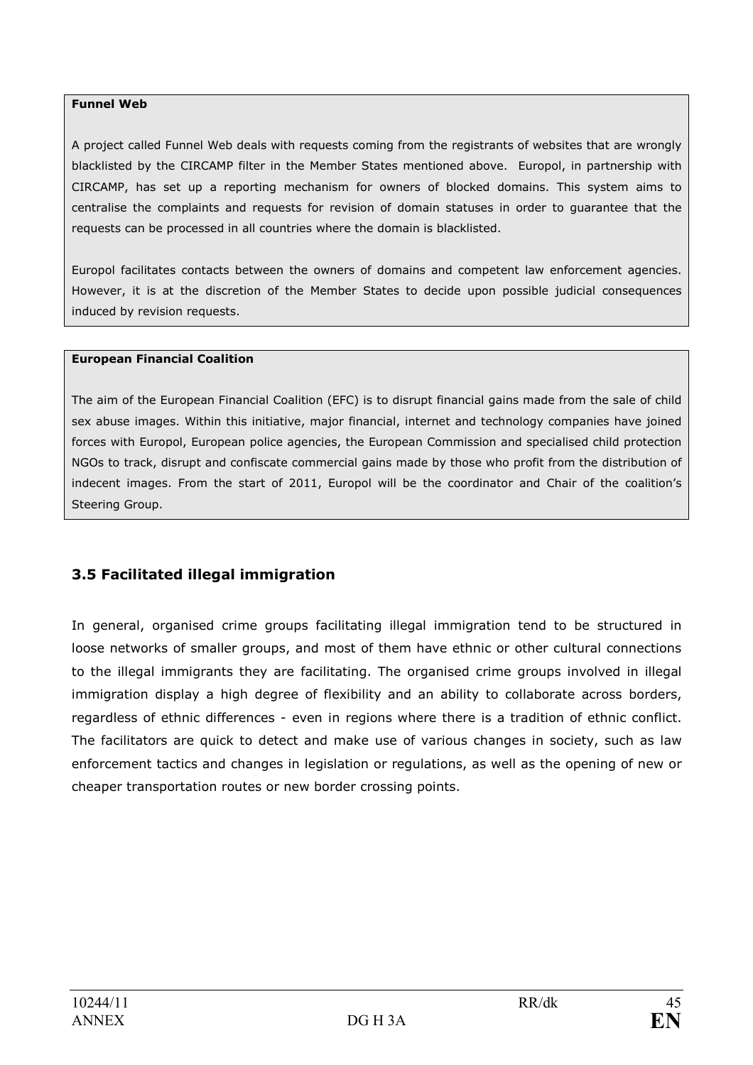**Funnel Web**

A project called Funnel Web deals with requests coming from the registrants of websites that are wrongly blacklisted by the CIRCAMP filter in the Member States mentioned above. Europol, in partnership with CIRCAMP, has set up a reporting mechanism for owners of blocked domains. This system aims to centralise the complaints and requests for revision of domain statuses in order to guarantee that the requests can be processed in all countries where the domain is blacklisted.

Europol facilitates contacts between the owners of domains and competent law enforcement agencies. However, it is at the discretion of the Member States to decide upon possible judicial consequences induced by revision requests.

**European Financial Coalition**

The aim of the European Financial Coalition (EFC) is to disrupt financial gains made from the sale of child sex abuse images. Within this initiative, major financial, internet and technology companies have joined forces with Europol, European police agencies, the European Commission and specialised child protection NGOs to track, disrupt and confiscate commercial gains made by those who profit from the distribution of indecent images. From the start of 2011, Europol will be the coordinator and Chair of the coalition's Steering Group.

### 3.5 Facilitated illegal immigration

In general, organised crime groups facilitating illegal immigration tend to be structured in loose networks of smaller groups, and most of them have ethnic or other cultural connections to the illegal immigrants they are facilitating. The organised crime groups involved in illegal immigration display a high degree of flexibility and an ability to collaborate across borders, regardless of ethnic differences - even in regions where there is a tradition of ethnic conflict. The facilitators are quick to detect and make use of various changes in society, such as law enforcement tactics and changes in legislation or regulations, as well as the opening of new or cheaper transportation routes or new border crossing points.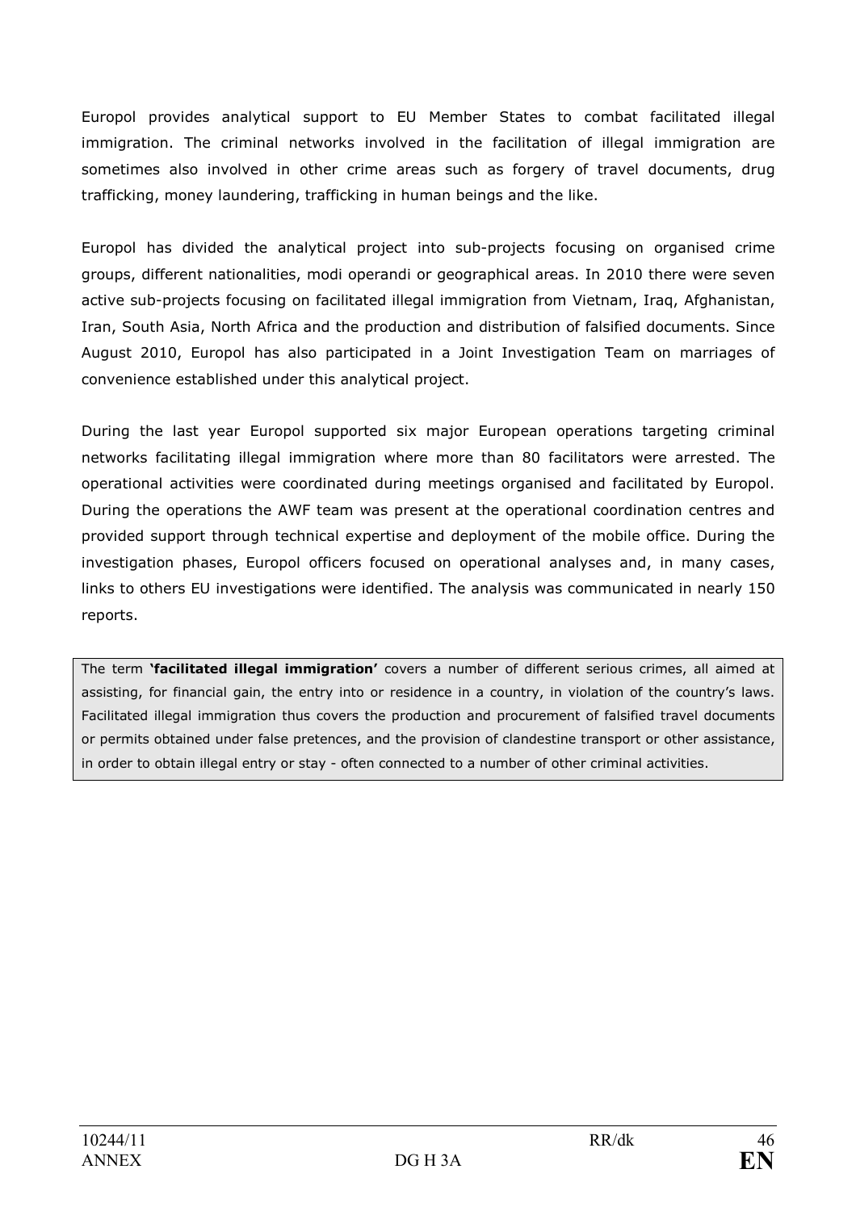Europol provides analytical support to EU Member States to combat facilitated illegal immigration. The criminal networks involved in the facilitation of illegal immigration are sometimes also involved in other crime areas such as forgery of travel documents, drug trafficking, money laundering, trafficking in human beings and the like.

Europol has divided the analytical project into sub-projects focusing on organised crime groups, different nationalities, modi operandi or geographical areas. In 2010 there were seven active sub-projects focusing on facilitated illegal immigration from Vietnam, Iraq, Afghanistan, Iran, South Asia, North Africa and the production and distribution of falsified documents. Since August 2010, Europol has also participated in a Joint Investigation Team on marriages of convenience established under this analytical project.

During the last year Europol supported six major European operations targeting criminal networks facilitating illegal immigration where more than 80 facilitators were arrested. The operational activities were coordinated during meetings organised and facilitated by Europol. During the operations the AWF team was present at the operational coordination centres and provided support through technical expertise and deployment of the mobile office. During the investigation phases, Europol officers focused on operational analyses and, in many cases, links to others EU investigations were identified. The analysis was communicated in nearly 150 reports.

> The term **'facilitated illegal immigration'** covers a number of different serious crimes, all aimed at assisting, for financial gain, the entry into or residence in a country, in violation of the country's laws. Facilitated illegal immigration thus covers the production and procurement of falsified travel documents or permits obtained under false pretences, and the provision of clandestine transport or other assistance, in order to obtain illegal entry or stay - often connected to a number of other criminal activities.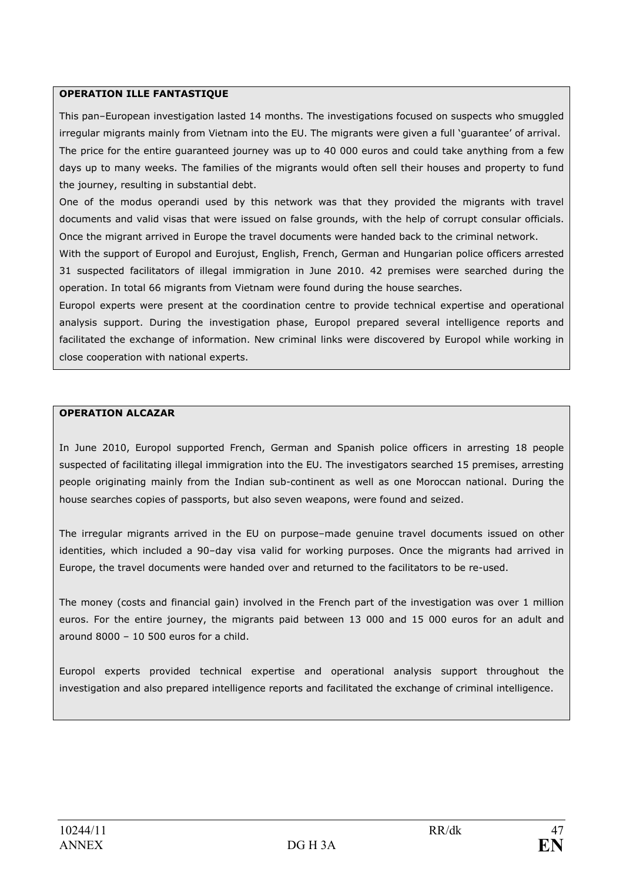**OPERATION ILLE FANTASTIQUE**

This pan–European investigation lasted 14 months. The investigations focused on suspects who smuggled irregular migrants mainly from Vietnam into the EU. The migrants were given a full 'guarantee' of arrival. The price for the entire guaranteed journey was up to 40 000 euros and could take anything from a few days up to many weeks. The families of the migrants would often sell their houses and property to fund the journey, resulting in substantial debt.

One of the modus operandi used by this network was that they provided the migrants with travel documents and valid visas that were issued on false grounds, with the help of corrupt consular officials. Once the migrant arrived in Europe the travel documents were handed back to the criminal network.

With the support of Europol and Eurojust, English, French, German and Hungarian police officers arrested 31 suspected facilitators of illegal immigration in June 2010. 42 premises were searched during the operation. In total 66 migrants from Vietnam were found during the house searches.

Europol experts were present at the coordination centre to provide technical expertise and operational analysis support. During the investigation phase, Europol prepared several intelligence reports and facilitated the exchange of information. New criminal links were discovered by Europol while working in close cooperation with national experts.

**OPERATION ALCAZAR**

In June 2010, Europol supported French, German and Spanish police officers in arresting 18 people suspected of facilitating illegal immigration into the EU. The investigators searched 15 premises, arresting people originating mainly from the Indian sub-continent as well as one Moroccan national. During the house searches copies of passports, but also seven weapons, were found and seized.

The irregular migrants arrived in the EU on purpose–made genuine travel documents issued on other identities, which included a 90–day visa valid for working purposes. Once the migrants had arrived in Europe, the travel documents were handed over and returned to the facilitators to be re-used.

The money (costs and financial gain) involved in the French part of the investigation was over 1 million euros. For the entire journey, the migrants paid between 13 000 and 15 000 euros for an adult and around 8000 – 10 500 euros for a child.

Europol experts provided technical expertise and operational analysis support throughout the investigation and also prepared intelligence reports and facilitated the exchange of criminal intelligence.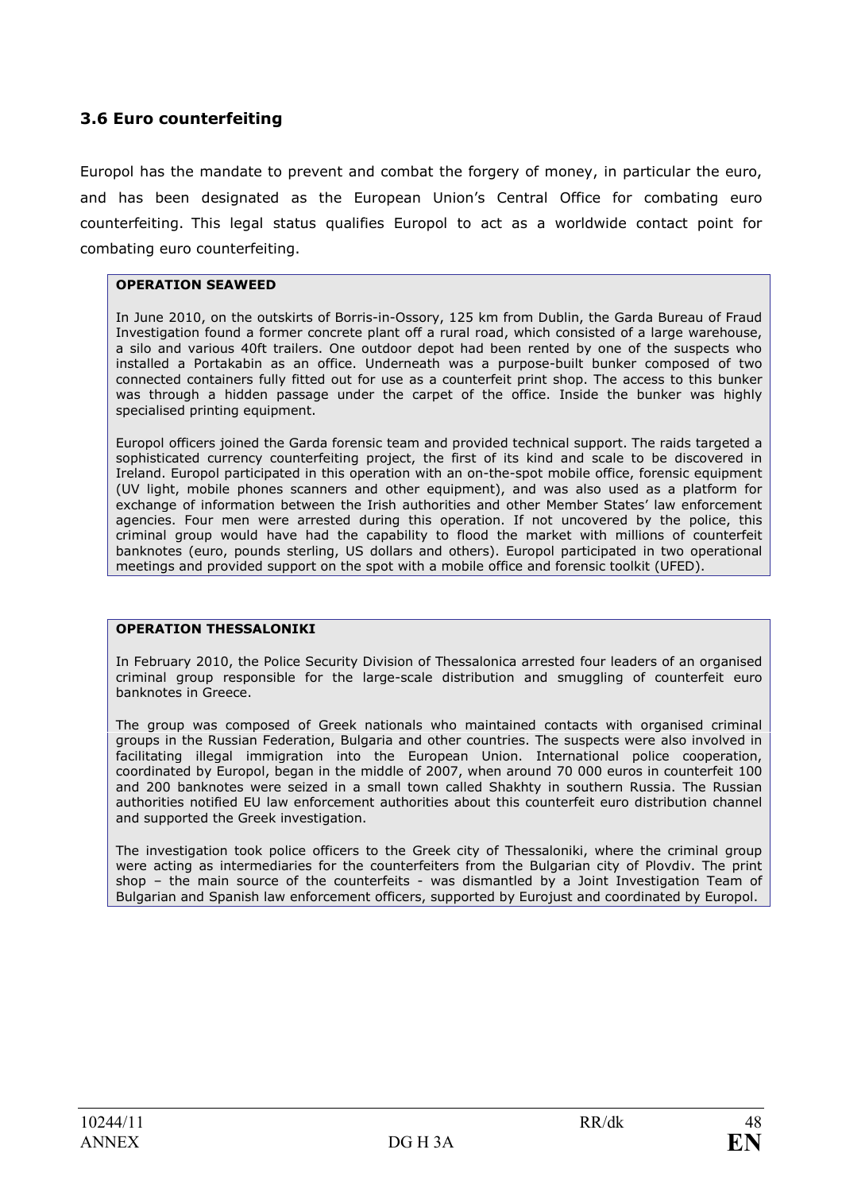### 3.6 Euro counterfeiting

Europol has the mandate to prevent and combat the forgery of money, in particular the euro, and has been designated as the European Union's Central Office for combating euro counterfeiting. This legal status qualifies Europol to act as a worldwide contact point for combating euro counterfeiting.

**OPERATION SEAWEED**

In June 2010, on the outskirts of Borris-in-Ossory, 125 km from Dublin, the Garda Bureau of Fraud Investigation found a former concrete plant off a rural road, which consisted of a large warehouse, a silo and various 40ft trailers. One outdoor depot had been rented by one of the suspects who installed a Portakabin as an office. Underneath was a purpose-built bunker composed of two connected containers fully fitted out for use as a counterfeit print shop. The access to this bunker was through a hidden passage under the carpet of the office. Inside the bunker was highly specialised printing equipment.

Europol officers joined the Garda forensic team and provided technical support. The raids targeted a sophisticated currency counterfeiting project, the first of its kind and scale to be discovered in Ireland. Europol participated in this operation with an on-the-spot mobile office, forensic equipment (UV light, mobile phones scanners and other equipment), and was also used as a platform for exchange of information between the Irish authorities and other Member States' law enforcement agencies. Four men were arrested during this operation. If not uncovered by the police, this criminal group would have had the capability to flood the market with millions of counterfeit banknotes (euro, pounds sterling, US dollars and others). Europol participated in two operational meetings and provided support on the spot with a mobile office and forensic toolkit (UFED).

**OPERATION THESSALONIKI**

In February 2010, the Police Security Division of Thessalonica arrested four leaders of an organised criminal group responsible for the large-scale distribution and smuggling of counterfeit euro banknotes in Greece.

The group was composed of Greek nationals who maintained contacts with organised criminal groups in the Russian Federation, Bulgaria and other countries. The suspects were also involved in facilitating illegal immigration into the European Union. International police cooperation, coordinated by Europol, began in the middle of 2007, when around 70 000 euros in counterfeit 100 and 200 banknotes were seized in a small town called Shakhty in southern Russia. The Russian authorities notified EU law enforcement authorities about this counterfeit euro distribution channel and supported the Greek investigation.

The investigation took police officers to the Greek city of Thessaloniki, where the criminal group were acting as intermediaries for the counterfeiters from the Bulgarian city of Plovdiv. The print shop – the main source of the counterfeits - was dismantled by a Joint Investigation Team of Bulgarian and Spanish law enforcement officers, supported by Eurojust and coordinated by Europol.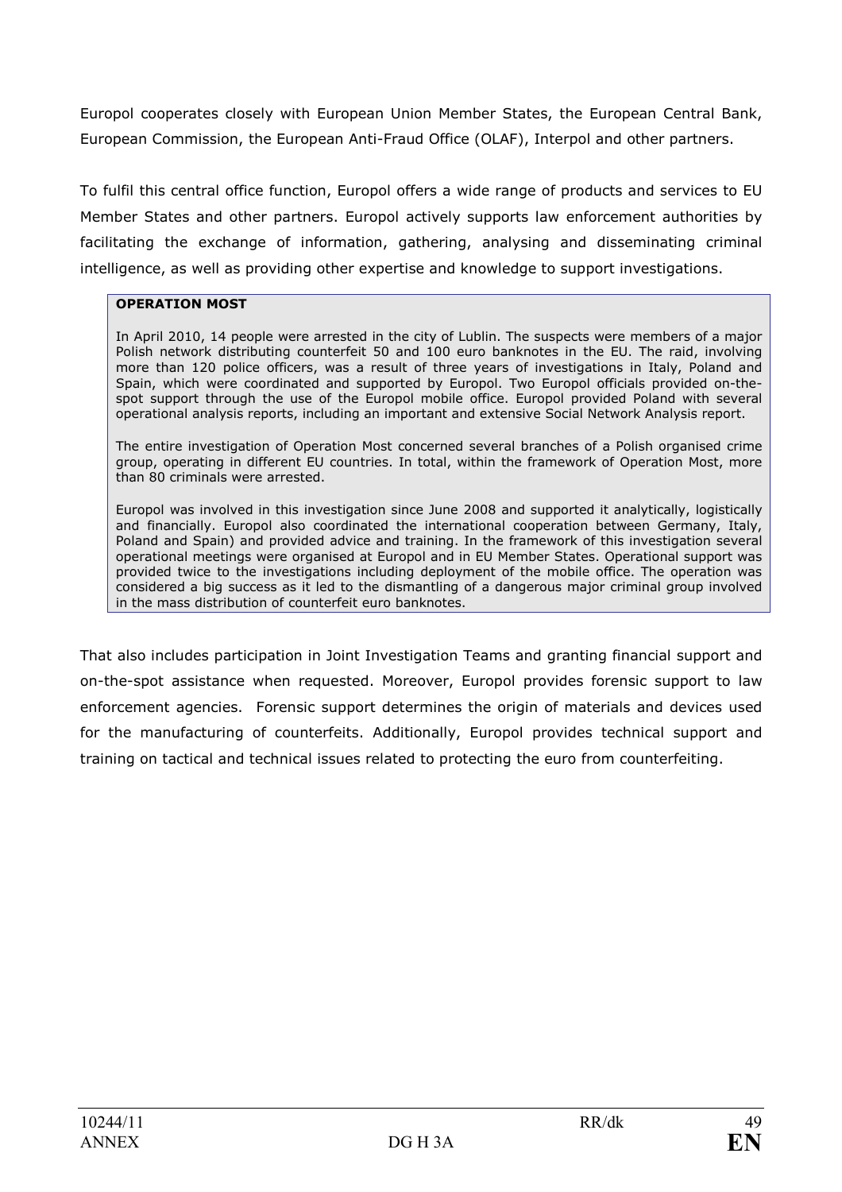Europol cooperates closely with European Union Member States, the European Central Bank, European Commission, the European Anti-Fraud Office (OLAF), Interpol and other partners.

To fulfil this central office function, Europol offers a wide range of products and services to EU Member States and other partners. Europol actively supports law enforcement authorities by facilitating the exchange of information, gathering, analysing and disseminating criminal intelligence, as well as providing other expertise and knowledge to support investigations.

**OPERATION MOST**

In April 2010, 14 people were arrested in the city of Lublin. The suspects were members of a major Polish network distributing counterfeit 50 and 100 euro banknotes in the EU. The raid, involving more than 120 police officers, was a result of three years of investigations in Italy, Poland and Spain, which were coordinated and supported by Europol. Two Europol officials provided on-the-spot support through the use of the Europol mobile office. Europol provided Poland with several operational analysis reports, including an important and extensive Social Network Analysis report.

The entire investigation of Operation Most concerned several branches of a Polish organised crime group, operating in different EU countries. In total, within the framework of Operation Most, more than 80 criminals were arrested.

Europol was involved in this investigation since June 2008 and supported it analytically, logistically and financially. Europol also coordinated the international cooperation between Germany, Italy, Poland and Spain) and provided advice and training. In the framework of this investigation several operational meetings were organised at Europol and in EU Member States. Operational support was provided twice to the investigations including deployment of the mobile office. The operation was considered a big success as it led to the dismantling of a dangerous major criminal group involved in the mass distribution of counterfeit euro banknotes.

That also includes participation in Joint Investigation Teams and granting financial support and on-the-spot assistance when requested. Moreover, Europol provides forensic support to law enforcement agencies. Forensic support determines the origin of materials and devices used for the manufacturing of counterfeits. Additionally, Europol provides technical support and training on tactical and technical issues related to protecting the euro from counterfeiting.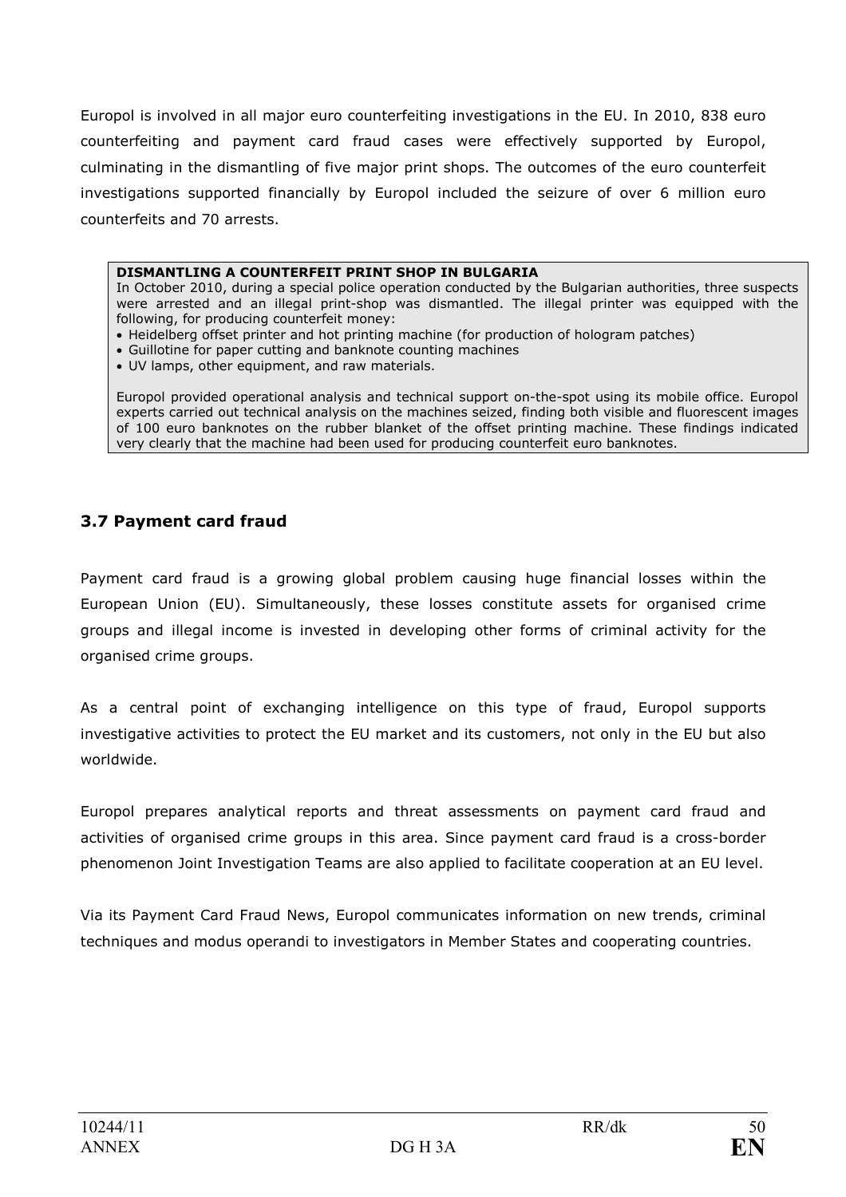Europol is involved in all major euro counterfeiting investigations in the EU. In 2010, 838 euro counterfeiting and payment card fraud cases were effectively supported by Europol, culminating in the dismantling of five major print shops. The outcomes of the euro counterfeit investigations supported financially by Europol included the seizure of over 6 million euro counterfeits and 70 arrests.

> **DISMANTLING A COUNTERFEIT PRINT SHOP IN BULGARIA**
> In October 2010, during a special police operation conducted by the Bulgarian authorities, three suspects were arrested and an illegal print-shop was dismantled. The illegal printer was equipped with the following, for producing counterfeit money:
>
> - Heidelberg offset printer and hot printing machine (for production of hologram patches)
> - Guillotine for paper cutting and banknote counting machines
> - UV lamps, other equipment, and raw materials.
>
> Europol provided operational analysis and technical support on-the-spot using its mobile office. Europol experts carried out technical analysis on the machines seized, finding both visible and fluorescent images of 100 euro banknotes on the rubber blanket of the offset printing machine. These findings indicated very clearly that the machine had been used for producing counterfeit euro banknotes.

### 3.7 Payment card fraud

Payment card fraud is a growing global problem causing huge financial losses within the European Union (EU). Simultaneously, these losses constitute assets for organised crime groups and illegal income is invested in developing other forms of criminal activity for the organised crime groups.

As a central point of exchanging intelligence on this type of fraud, Europol supports investigative activities to protect the EU market and its customers, not only in the EU but also worldwide.

Europol prepares analytical reports and threat assessments on payment card fraud and activities of organised crime groups in this area. Since payment card fraud is a cross-border phenomenon Joint Investigation Teams are also applied to facilitate cooperation at an EU level.

Via its Payment Card Fraud News, Europol communicates information on new trends, criminal techniques and modus operandi to investigators in Member States and cooperating countries.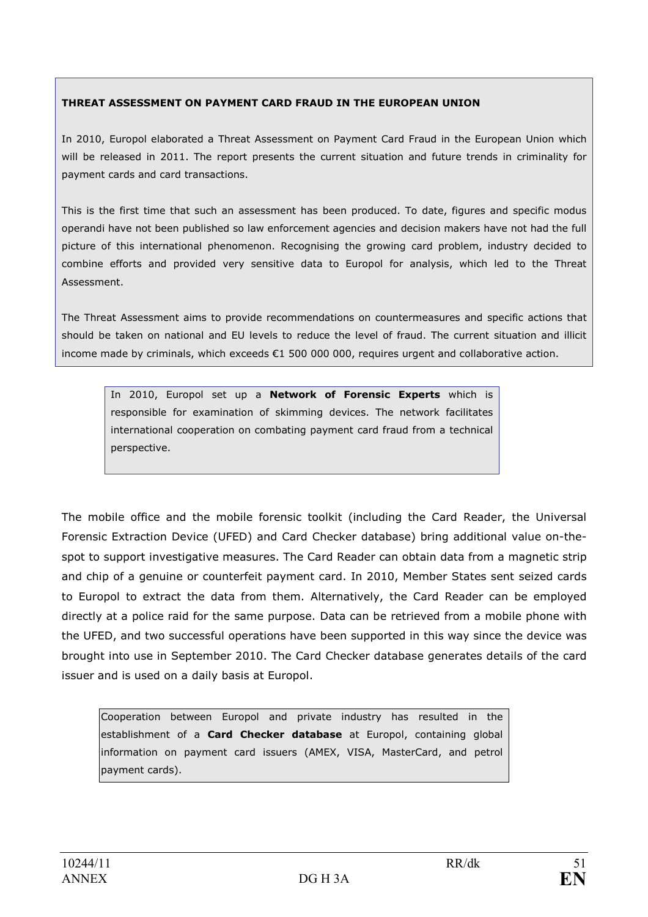**THREAT ASSESSMENT ON PAYMENT CARD FRAUD IN THE EUROPEAN UNION**

In 2010, Europol elaborated a Threat Assessment on Payment Card Fraud in the European Union which will be released in 2011. The report presents the current situation and future trends in criminality for payment cards and card transactions.

This is the first time that such an assessment has been produced. To date, figures and specific modus operandi have not been published so law enforcement agencies and decision makers have not had the full picture of this international phenomenon. Recognising the growing card problem, industry decided to combine efforts and provided very sensitive data to Europol for analysis, which led to the Threat Assessment.

The Threat Assessment aims to provide recommendations on countermeasures and specific actions that should be taken on national and EU levels to reduce the level of fraud. The current situation and illicit income made by criminals, which exceeds €1 500 000 000, requires urgent and collaborative action.

In 2010, Europol set up a **Network of Forensic Experts** which is responsible for examination of skimming devices. The network facilitates international cooperation on combating payment card fraud from a technical perspective.

The mobile office and the mobile forensic toolkit (including the Card Reader, the Universal Forensic Extraction Device (UFED) and Card Checker database) bring additional value on-the-spot to support investigative measures. The Card Reader can obtain data from a magnetic strip and chip of a genuine or counterfeit payment card. In 2010, Member States sent seized cards to Europol to extract the data from them. Alternatively, the Card Reader can be employed directly at a police raid for the same purpose. Data can be retrieved from a mobile phone with the UFED, and two successful operations have been supported in this way since the device was brought into use in September 2010. The Card Checker database generates details of the card issuer and is used on a daily basis at Europol.

Cooperation between Europol and private industry has resulted in the establishment of a **Card Checker database** at Europol, containing global information on payment card issuers (AMEX, VISA, MasterCard, and petrol payment cards).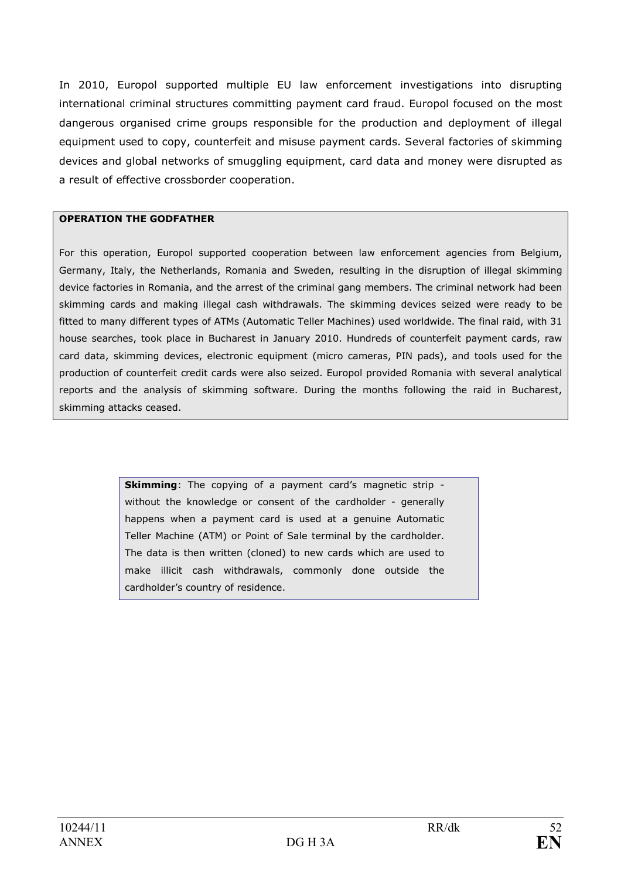In 2010, Europol supported multiple EU law enforcement investigations into disrupting international criminal structures committing payment card fraud. Europol focused on the most dangerous organised crime groups responsible for the production and deployment of illegal equipment used to copy, counterfeit and misuse payment cards. Several factories of skimming devices and global networks of smuggling equipment, card data and money were disrupted as a result of effective crossborder cooperation.

**OPERATION THE GODFATHER**

For this operation, Europol supported cooperation between law enforcement agencies from Belgium, Germany, Italy, the Netherlands, Romania and Sweden, resulting in the disruption of illegal skimming device factories in Romania, and the arrest of the criminal gang members. The criminal network had been skimming cards and making illegal cash withdrawals. The skimming devices seized were ready to be fitted to many different types of ATMs (Automatic Teller Machines) used worldwide. The final raid, with 31 house searches, took place in Bucharest in January 2010. Hundreds of counterfeit payment cards, raw card data, skimming devices, electronic equipment (micro cameras, PIN pads), and tools used for the production of counterfeit credit cards were also seized. Europol provided Romania with several analytical reports and the analysis of skimming software. During the months following the raid in Bucharest, skimming attacks ceased.

**Skimming**: The copying of a payment card's magnetic strip - without the knowledge or consent of the cardholder - generally happens when a payment card is used at a genuine Automatic Teller Machine (ATM) or Point of Sale terminal by the cardholder. The data is then written (cloned) to new cards which are used to make illicit cash withdrawals, commonly done outside the cardholder's country of residence.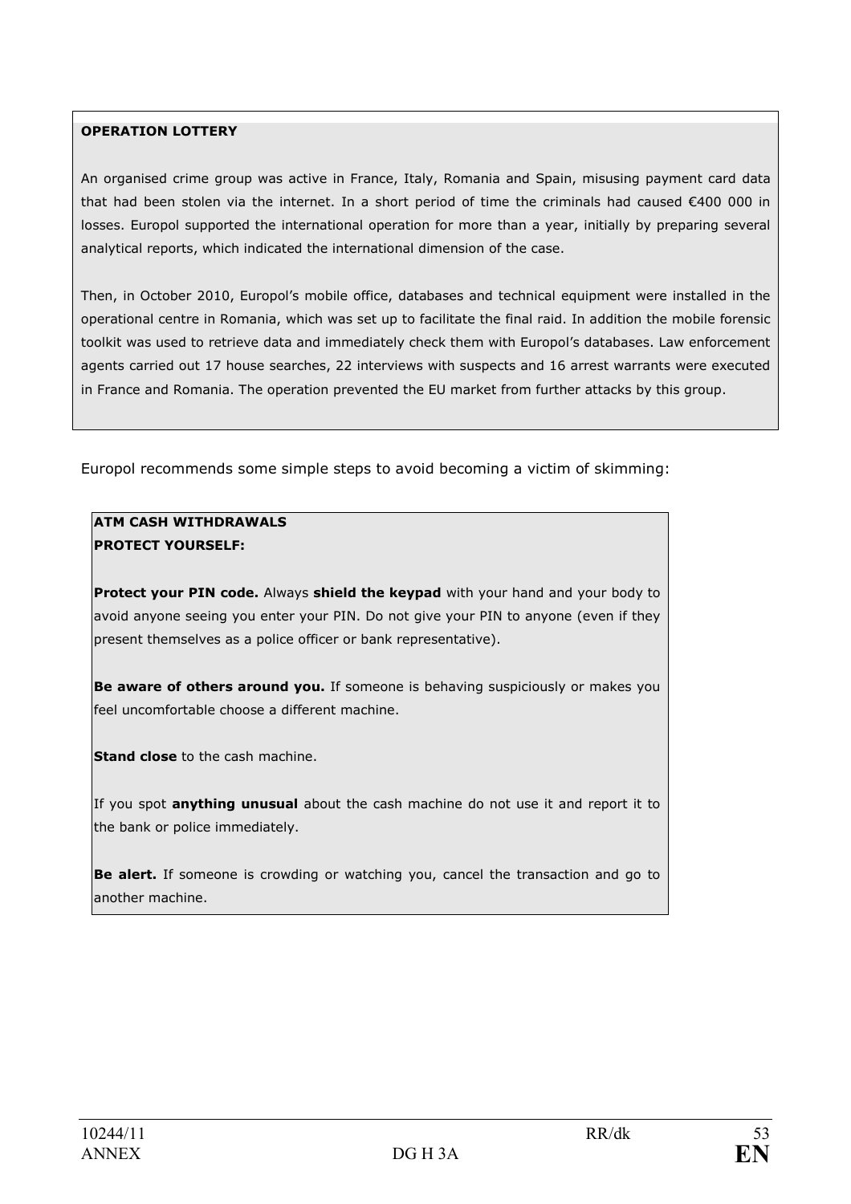**OPERATION LOTTERY**

An organised crime group was active in France, Italy, Romania and Spain, misusing payment card data that had been stolen via the internet. In a short period of time the criminals had caused €400 000 in losses. Europol supported the international operation for more than a year, initially by preparing several analytical reports, which indicated the international dimension of the case.

Then, in October 2010, Europol's mobile office, databases and technical equipment were installed in the operational centre in Romania, which was set up to facilitate the final raid. In addition the mobile forensic toolkit was used to retrieve data and immediately check them with Europol's databases. Law enforcement agents carried out 17 house searches, 22 interviews with suspects and 16 arrest warrants were executed in France and Romania. The operation prevented the EU market from further attacks by this group.

Europol recommends some simple steps to avoid becoming a victim of skimming:

**ATM CASH WITHDRAWALS**
**PROTECT YOURSELF:**

**Protect your PIN code.** Always **shield the keypad** with your hand and your body to avoid anyone seeing you enter your PIN. Do not give your PIN to anyone (even if they present themselves as a police officer or bank representative).

**Be aware of others around you.** If someone is behaving suspiciously or makes you feel uncomfortable choose a different machine.

**Stand close** to the cash machine.

If you spot **anything unusual** about the cash machine do not use it and report it to the bank or police immediately.

**Be alert.** If someone is crowding or watching you, cancel the transaction and go to another machine.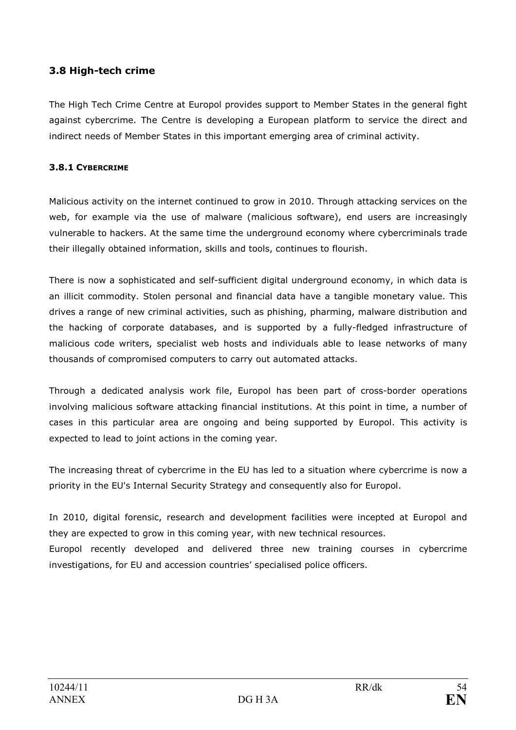## 3.8 High-tech crime

The High Tech Crime Centre at Europol provides support to Member States in the general fight against cybercrime. The Centre is developing a European platform to service the direct and indirect needs of Member States in this important emerging area of criminal activity.

### 3.8.1 CYBERCRIME

Malicious activity on the internet continued to grow in 2010. Through attacking services on the web, for example via the use of malware (malicious software), end users are increasingly vulnerable to hackers. At the same time the underground economy where cybercriminals trade their illegally obtained information, skills and tools, continues to flourish.

There is now a sophisticated and self-sufficient digital underground economy, in which data is an illicit commodity. Stolen personal and financial data have a tangible monetary value. This drives a range of new criminal activities, such as phishing, pharming, malware distribution and the hacking of corporate databases, and is supported by a fully-fledged infrastructure of malicious code writers, specialist web hosts and individuals able to lease networks of many thousands of compromised computers to carry out automated attacks.

Through a dedicated analysis work file, Europol has been part of cross-border operations involving malicious software attacking financial institutions. At this point in time, a number of cases in this particular area are ongoing and being supported by Europol. This activity is expected to lead to joint actions in the coming year.

The increasing threat of cybercrime in the EU has led to a situation where cybercrime is now a priority in the EU's Internal Security Strategy and consequently also for Europol.

In 2010, digital forensic, research and development facilities were incepted at Europol and they are expected to grow in this coming year, with new technical resources.

Europol recently developed and delivered three new training courses in cybercrime investigations, for EU and accession countries' specialised police officers.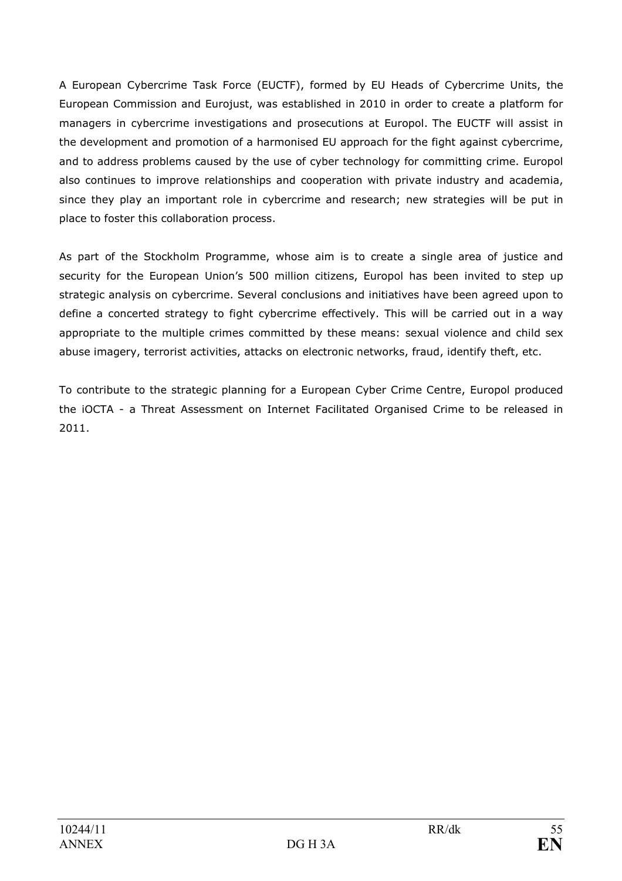A European Cybercrime Task Force (EUCTF), formed by EU Heads of Cybercrime Units, the European Commission and Eurojust, was established in 2010 in order to create a platform for managers in cybercrime investigations and prosecutions at Europol. The EUCTF will assist in the development and promotion of a harmonised EU approach for the fight against cybercrime, and to address problems caused by the use of cyber technology for committing crime. Europol also continues to improve relationships and cooperation with private industry and academia, since they play an important role in cybercrime and research; new strategies will be put in place to foster this collaboration process.

As part of the Stockholm Programme, whose aim is to create a single area of justice and security for the European Union's 500 million citizens, Europol has been invited to step up strategic analysis on cybercrime. Several conclusions and initiatives have been agreed upon to define a concerted strategy to fight cybercrime effectively. This will be carried out in a way appropriate to the multiple crimes committed by these means: sexual violence and child sex abuse imagery, terrorist activities, attacks on electronic networks, fraud, identify theft, etc.

To contribute to the strategic planning for a European Cyber Crime Centre, Europol produced the iOCTA - a Threat Assessment on Internet Facilitated Organised Crime to be released in 2011.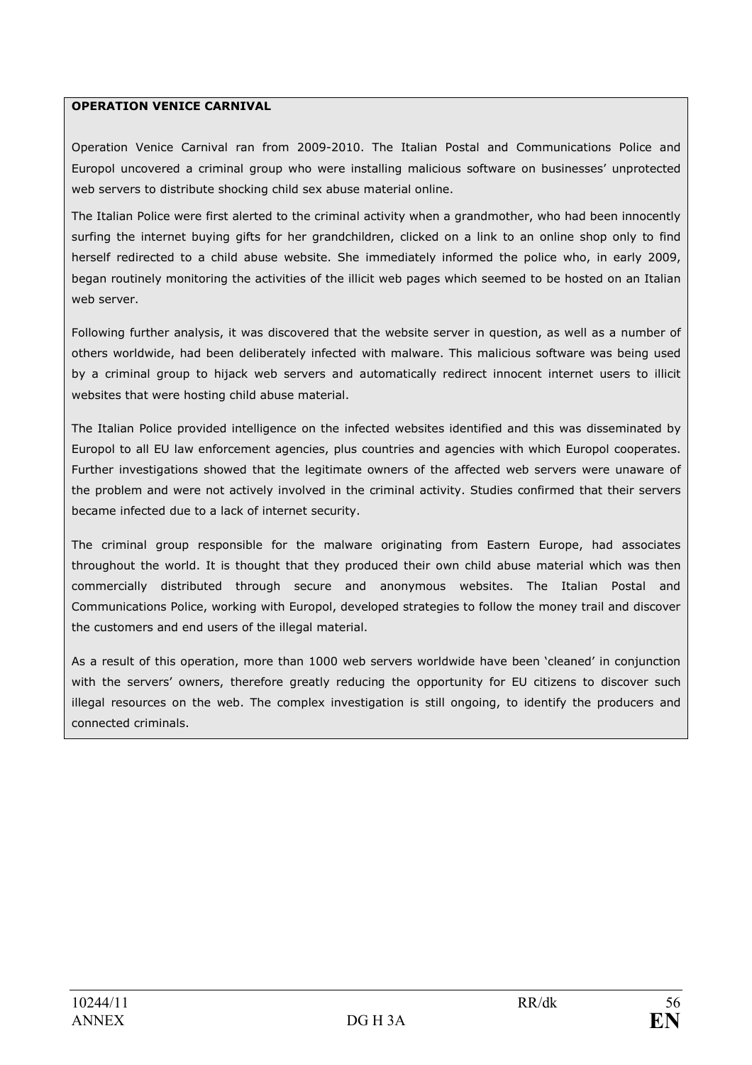**OPERATION VENICE CARNIVAL**

Operation Venice Carnival ran from 2009-2010. The Italian Postal and Communications Police and Europol uncovered a criminal group who were installing malicious software on businesses' unprotected web servers to distribute shocking child sex abuse material online.

The Italian Police were first alerted to the criminal activity when a grandmother, who had been innocently surfing the internet buying gifts for her grandchildren, clicked on a link to an online shop only to find herself redirected to a child abuse website. She immediately informed the police who, in early 2009, began routinely monitoring the activities of the illicit web pages which seemed to be hosted on an Italian web server.

Following further analysis, it was discovered that the website server in question, as well as a number of others worldwide, had been deliberately infected with malware. This malicious software was being used by a criminal group to hijack web servers and automatically redirect innocent internet users to illicit websites that were hosting child abuse material.

The Italian Police provided intelligence on the infected websites identified and this was disseminated by Europol to all EU law enforcement agencies, plus countries and agencies with which Europol cooperates. Further investigations showed that the legitimate owners of the affected web servers were unaware of the problem and were not actively involved in the criminal activity. Studies confirmed that their servers became infected due to a lack of internet security.

The criminal group responsible for the malware originating from Eastern Europe, had associates throughout the world. It is thought that they produced their own child abuse material which was then commercially distributed through secure and anonymous websites. The Italian Postal and Communications Police, working with Europol, developed strategies to follow the money trail and discover the customers and end users of the illegal material.

As a result of this operation, more than 1000 web servers worldwide have been 'cleaned' in conjunction with the servers' owners, therefore greatly reducing the opportunity for EU citizens to discover such illegal resources on the web. The complex investigation is still ongoing, to identify the producers and connected criminals.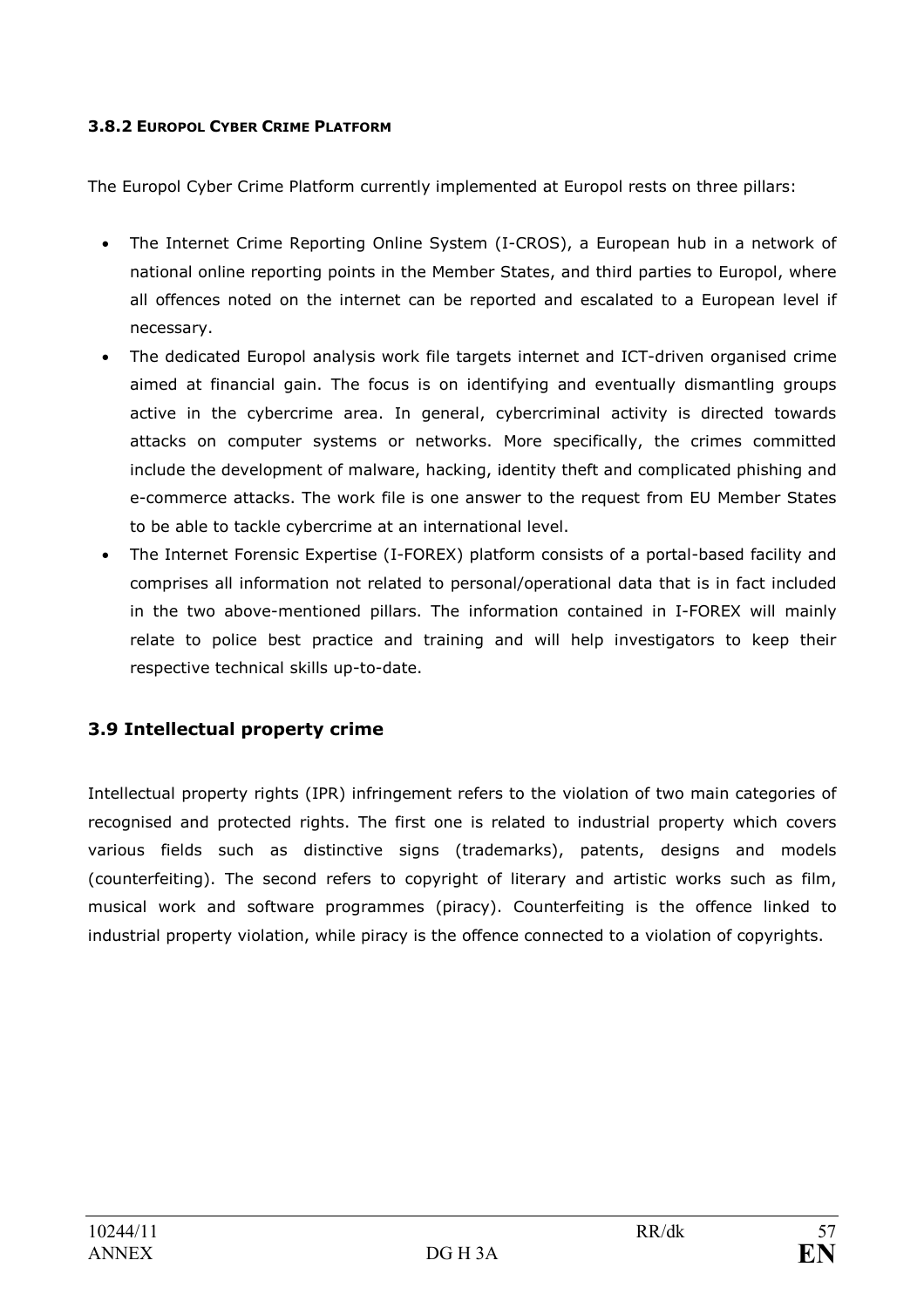#### 3.8.2 EUROPOL CYBER CRIME PLATFORM

The Europol Cyber Crime Platform currently implemented at Europol rests on three pillars:

- The Internet Crime Reporting Online System (I-CROS), a European hub in a network of national online reporting points in the Member States, and third parties to Europol, where all offences noted on the internet can be reported and escalated to a European level if necessary.
- The dedicated Europol analysis work file targets internet and ICT-driven organised crime aimed at financial gain. The focus is on identifying and eventually dismantling groups active in the cybercrime area. In general, cybercriminal activity is directed towards attacks on computer systems or networks. More specifically, the crimes committed include the development of malware, hacking, identity theft and complicated phishing and e-commerce attacks. The work file is one answer to the request from EU Member States to be able to tackle cybercrime at an international level.
- The Internet Forensic Expertise (I-FOREX) platform consists of a portal-based facility and comprises all information not related to personal/operational data that is in fact included in the two above-mentioned pillars. The information contained in I-FOREX will mainly relate to police best practice and training and will help investigators to keep their respective technical skills up-to-date.

### 3.9 Intellectual property crime

Intellectual property rights (IPR) infringement refers to the violation of two main categories of recognised and protected rights. The first one is related to industrial property which covers various fields such as distinctive signs (trademarks), patents, designs and models (counterfeiting). The second refers to copyright of literary and artistic works such as film, musical work and software programmes (piracy). Counterfeiting is the offence linked to industrial property violation, while piracy is the offence connected to a violation of copyrights.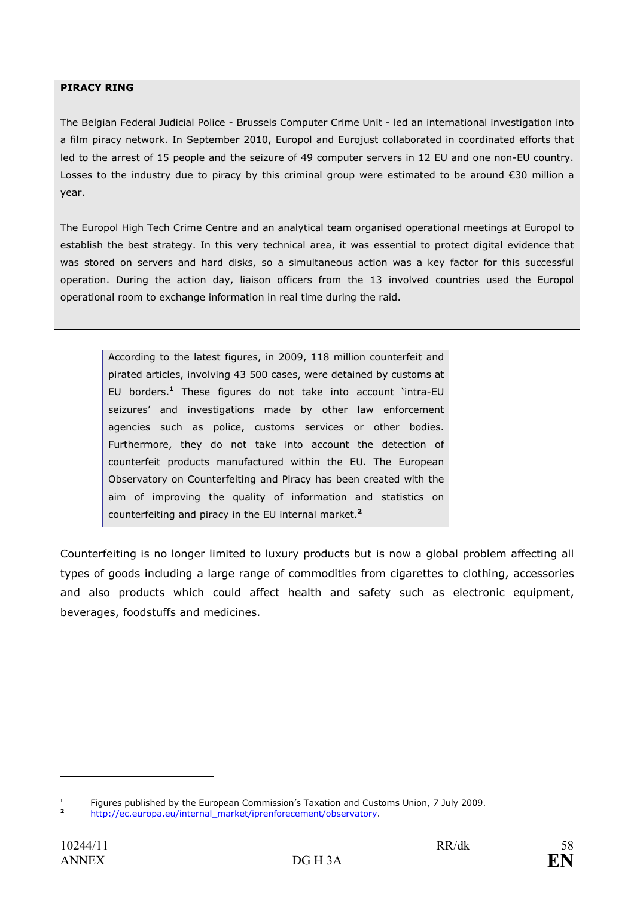**PIRACY RING**

The Belgian Federal Judicial Police - Brussels Computer Crime Unit - led an international investigation into a film piracy network. In September 2010, Europol and Eurojust collaborated in coordinated efforts that led to the arrest of 15 people and the seizure of 49 computer servers in 12 EU and one non-EU country. Losses to the industry due to piracy by this criminal group were estimated to be around €30 million a year.

The Europol High Tech Crime Centre and an analytical team organised operational meetings at Europol to establish the best strategy. In this very technical area, it was essential to protect digital evidence that was stored on servers and hard disks, so a simultaneous action was a key factor for this successful operation. During the action day, liaison officers from the 13 involved countries used the Europol operational room to exchange information in real time during the raid.

According to the latest figures, in 2009, 118 million counterfeit and pirated articles, involving 43 500 cases, were detained by customs at EU borders.[1] These figures do not take into account 'intra-EU seizures' and investigations made by other law enforcement agencies such as police, customs services or other bodies. Furthermore, they do not take into account the detection of counterfeit products manufactured within the EU. The European Observatory on Counterfeiting and Piracy has been created with the aim of improving the quality of information and statistics on counterfeiting and piracy in the EU internal market.[2]

Counterfeiting is no longer limited to luxury products but is now a global problem affecting all types of goods including a large range of commodities from cigarettes to clothing, accessories and also products which could affect health and safety such as electronic equipment, beverages, foodstuffs and medicines.

---

[1] Figures published by the European Commission's Taxation and Customs Union, 7 July 2009.

[2] http://ec.europa.eu/internal_market/iprenforecement/observatory.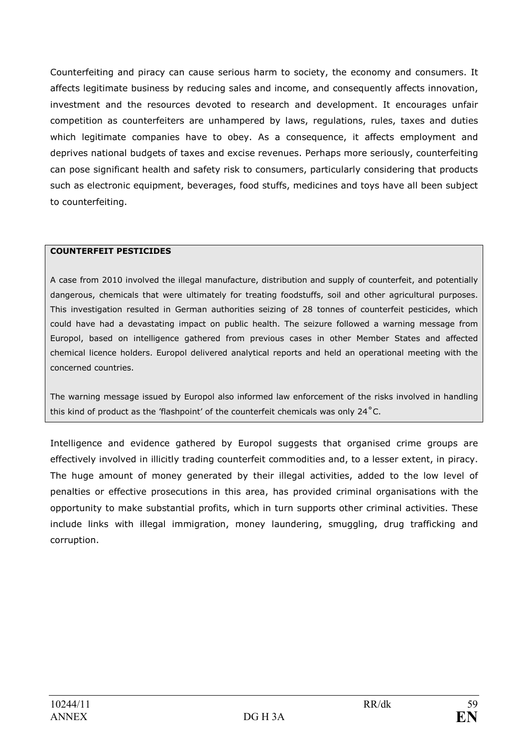Counterfeiting and piracy can cause serious harm to society, the economy and consumers. It affects legitimate business by reducing sales and income, and consequently affects innovation, investment and the resources devoted to research and development. It encourages unfair competition as counterfeiters are unhampered by laws, regulations, rules, taxes and duties which legitimate companies have to obey. As a consequence, it affects employment and deprives national budgets of taxes and excise revenues. Perhaps more seriously, counterfeiting can pose significant health and safety risk to consumers, particularly considering that products such as electronic equipment, beverages, food stuffs, medicines and toys have all been subject to counterfeiting.

> **COUNTERFEIT PESTICIDES**
>
> A case from 2010 involved the illegal manufacture, distribution and supply of counterfeit, and potentially dangerous, chemicals that were ultimately for treating foodstuffs, soil and other agricultural purposes. This investigation resulted in German authorities seizing of 28 tonnes of counterfeit pesticides, which could have had a devastating impact on public health. The seizure followed a warning message from Europol, based on intelligence gathered from previous cases in other Member States and affected chemical licence holders. Europol delivered analytical reports and held an operational meeting with the concerned countries.
>
> The warning message issued by Europol also informed law enforcement of the risks involved in handling this kind of product as the 'flashpoint' of the counterfeit chemicals was only 24°C.

Intelligence and evidence gathered by Europol suggests that organised crime groups are effectively involved in illicitly trading counterfeit commodities and, to a lesser extent, in piracy. The huge amount of money generated by their illegal activities, added to the low level of penalties or effective prosecutions in this area, has provided criminal organisations with the opportunity to make substantial profits, which in turn supports other criminal activities. These include links with illegal immigration, money laundering, smuggling, drug trafficking and corruption.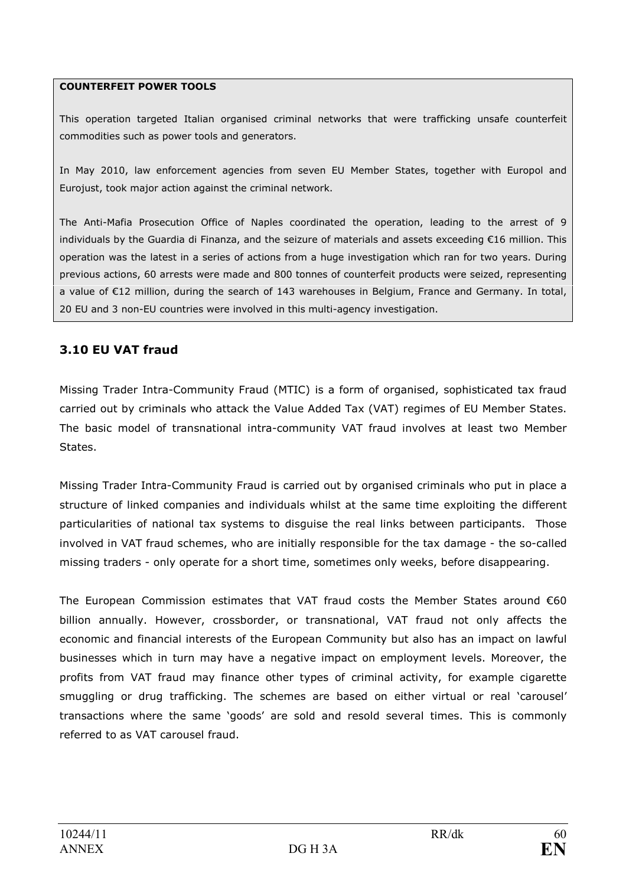**COUNTERFEIT POWER TOOLS**

This operation targeted Italian organised criminal networks that were trafficking unsafe counterfeit commodities such as power tools and generators.

In May 2010, law enforcement agencies from seven EU Member States, together with Europol and Eurojust, took major action against the criminal network.

The Anti-Mafia Prosecution Office of Naples coordinated the operation, leading to the arrest of 9 individuals by the Guardia di Finanza, and the seizure of materials and assets exceeding €16 million. This operation was the latest in a series of actions from a huge investigation which ran for two years. During previous actions, 60 arrests were made and 800 tonnes of counterfeit products were seized, representing a value of €12 million, during the search of 143 warehouses in Belgium, France and Germany. In total, 20 EU and 3 non-EU countries were involved in this multi-agency investigation.

### 3.10 EU VAT fraud

Missing Trader Intra-Community Fraud (MTIC) is a form of organised, sophisticated tax fraud carried out by criminals who attack the Value Added Tax (VAT) regimes of EU Member States. The basic model of transnational intra-community VAT fraud involves at least two Member States.

Missing Trader Intra-Community Fraud is carried out by organised criminals who put in place a structure of linked companies and individuals whilst at the same time exploiting the different particularities of national tax systems to disguise the real links between participants. Those involved in VAT fraud schemes, who are initially responsible for the tax damage - the so-called missing traders - only operate for a short time, sometimes only weeks, before disappearing.

The European Commission estimates that VAT fraud costs the Member States around €60 billion annually. However, crossborder, or transnational, VAT fraud not only affects the economic and financial interests of the European Community but also has an impact on lawful businesses which in turn may have a negative impact on employment levels. Moreover, the profits from VAT fraud may finance other types of criminal activity, for example cigarette smuggling or drug trafficking. The schemes are based on either virtual or real 'carousel' transactions where the same 'goods' are sold and resold several times. This is commonly referred to as VAT carousel fraud.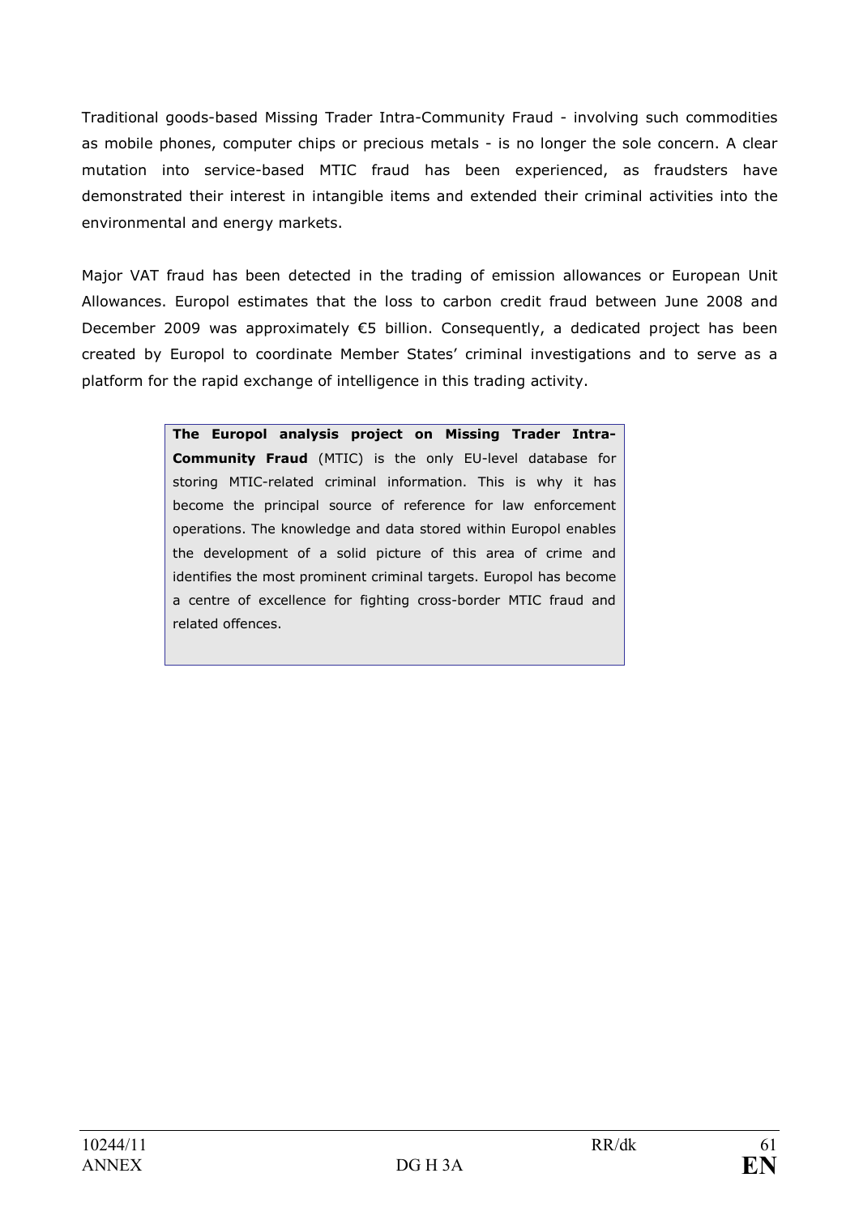Traditional goods-based Missing Trader Intra-Community Fraud - involving such commodities as mobile phones, computer chips or precious metals - is no longer the sole concern. A clear mutation into service-based MTIC fraud has been experienced, as fraudsters have demonstrated their interest in intangible items and extended their criminal activities into the environmental and energy markets.

Major VAT fraud has been detected in the trading of emission allowances or European Unit Allowances. Europol estimates that the loss to carbon credit fraud between June 2008 and December 2009 was approximately €5 billion. Consequently, a dedicated project has been created by Europol to coordinate Member States' criminal investigations and to serve as a platform for the rapid exchange of intelligence in this trading activity.

> **The Europol analysis project on Missing Trader Intra-Community Fraud** (MTIC) is the only EU-level database for storing MTIC-related criminal information. This is why it has become the principal source of reference for law enforcement operations. The knowledge and data stored within Europol enables the development of a solid picture of this area of crime and identifies the most prominent criminal targets. Europol has become a centre of excellence for fighting cross-border MTIC fraud and related offences.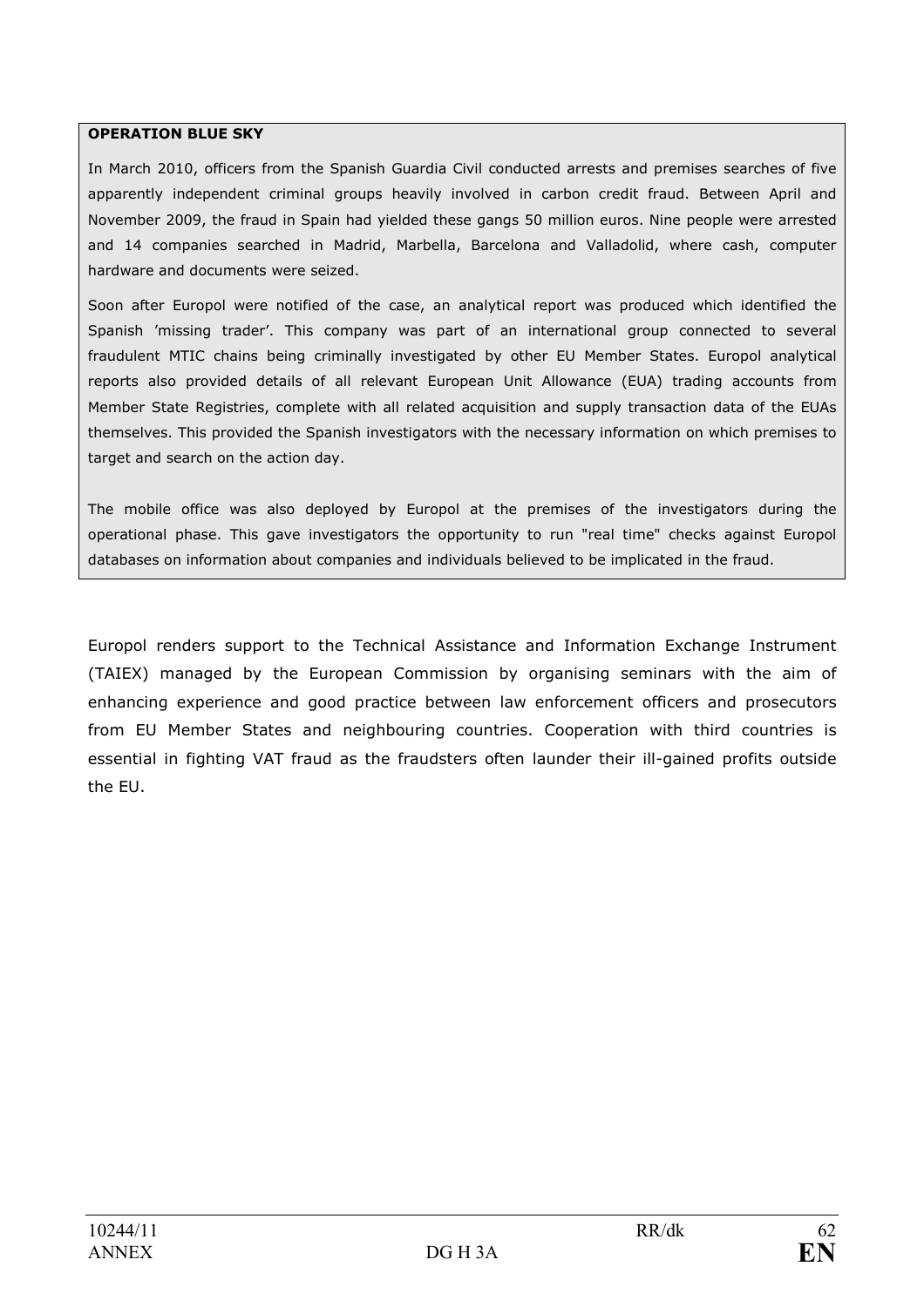**OPERATION BLUE SKY**

In March 2010, officers from the Spanish Guardia Civil conducted arrests and premises searches of five apparently independent criminal groups heavily involved in carbon credit fraud. Between April and November 2009, the fraud in Spain had yielded these gangs 50 million euros. Nine people were arrested and 14 companies searched in Madrid, Marbella, Barcelona and Valladolid, where cash, computer hardware and documents were seized.

Soon after Europol were notified of the case, an analytical report was produced which identified the Spanish 'missing trader'. This company was part of an international group connected to several fraudulent MTIC chains being criminally investigated by other EU Member States. Europol analytical reports also provided details of all relevant European Unit Allowance (EUA) trading accounts from Member State Registries, complete with all related acquisition and supply transaction data of the EUAs themselves. This provided the Spanish investigators with the necessary information on which premises to target and search on the action day.

The mobile office was also deployed by Europol at the premises of the investigators during the operational phase. This gave investigators the opportunity to run "real time" checks against Europol databases on information about companies and individuals believed to be implicated in the fraud.

Europol renders support to the Technical Assistance and Information Exchange Instrument (TAIEX) managed by the European Commission by organising seminars with the aim of enhancing experience and good practice between law enforcement officers and prosecutors from EU Member States and neighbouring countries. Cooperation with third countries is essential in fighting VAT fraud as the fraudsters often launder their ill-gained profits outside the EU.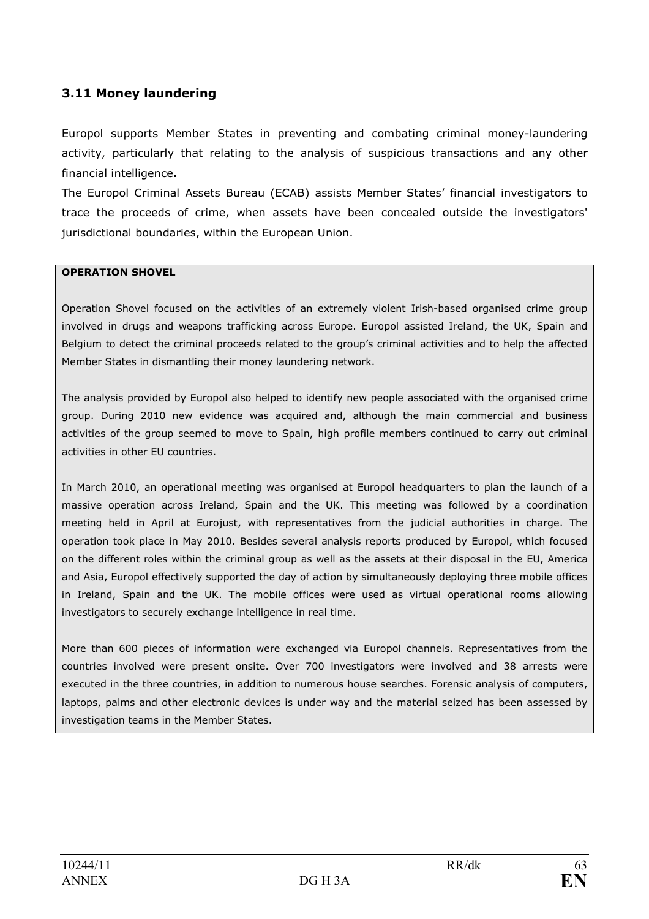### 3.11 Money laundering

Europol supports Member States in preventing and combating criminal money-laundering activity, particularly that relating to the analysis of suspicious transactions and any other financial intelligence**.**

The Europol Criminal Assets Bureau (ECAB) assists Member States' financial investigators to trace the proceeds of crime, when assets have been concealed outside the investigators' jurisdictional boundaries, within the European Union.

**OPERATION SHOVEL**

Operation Shovel focused on the activities of an extremely violent Irish-based organised crime group involved in drugs and weapons trafficking across Europe. Europol assisted Ireland, the UK, Spain and Belgium to detect the criminal proceeds related to the group's criminal activities and to help the affected Member States in dismantling their money laundering network.

The analysis provided by Europol also helped to identify new people associated with the organised crime group. During 2010 new evidence was acquired and, although the main commercial and business activities of the group seemed to move to Spain, high profile members continued to carry out criminal activities in other EU countries.

In March 2010, an operational meeting was organised at Europol headquarters to plan the launch of a massive operation across Ireland, Spain and the UK. This meeting was followed by a coordination meeting held in April at Eurojust, with representatives from the judicial authorities in charge. The operation took place in May 2010. Besides several analysis reports produced by Europol, which focused on the different roles within the criminal group as well as the assets at their disposal in the EU, America and Asia, Europol effectively supported the day of action by simultaneously deploying three mobile offices in Ireland, Spain and the UK. The mobile offices were used as virtual operational rooms allowing investigators to securely exchange intelligence in real time.

More than 600 pieces of information were exchanged via Europol channels. Representatives from the countries involved were present onsite. Over 700 investigators were involved and 38 arrests were executed in the three countries, in addition to numerous house searches. Forensic analysis of computers, laptops, palms and other electronic devices is under way and the material seized has been assessed by investigation teams in the Member States.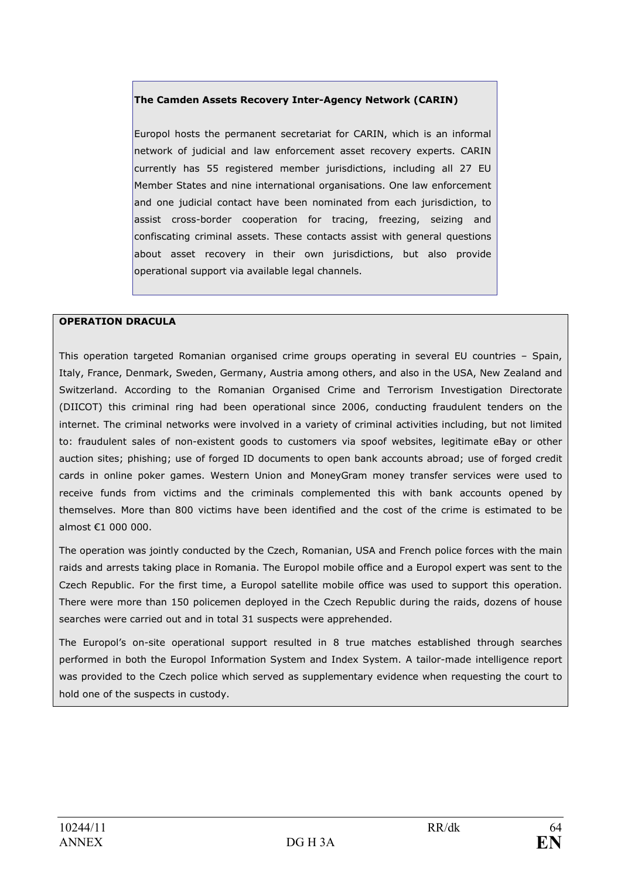**The Camden Assets Recovery Inter-Agency Network (CARIN)**

Europol hosts the permanent secretariat for CARIN, which is an informal network of judicial and law enforcement asset recovery experts. CARIN currently has 55 registered member jurisdictions, including all 27 EU Member States and nine international organisations. One law enforcement and one judicial contact have been nominated from each jurisdiction, to assist cross-border cooperation for tracing, freezing, seizing and confiscating criminal assets. These contacts assist with general questions about asset recovery in their own jurisdictions, but also provide operational support via available legal channels.

**OPERATION DRACULA**

This operation targeted Romanian organised crime groups operating in several EU countries – Spain, Italy, France, Denmark, Sweden, Germany, Austria among others, and also in the USA, New Zealand and Switzerland. According to the Romanian Organised Crime and Terrorism Investigation Directorate (DIICOT) this criminal ring had been operational since 2006, conducting fraudulent tenders on the internet. The criminal networks were involved in a variety of criminal activities including, but not limited to: fraudulent sales of non-existent goods to customers via spoof websites, legitimate eBay or other auction sites; phishing; use of forged ID documents to open bank accounts abroad; use of forged credit cards in online poker games. Western Union and MoneyGram money transfer services were used to receive funds from victims and the criminals complemented this with bank accounts opened by themselves. More than 800 victims have been identified and the cost of the crime is estimated to be almost €1 000 000.

The operation was jointly conducted by the Czech, Romanian, USA and French police forces with the main raids and arrests taking place in Romania. The Europol mobile office and a Europol expert was sent to the Czech Republic. For the first time, a Europol satellite mobile office was used to support this operation. There were more than 150 policemen deployed in the Czech Republic during the raids, dozens of house searches were carried out and in total 31 suspects were apprehended.

The Europol's on-site operational support resulted in 8 true matches established through searches performed in both the Europol Information System and Index System. A tailor-made intelligence report was provided to the Czech police which served as supplementary evidence when requesting the court to hold one of the suspects in custody.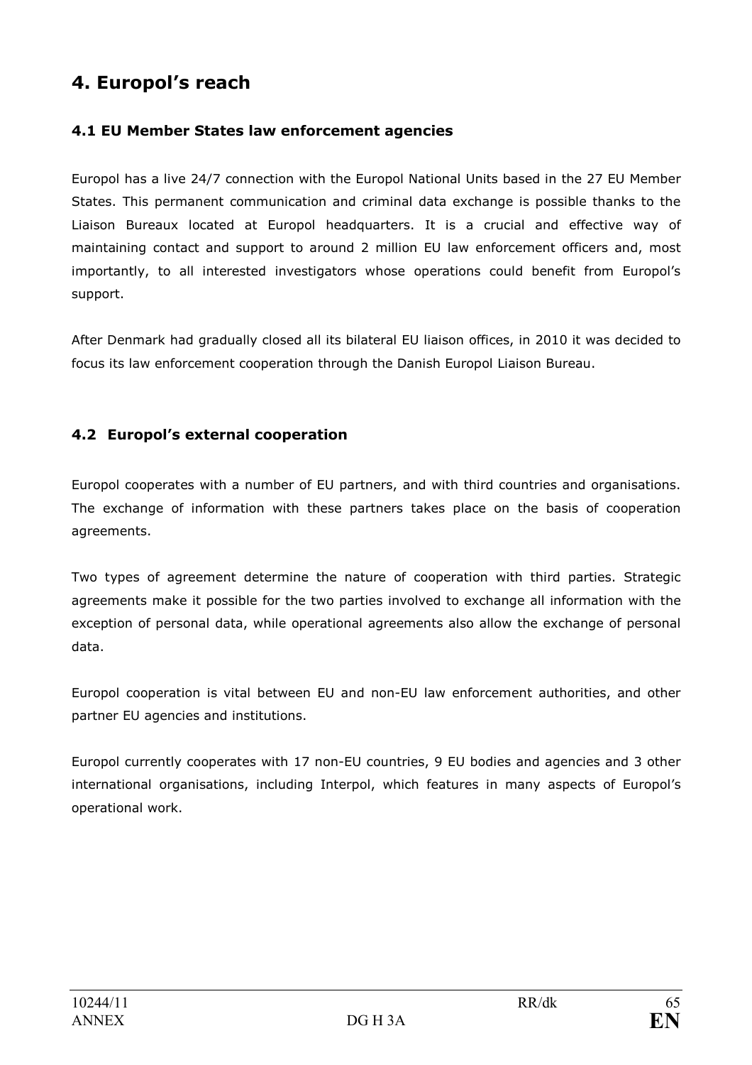## 4. Europol's reach

### 4.1 EU Member States law enforcement agencies

Europol has a live 24/7 connection with the Europol National Units based in the 27 EU Member States. This permanent communication and criminal data exchange is possible thanks to the Liaison Bureaux located at Europol headquarters. It is a crucial and effective way of maintaining contact and support to around 2 million EU law enforcement officers and, most importantly, to all interested investigators whose operations could benefit from Europol's support.

After Denmark had gradually closed all its bilateral EU liaison offices, in 2010 it was decided to focus its law enforcement cooperation through the Danish Europol Liaison Bureau.

### 4.2 Europol's external cooperation

Europol cooperates with a number of EU partners, and with third countries and organisations. The exchange of information with these partners takes place on the basis of cooperation agreements.

Two types of agreement determine the nature of cooperation with third parties. Strategic agreements make it possible for the two parties involved to exchange all information with the exception of personal data, while operational agreements also allow the exchange of personal data.

Europol cooperation is vital between EU and non-EU law enforcement authorities, and other partner EU agencies and institutions.

Europol currently cooperates with 17 non-EU countries, 9 EU bodies and agencies and 3 other international organisations, including Interpol, which features in many aspects of Europol's operational work.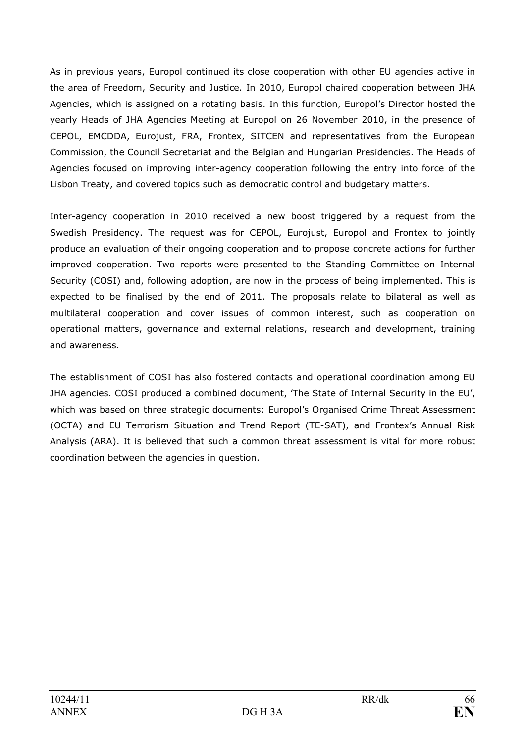As in previous years, Europol continued its close cooperation with other EU agencies active in the area of Freedom, Security and Justice. In 2010, Europol chaired cooperation between JHA Agencies, which is assigned on a rotating basis. In this function, Europol's Director hosted the yearly Heads of JHA Agencies Meeting at Europol on 26 November 2010, in the presence of CEPOL, EMCDDA, Eurojust, FRA, Frontex, SITCEN and representatives from the European Commission, the Council Secretariat and the Belgian and Hungarian Presidencies. The Heads of Agencies focused on improving inter-agency cooperation following the entry into force of the Lisbon Treaty, and covered topics such as democratic control and budgetary matters.

Inter-agency cooperation in 2010 received a new boost triggered by a request from the Swedish Presidency. The request was for CEPOL, Eurojust, Europol and Frontex to jointly produce an evaluation of their ongoing cooperation and to propose concrete actions for further improved cooperation. Two reports were presented to the Standing Committee on Internal Security (COSI) and, following adoption, are now in the process of being implemented. This is expected to be finalised by the end of 2011. The proposals relate to bilateral as well as multilateral cooperation and cover issues of common interest, such as cooperation on operational matters, governance and external relations, research and development, training and awareness.

The establishment of COSI has also fostered contacts and operational coordination among EU JHA agencies. COSI produced a combined document, 'The State of Internal Security in the EU', which was based on three strategic documents: Europol's Organised Crime Threat Assessment (OCTA) and EU Terrorism Situation and Trend Report (TE-SAT), and Frontex's Annual Risk Analysis (ARA). It is believed that such a common threat assessment is vital for more robust coordination between the agencies in question.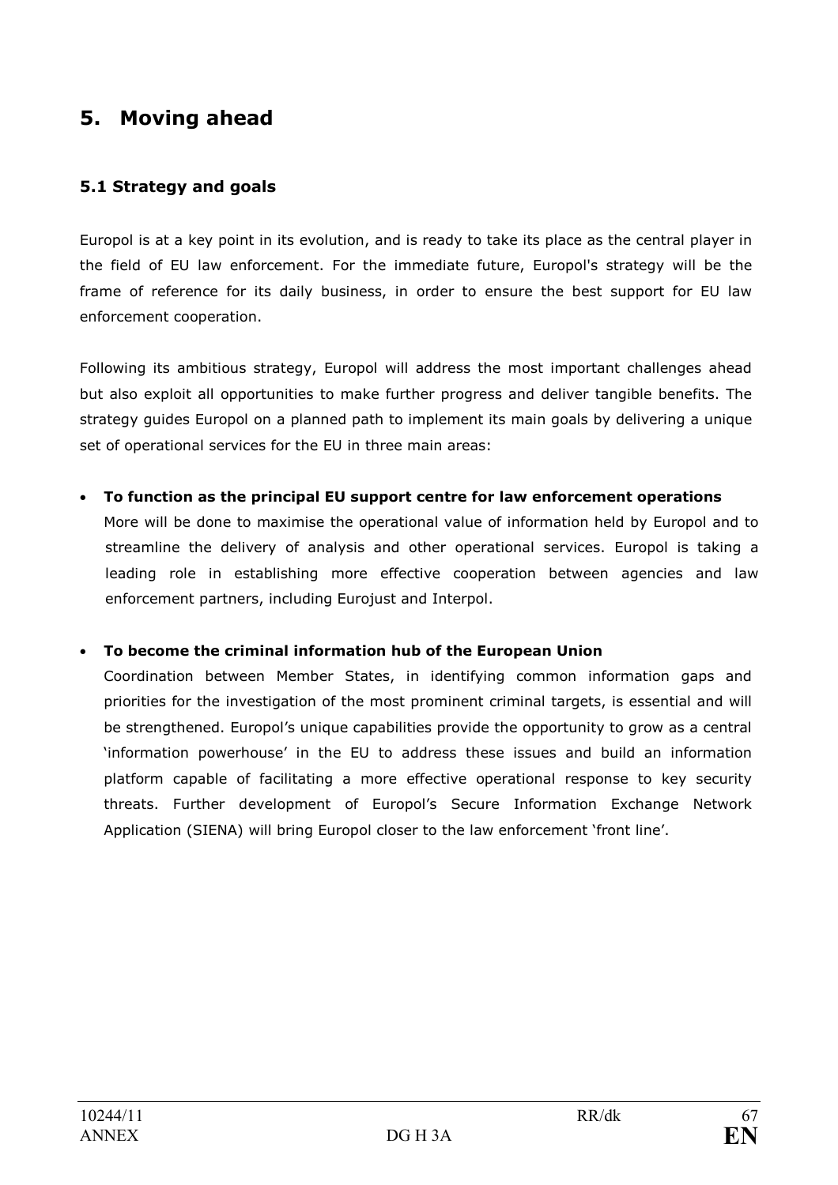## 5. Moving ahead

### 5.1 Strategy and goals

Europol is at a key point in its evolution, and is ready to take its place as the central player in the field of EU law enforcement. For the immediate future, Europol's strategy will be the frame of reference for its daily business, in order to ensure the best support for EU law enforcement cooperation.

Following its ambitious strategy, Europol will address the most important challenges ahead but also exploit all opportunities to make further progress and deliver tangible benefits. The strategy guides Europol on a planned path to implement its main goals by delivering a unique set of operational services for the EU in three main areas:

- **To function as the principal EU support centre for law enforcement operations**
  More will be done to maximise the operational value of information held by Europol and to streamline the delivery of analysis and other operational services. Europol is taking a leading role in establishing more effective cooperation between agencies and law enforcement partners, including Eurojust and Interpol.

- **To become the criminal information hub of the European Union**
  Coordination between Member States, in identifying common information gaps and priorities for the investigation of the most prominent criminal targets, is essential and will be strengthened. Europol's unique capabilities provide the opportunity to grow as a central 'information powerhouse' in the EU to address these issues and build an information platform capable of facilitating a more effective operational response to key security threats. Further development of Europol's Secure Information Exchange Network Application (SIENA) will bring Europol closer to the law enforcement 'front line'.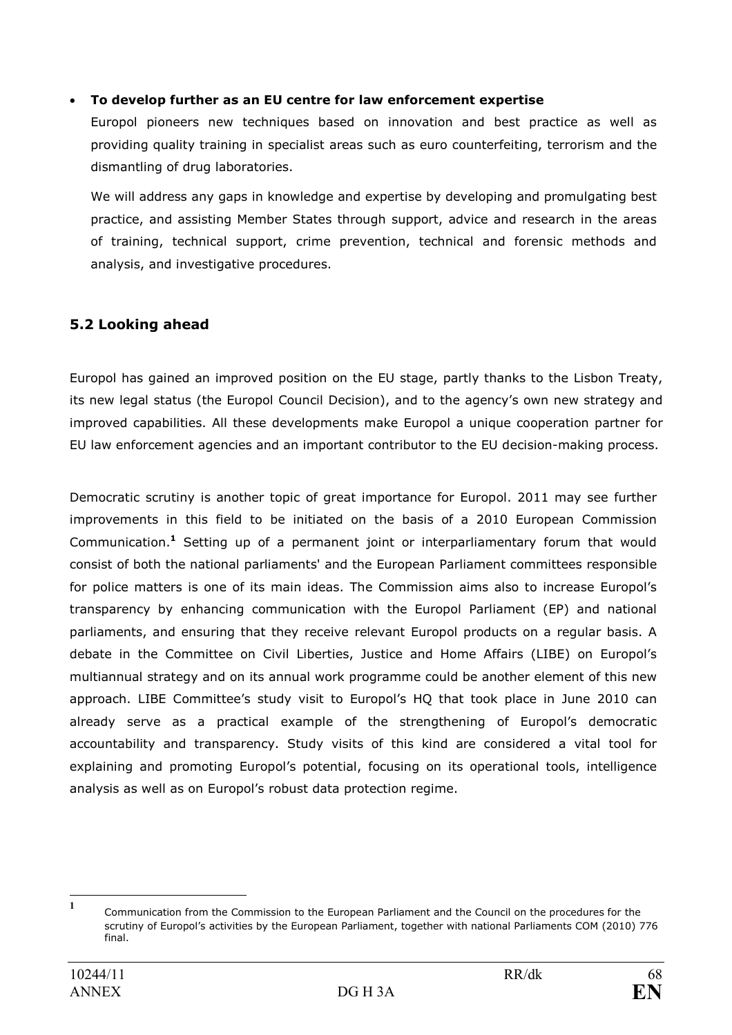- **To develop further as an EU centre for law enforcement expertise**

  Europol pioneers new techniques based on innovation and best practice as well as providing quality training in specialist areas such as euro counterfeiting, terrorism and the dismantling of drug laboratories.

  We will address any gaps in knowledge and expertise by developing and promulgating best practice, and assisting Member States through support, advice and research in the areas of training, technical support, crime prevention, technical and forensic methods and analysis, and investigative procedures.

## 5.2 Looking ahead

Europol has gained an improved position on the EU stage, partly thanks to the Lisbon Treaty, its new legal status (the Europol Council Decision), and to the agency's own new strategy and improved capabilities. All these developments make Europol a unique cooperation partner for EU law enforcement agencies and an important contributor to the EU decision-making process.

Democratic scrutiny is another topic of great importance for Europol. 2011 may see further improvements in this field to be initiated on the basis of a 2010 European Commission Communication.[1] Setting up of a permanent joint or interparliamentary forum that would consist of both the national parliaments' and the European Parliament committees responsible for police matters is one of its main ideas. The Commission aims also to increase Europol's transparency by enhancing communication with the Europol Parliament (EP) and national parliaments, and ensuring that they receive relevant Europol products on a regular basis. A debate in the Committee on Civil Liberties, Justice and Home Affairs (LIBE) on Europol's multiannual strategy and on its annual work programme could be another element of this new approach. LIBE Committee's study visit to Europol's HQ that took place in June 2010 can already serve as a practical example of the strengthening of Europol's democratic accountability and transparency. Study visits of this kind are considered a vital tool for explaining and promoting Europol's potential, focusing on its operational tools, intelligence analysis as well as on Europol's robust data protection regime.

---

[1] Communication from the Commission to the European Parliament and the Council on the procedures for the scrutiny of Europol's activities by the European Parliament, together with national Parliaments COM (2010) 776 final.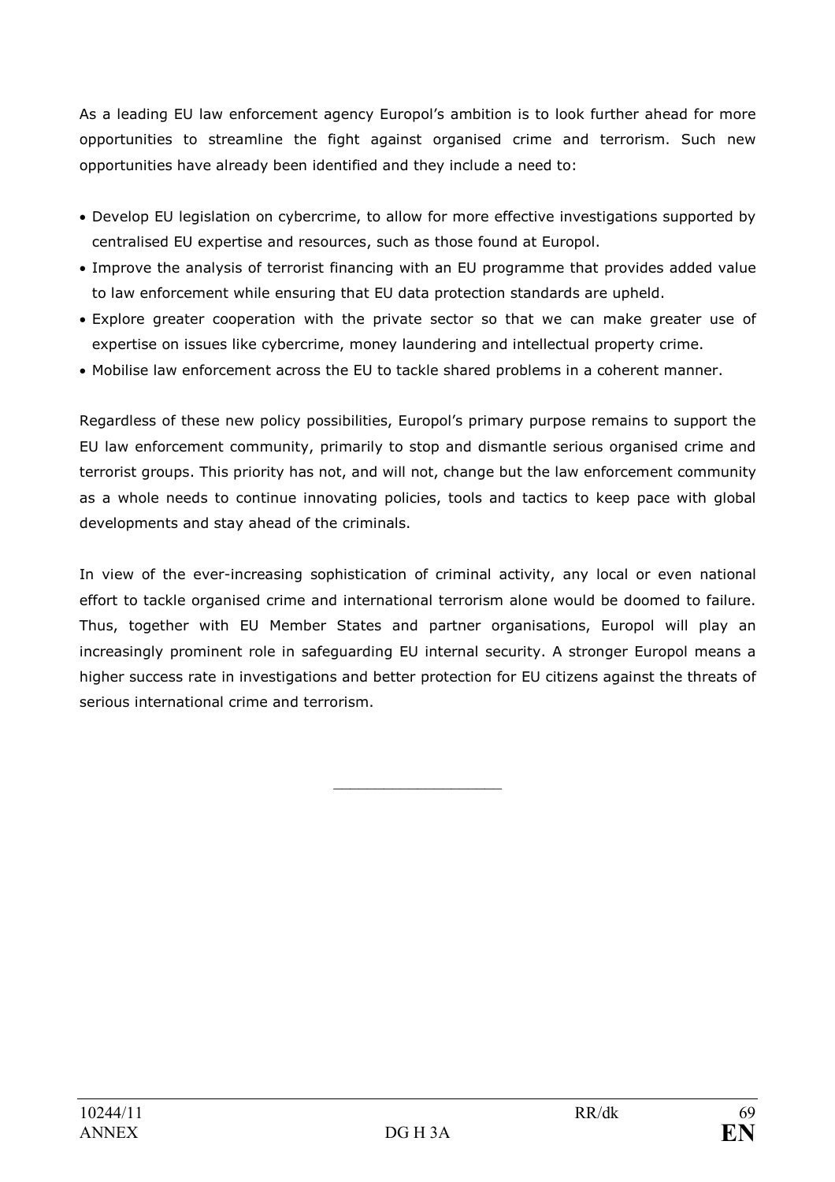As a leading EU law enforcement agency Europol's ambition is to look further ahead for more opportunities to streamline the fight against organised crime and terrorism. Such new opportunities have already been identified and they include a need to:

- Develop EU legislation on cybercrime, to allow for more effective investigations supported by centralised EU expertise and resources, such as those found at Europol.
- Improve the analysis of terrorist financing with an EU programme that provides added value to law enforcement while ensuring that EU data protection standards are upheld.
- Explore greater cooperation with the private sector so that we can make greater use of expertise on issues like cybercrime, money laundering and intellectual property crime.
- Mobilise law enforcement across the EU to tackle shared problems in a coherent manner.

Regardless of these new policy possibilities, Europol's primary purpose remains to support the EU law enforcement community, primarily to stop and dismantle serious organised crime and terrorist groups. This priority has not, and will not, change but the law enforcement community as a whole needs to continue innovating policies, tools and tactics to keep pace with global developments and stay ahead of the criminals.

In view of the ever-increasing sophistication of criminal activity, any local or even national effort to tackle organised crime and international terrorism alone would be doomed to failure. Thus, together with EU Member States and partner organisations, Europol will play an increasingly prominent role in safeguarding EU internal security. A stronger Europol means a higher success rate in investigations and better protection for EU citizens against the threats of serious international crime and terrorism.

\_\_\_\_\_\_\_\_\_\_\_\_\_\_\_\_\_\_\_\_